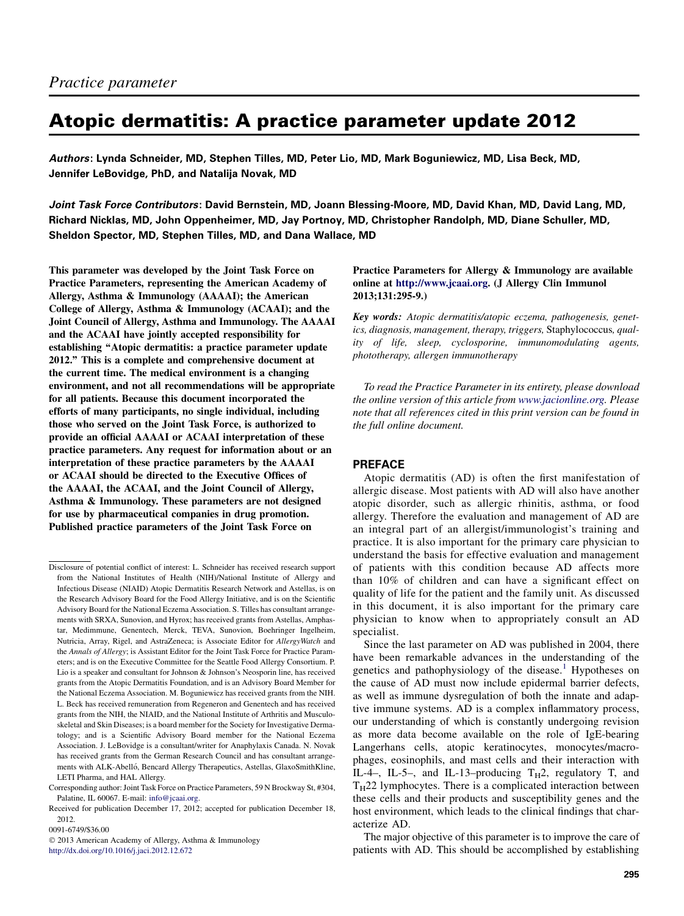*Practice parameter*

# Atopic dermatitis: A practice parameter update 2012

***Authors*: Lynda Schneider, MD, Stephen Tilles, MD, Peter Lio, MD, Mark Boguniewicz, MD, Lisa Beck, MD, Jennifer LeBovidge, PhD, and Natalija Novak, MD**

***Joint Task Force Contributors*: David Bernstein, MD, Joann Blessing-Moore, MD, David Khan, MD, David Lang, MD, Richard Nicklas, MD, John Oppenheimer, MD, Jay Portnoy, MD, Christopher Randolph, MD, Diane Schuller, MD, Sheldon Spector, MD, Stephen Tilles, MD, and Dana Wallace, MD**

**This parameter was developed by the Joint Task Force on Practice Parameters, representing the American Academy of Allergy, Asthma & Immunology (AAAAI); the American College of Allergy, Asthma & Immunology (ACAAI); and the Joint Council of Allergy, Asthma and Immunology. The AAAAI and the ACAAI have jointly accepted responsibility for establishing "Atopic dermatitis: a practice parameter update 2012." This is a complete and comprehensive document at the current time. The medical environment is a changing environment, and not all recommendations will be appropriate for all patients. Because this document incorporated the efforts of many participants, no single individual, including those who served on the Joint Task Force, is authorized to provide an official AAAAI or ACAAI interpretation of these practice parameters. Any request for information about or an interpretation of these practice parameters by the AAAAI or ACAAI should be directed to the Executive Offices of the AAAAI, the ACAAI, and the Joint Council of Allergy, Asthma & Immunology. These parameters are not designed for use by pharmaceutical companies in drug promotion. Published practice parameters of the Joint Task Force on Practice Parameters for Allergy & Immunology are available online at http://www.jcaai.org. (J Allergy Clin Immunol 2013;131:295-9.)**

*Key words: Atopic dermatitis/atopic eczema, pathogenesis, genetics, diagnosis, management, therapy, triggers,* Staphylococcus*, quality of life, sleep, cyclosporine, immunomodulating agents, phototherapy, allergen immunotherapy*

*To read the Practice Parameter in its entirety, please download the online version of this article from www.jacionline.org. Please note that all references cited in this print version can be found in the full online document.*

Disclosure of potential conflict of interest: L. Schneider has received research support from the National Institutes of Health (NIH)/National Institute of Allergy and Infectious Disease (NIAID) Atopic Dermatitis Research Network and Astellas, is on the Research Advisory Board for the Food Allergy Initiative, and is on the Scientific Advisory Board for the National Eczema Association. S. Tilles has consultant arrangements with SRXA, Sunovion, and Hyrox; has received grants from Astellas, Amphastar, Medimmune, Genentech, Merck, TEVA, Sunovion, Boehringer Ingelheim, Nutricia, Array, Rigel, and AstraZeneca; is Associate Editor for *AllergyWatch* and the *Annals of Allergy*; is Assistant Editor for the Joint Task Force for Practice Parameters; and is on the Executive Committee for the Seattle Food Allergy Consortium. P. Lio is a speaker and consultant for Johnson & Johnson's Neosporin line, has received grants from the Atopic Dermatitis Foundation, and is an Advisory Board Member for the National Eczema Association. M. Boguniewicz has received grants from the NIH. L. Beck has received remuneration from Regeneron and Genentech and has received grants from the NIH, the NIAID, and the National Institute of Arthritis and Musculoskeletal and Skin Diseases; is a board member for the Society for Investigative Dermatology; and is a Scientific Advisory Board member for the National Eczema Association. J. LeBovidge is a consultant/writer for Anaphylaxis Canada. N. Novak has received grants from the German Research Council and has consultant arrangements with ALK-Abelló, Bencard Allergy Therapeutics, Astellas, GlaxoSmithKline, LETI Pharma, and HAL Allergy.

Corresponding author: Joint Task Force on Practice Parameters, 59 N Brockway St, #304, Palatine, IL 60067. E-mail: info@jcaai.org.

Received for publication December 17, 2012; accepted for publication December 18, 2012.

0091-6749/$36.00

© 2013 American Academy of Allergy, Asthma & Immunology

http://dx.doi.org/10.1016/j.jaci.2012.12.672

## PREFACE

Atopic dermatitis (AD) is often the first manifestation of allergic disease. Most patients with AD will also have another atopic disorder, such as allergic rhinitis, asthma, or food allergy. Therefore the evaluation and management of AD are an integral part of an allergist/immunologist's training and practice. It is also important for the primary care physician to understand the basis for effective evaluation and management of patients with this condition because AD affects more than 10% of children and can have a significant effect on quality of life for the patient and the family unit. As discussed in this document, it is also important for the primary care physician to know when to appropriately consult an AD specialist.

Since the last parameter on AD was published in 2004, there have been remarkable advances in the understanding of the genetics and pathophysiology of the disease.[1] Hypotheses on the cause of AD must now include epidermal barrier defects, as well as immune dysregulation of both the innate and adaptive immune systems. AD is a complex inflammatory process, our understanding of which is constantly undergoing revision as more data become available on the role of IgE-bearing Langerhans cells, atopic keratinocytes, monocytes/macrophages, eosinophils, and mast cells and their interaction with IL-4–, IL-5–, and IL-13–producing $T_H2$, regulatory T, and $T_H22$ lymphocytes. There is a complicated interaction between these cells and their products and susceptibility genes and the host environment, which leads to the clinical findings that characterize AD.

The major objective of this parameter is to improve the care of patients with AD. This should be accomplished by establishing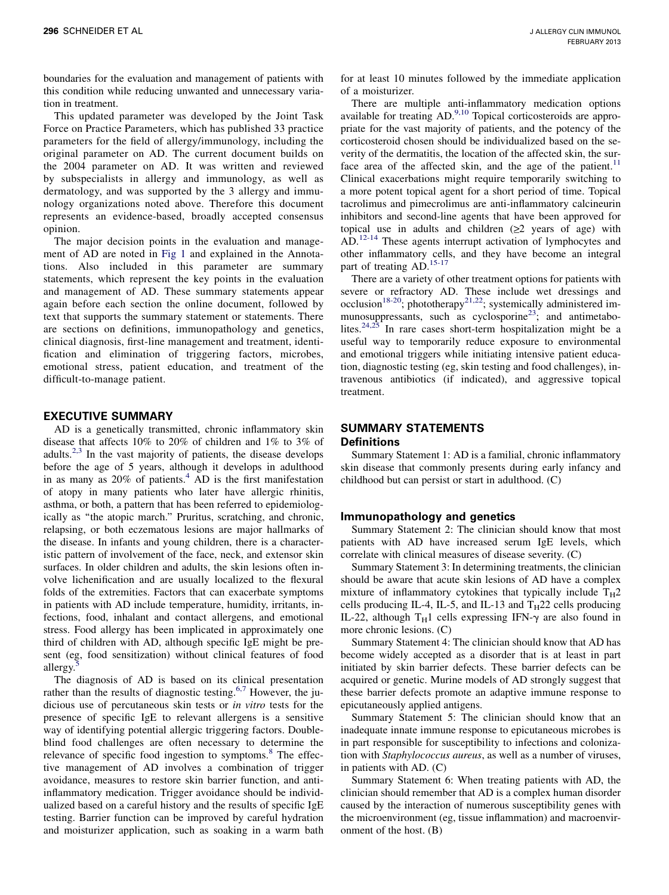boundaries for the evaluation and management of patients with this condition while reducing unwanted and unnecessary variation in treatment.

This updated parameter was developed by the Joint Task Force on Practice Parameters, which has published 33 practice parameters for the field of allergy/immunology, including the original parameter on AD. The current document builds on the 2004 parameter on AD. It was written and reviewed by subspecialists in allergy and immunology, as well as dermatology, and was supported by the 3 allergy and immunology organizations noted above. Therefore this document represents an evidence-based, broadly accepted consensus opinion.

The major decision points in the evaluation and management of AD are noted in Fig 1 and explained in the Annotations. Also included in this parameter are summary statements, which represent the key points in the evaluation and management of AD. These summary statements appear again before each section the online document, followed by text that supports the summary statement or statements. There are sections on definitions, immunopathology and genetics, clinical diagnosis, first-line management and treatment, identification and elimination of triggering factors, microbes, emotional stress, patient education, and treatment of the difficult-to-manage patient.

## EXECUTIVE SUMMARY

AD is a genetically transmitted, chronic inflammatory skin disease that affects 10% to 20% of children and 1% to 3% of adults.[2,3] In the vast majority of patients, the disease develops before the age of 5 years, although it develops in adulthood in as many as 20% of patients.[4] AD is the first manifestation of atopy in many patients who later have allergic rhinitis, asthma, or both, a pattern that has been referred to epidemiologically as "the atopic march." Pruritus, scratching, and chronic, relapsing, or both eczematous lesions are major hallmarks of the disease. In infants and young children, there is a characteristic pattern of involvement of the face, neck, and extensor skin surfaces. In older children and adults, the skin lesions often involve lichenification and are usually localized to the flexural folds of the extremities. Factors that can exacerbate symptoms in patients with AD include temperature, humidity, irritants, infections, food, inhalant and contact allergens, and emotional stress. Food allergy has been implicated in approximately one third of children with AD, although specific IgE might be present (eg, food sensitization) without clinical features of food allergy.[5]

The diagnosis of AD is based on its clinical presentation rather than the results of diagnostic testing.[6,7] However, the judicious use of percutaneous skin tests or *in vitro* tests for the presence of specific IgE to relevant allergens is a sensitive way of identifying potential allergic triggering factors. Double-blind food challenges are often necessary to determine the relevance of specific food ingestion to symptoms.[8] The effective management of AD involves a combination of trigger avoidance, measures to restore skin barrier function, and anti-inflammatory medication. Trigger avoidance should be individualized based on a careful history and the results of specific IgE testing. Barrier function can be improved by careful hydration and moisturizer application, such as soaking in a warm bath for at least 10 minutes followed by the immediate application of a moisturizer.

There are multiple anti-inflammatory medication options available for treating AD.[9,10] Topical corticosteroids are appropriate for the vast majority of patients, and the potency of the corticosteroid chosen should be individualized based on the severity of the dermatitis, the location of the affected skin, the surface area of the affected skin, and the age of the patient.[11] Clinical exacerbations might require temporarily switching to a more potent topical agent for a short period of time. Topical tacrolimus and pimecrolimus are anti-inflammatory calcineurin inhibitors and second-line agents that have been approved for topical use in adults and children (≥2 years of age) with AD.[12-14] These agents interrupt activation of lymphocytes and other inflammatory cells, and they have become an integral part of treating AD.[15-17]

There are a variety of other treatment options for patients with severe or refractory AD. These include wet dressings and occlusion[18-20]; phototherapy[21,22]; systemically administered immunosuppressants, such as cyclosporine[23]; and antimetabolites.[24,25] In rare cases short-term hospitalization might be a useful way to temporarily reduce exposure to environmental and emotional triggers while initiating intensive patient education, diagnostic testing (eg, skin testing and food challenges), intravenous antibiotics (if indicated), and aggressive topical treatment.

## SUMMARY STATEMENTS

### Definitions

Summary Statement 1: AD is a familial, chronic inflammatory skin disease that commonly presents during early infancy and childhood but can persist or start in adulthood. (C)

### Immunopathology and genetics

Summary Statement 2: The clinician should know that most patients with AD have increased serum IgE levels, which correlate with clinical measures of disease severity. (C)

Summary Statement 3: In determining treatments, the clinician should be aware that acute skin lesions of AD have a complex mixture of inflammatory cytokines that typically include $T_H2$ cells producing IL-4, IL-5, and IL-13 and $T_H22$ cells producing IL-22, although $T_H1$ cells expressing IFN-γ are also found in more chronic lesions. (C)

Summary Statement 4: The clinician should know that AD has become widely accepted as a disorder that is at least in part initiated by skin barrier defects. These barrier defects can be acquired or genetic. Murine models of AD strongly suggest that these barrier defects promote an adaptive immune response to epicutaneously applied antigens.

Summary Statement 5: The clinician should know that an inadequate innate immune response to epicutaneous microbes is in part responsible for susceptibility to infections and colonization with *Staphylococcus aureus*, as well as a number of viruses, in patients with AD. (C)

Summary Statement 6: When treating patients with AD, the clinician should remember that AD is a complex human disorder caused by the interaction of numerous susceptibility genes with the microenvironment (eg, tissue inflammation) and macroenvironment of the host. (B)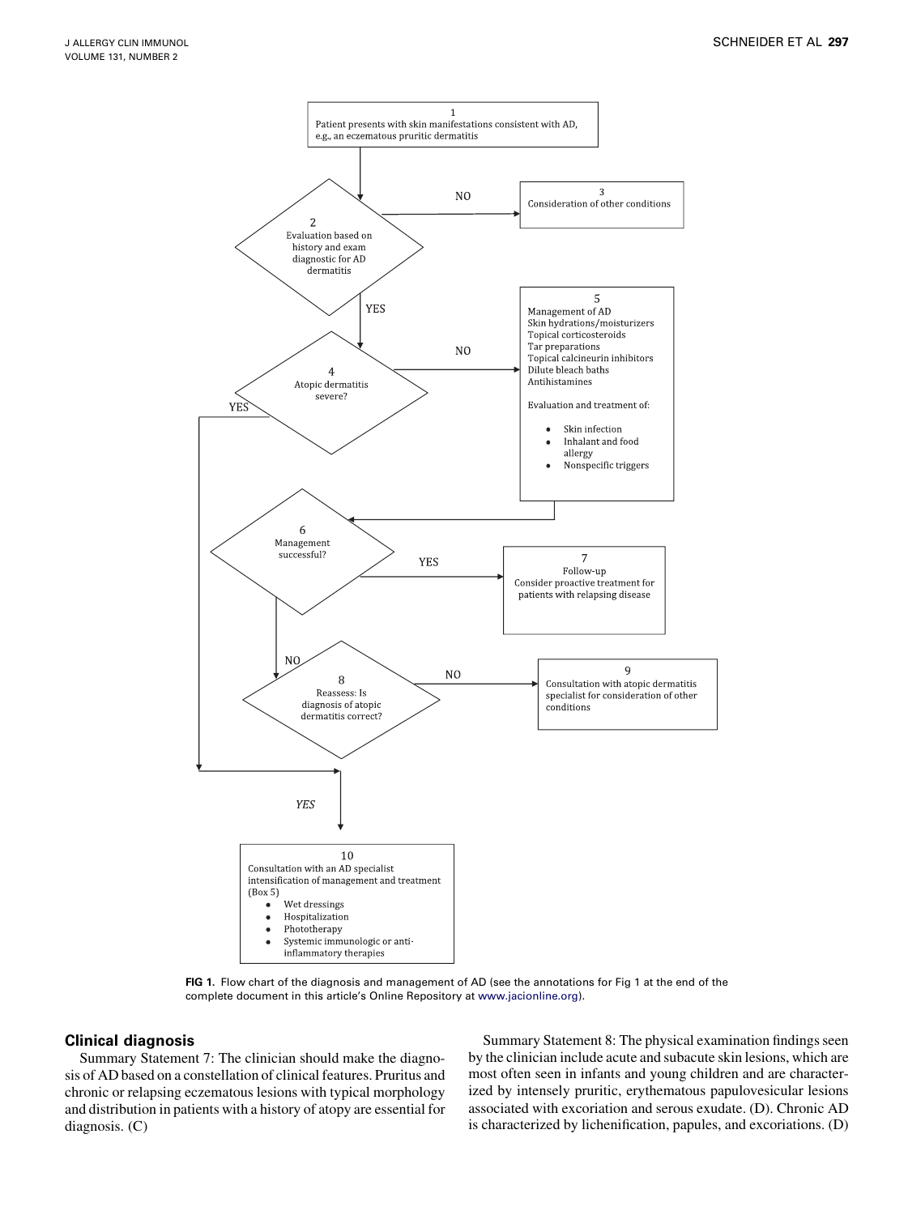1
Patient presents with skin manifestations consistent with AD, e.g., an eczematous pruritic dermatitis

2
Evaluation based on history and exam diagnostic for AD dermatitis

NO → 3 Consideration of other conditions

YES ↓

4
Atopic dermatitis severe?

NO → 5
Management of AD
Skin hydrations/moisturizers
Topical corticosteroids
Tar preparations
Topical calcineurin inhibitors
Dilute bleach baths
Antihistamines

Evaluation and treatment of:

- Skin infection
- Inhalant and food allergy
- Nonspecific triggers

6
Management successful?

YES → 7
Follow-up
Consider proactive treatment for patients with relapsing disease

NO ↓

8
Reassess: Is diagnosis of atopic dermatitis correct?

NO → 9
Consultation with atopic dermatitis specialist for consideration of other conditions

YES ↓ (also YES from 4)

10
Consultation with an AD specialist intensification of management and treatment (Box 5)

- Wet dressings
- Hospitalization
- Phototherapy
- Systemic immunologic or anti-inflammatory therapies

**FIG 1.** Flow chart of the diagnosis and management of AD (see the annotations for Fig 1 at the end of the complete document in this article's Online Repository at www.jacionline.org).

## Clinical diagnosis

Summary Statement 7: The clinician should make the diagnosis of AD based on a constellation of clinical features. Pruritus and chronic or relapsing eczematous lesions with typical morphology and distribution in patients with a history of atopy are essential for diagnosis. (C)

Summary Statement 8: The physical examination findings seen by the clinician include acute and subacute skin lesions, which are most often seen in infants and young children and are characterized by intensely pruritic, erythematous papulovesicular lesions associated with excoriation and serous exudate. (D). Chronic AD is characterized by lichenification, papules, and excoriations. (D)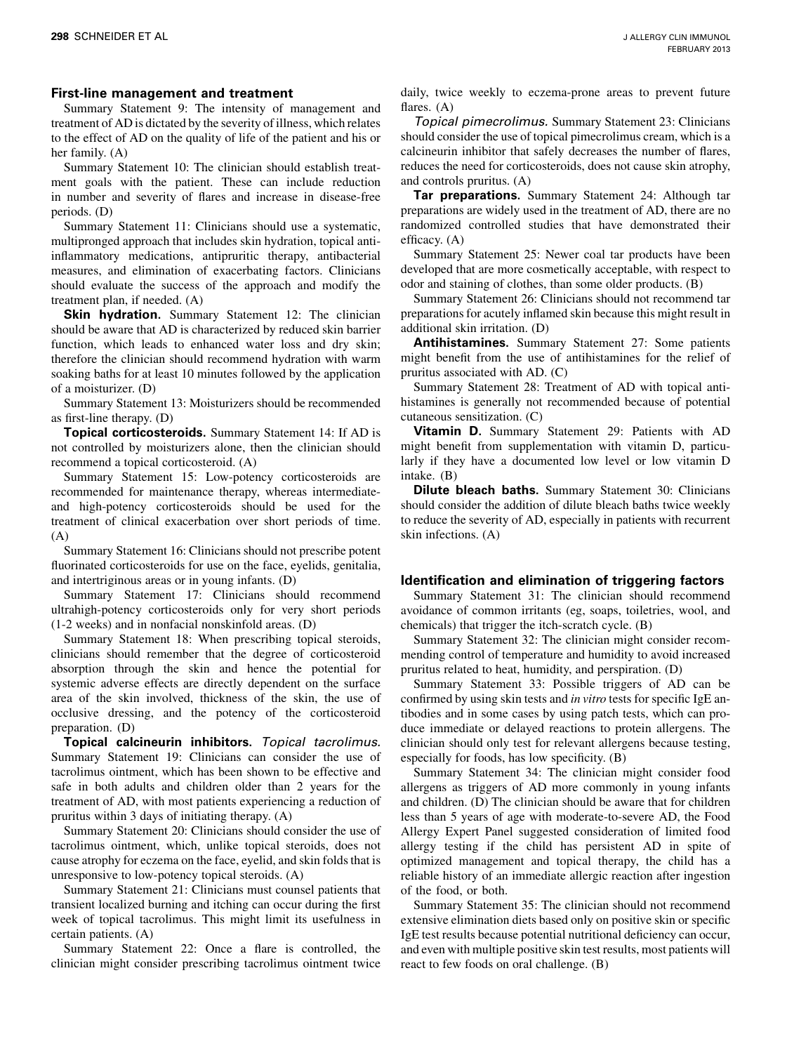## First-line management and treatment

Summary Statement 9: The intensity of management and treatment of AD is dictated by the severity of illness, which relates to the effect of AD on the quality of life of the patient and his or her family. (A)

Summary Statement 10: The clinician should establish treatment goals with the patient. These can include reduction in number and severity of flares and increase in disease-free periods. (D)

Summary Statement 11: Clinicians should use a systematic, multipronged approach that includes skin hydration, topical anti-inflammatory medications, antipruritic therapy, antibacterial measures, and elimination of exacerbating factors. Clinicians should evaluate the success of the approach and modify the treatment plan, if needed. (A)

**Skin hydration.** Summary Statement 12: The clinician should be aware that AD is characterized by reduced skin barrier function, which leads to enhanced water loss and dry skin; therefore the clinician should recommend hydration with warm soaking baths for at least 10 minutes followed by the application of a moisturizer. (D)

Summary Statement 13: Moisturizers should be recommended as first-line therapy. (D)

**Topical corticosteroids.** Summary Statement 14: If AD is not controlled by moisturizers alone, then the clinician should recommend a topical corticosteroid. (A)

Summary Statement 15: Low-potency corticosteroids are recommended for maintenance therapy, whereas intermediate- and high-potency corticosteroids should be used for the treatment of clinical exacerbation over short periods of time. (A)

Summary Statement 16: Clinicians should not prescribe potent fluorinated corticosteroids for use on the face, eyelids, genitalia, and intertriginous areas or in young infants. (D)

Summary Statement 17: Clinicians should recommend ultrahigh-potency corticosteroids only for very short periods (1-2 weeks) and in nonfacial nonskinfold areas. (D)

Summary Statement 18: When prescribing topical steroids, clinicians should remember that the degree of corticosteroid absorption through the skin and hence the potential for systemic adverse effects are directly dependent on the surface area of the skin involved, thickness of the skin, the use of occlusive dressing, and the potency of the corticosteroid preparation. (D)

**Topical calcineurin inhibitors.** *Topical tacrolimus.* Summary Statement 19: Clinicians can consider the use of tacrolimus ointment, which has been shown to be effective and safe in both adults and children older than 2 years for the treatment of AD, with most patients experiencing a reduction of pruritus within 3 days of initiating therapy. (A)

Summary Statement 20: Clinicians should consider the use of tacrolimus ointment, which, unlike topical steroids, does not cause atrophy for eczema on the face, eyelid, and skin folds that is unresponsive to low-potency topical steroids. (A)

Summary Statement 21: Clinicians must counsel patients that transient localized burning and itching can occur during the first week of topical tacrolimus. This might limit its usefulness in certain patients. (A)

Summary Statement 22: Once a flare is controlled, the clinician might consider prescribing tacrolimus ointment twice daily, twice weekly to eczema-prone areas to prevent future flares. (A)

*Topical pimecrolimus.* Summary Statement 23: Clinicians should consider the use of topical pimecrolimus cream, which is a calcineurin inhibitor that safely decreases the number of flares, reduces the need for corticosteroids, does not cause skin atrophy, and controls pruritus. (A)

**Tar preparations.** Summary Statement 24: Although tar preparations are widely used in the treatment of AD, there are no randomized controlled studies that have demonstrated their efficacy. (A)

Summary Statement 25: Newer coal tar products have been developed that are more cosmetically acceptable, with respect to odor and staining of clothes, than some older products. (B)

Summary Statement 26: Clinicians should not recommend tar preparations for acutely inflamed skin because this might result in additional skin irritation. (D)

**Antihistamines.** Summary Statement 27: Some patients might benefit from the use of antihistamines for the relief of pruritus associated with AD. (C)

Summary Statement 28: Treatment of AD with topical antihistamines is generally not recommended because of potential cutaneous sensitization. (C)

**Vitamin D.** Summary Statement 29: Patients with AD might benefit from supplementation with vitamin D, particularly if they have a documented low level or low vitamin D intake. (B)

**Dilute bleach baths.** Summary Statement 30: Clinicians should consider the addition of dilute bleach baths twice weekly to reduce the severity of AD, especially in patients with recurrent skin infections. (A)

## Identification and elimination of triggering factors

Summary Statement 31: The clinician should recommend avoidance of common irritants (eg, soaps, toiletries, wool, and chemicals) that trigger the itch-scratch cycle. (B)

Summary Statement 32: The clinician might consider recommending control of temperature and humidity to avoid increased pruritus related to heat, humidity, and perspiration. (D)

Summary Statement 33: Possible triggers of AD can be confirmed by using skin tests and *in vitro* tests for specific IgE antibodies and in some cases by using patch tests, which can produce immediate or delayed reactions to protein allergens. The clinician should only test for relevant allergens because testing, especially for foods, has low specificity. (B)

Summary Statement 34: The clinician might consider food allergens as triggers of AD more commonly in young infants and children. (D) The clinician should be aware that for children less than 5 years of age with moderate-to-severe AD, the Food Allergy Expert Panel suggested consideration of limited food allergy testing if the child has persistent AD in spite of optimized management and topical therapy, the child has a reliable history of an immediate allergic reaction after ingestion of the food, or both.

Summary Statement 35: The clinician should not recommend extensive elimination diets based only on positive skin or specific IgE test results because potential nutritional deficiency can occur, and even with multiple positive skin test results, most patients will react to few foods on oral challenge. (B)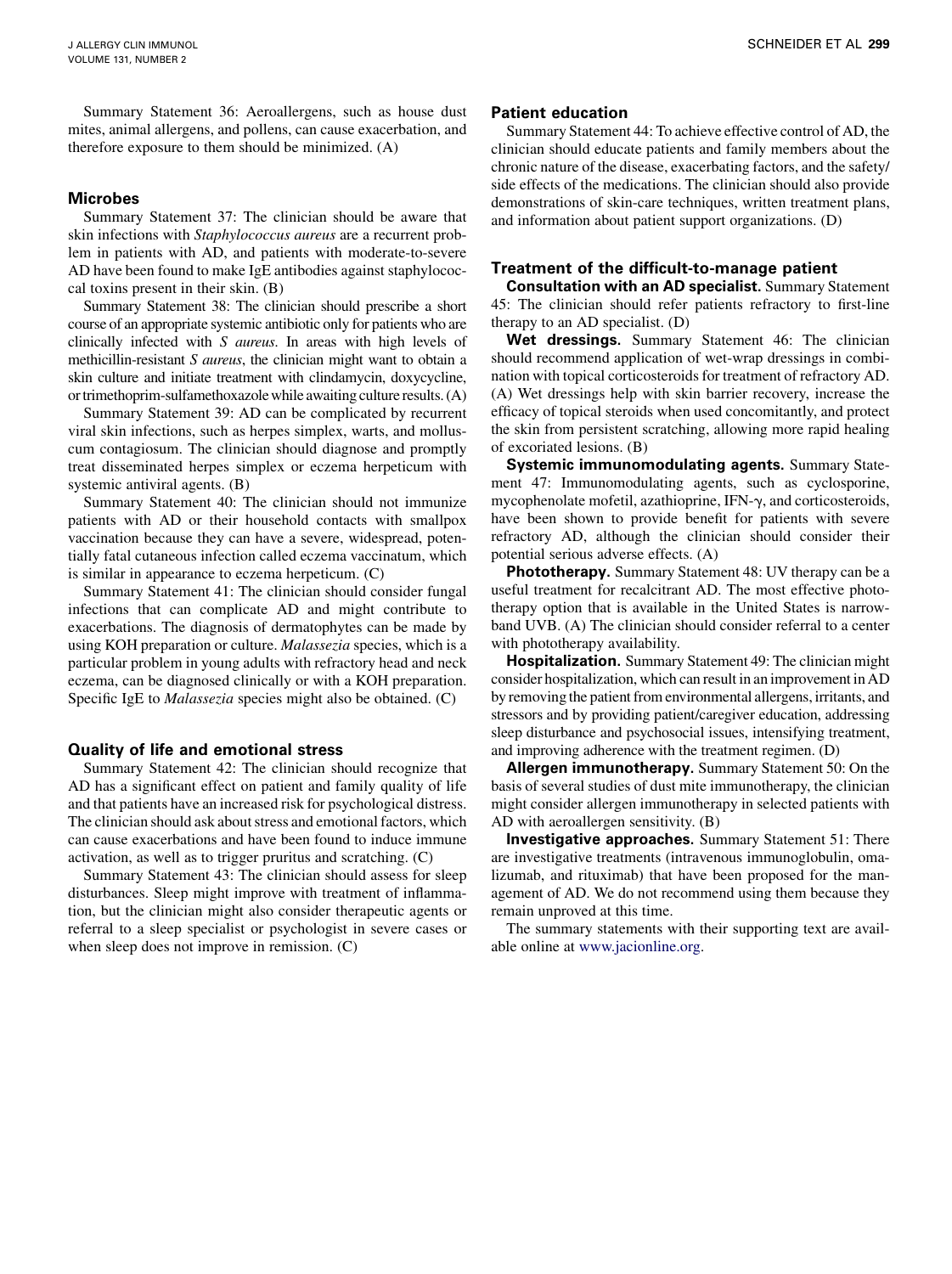Summary Statement 36: Aeroallergens, such as house dust mites, animal allergens, and pollens, can cause exacerbation, and therefore exposure to them should be minimized. (A)

### Microbes

Summary Statement 37: The clinician should be aware that skin infections with *Staphylococcus aureus* are a recurrent problem in patients with AD, and patients with moderate-to-severe AD have been found to make IgE antibodies against staphylococcal toxins present in their skin. (B)

Summary Statement 38: The clinician should prescribe a short course of an appropriate systemic antibiotic only for patients who are clinically infected with *S aureus*. In areas with high levels of methicillin-resistant *S aureus*, the clinician might want to obtain a skin culture and initiate treatment with clindamycin, doxycycline, or trimethoprim-sulfamethoxazole while awaiting culture results. (A)

Summary Statement 39: AD can be complicated by recurrent viral skin infections, such as herpes simplex, warts, and molluscum contagiosum. The clinician should diagnose and promptly treat disseminated herpes simplex or eczema herpeticum with systemic antiviral agents. (B)

Summary Statement 40: The clinician should not immunize patients with AD or their household contacts with smallpox vaccination because they can have a severe, widespread, potentially fatal cutaneous infection called eczema vaccinatum, which is similar in appearance to eczema herpeticum. (C)

Summary Statement 41: The clinician should consider fungal infections that can complicate AD and might contribute to exacerbations. The diagnosis of dermatophytes can be made by using KOH preparation or culture. *Malassezia* species, which is a particular problem in young adults with refractory head and neck eczema, can be diagnosed clinically or with a KOH preparation. Specific IgE to *Malassezia* species might also be obtained. (C)

### Quality of life and emotional stress

Summary Statement 42: The clinician should recognize that AD has a significant effect on patient and family quality of life and that patients have an increased risk for psychological distress. The clinician should ask about stress and emotional factors, which can cause exacerbations and have been found to induce immune activation, as well as to trigger pruritus and scratching. (C)

Summary Statement 43: The clinician should assess for sleep disturbances. Sleep might improve with treatment of inflammation, but the clinician might also consider therapeutic agents or referral to a sleep specialist or psychologist in severe cases or when sleep does not improve in remission. (C)

### Patient education

Summary Statement 44: To achieve effective control of AD, the clinician should educate patients and family members about the chronic nature of the disease, exacerbating factors, and the safety/side effects of the medications. The clinician should also provide demonstrations of skin-care techniques, written treatment plans, and information about patient support organizations. (D)

### Treatment of the difficult-to-manage patient

**Consultation with an AD specialist.** Summary Statement 45: The clinician should refer patients refractory to first-line therapy to an AD specialist. (D)

**Wet dressings.** Summary Statement 46: The clinician should recommend application of wet-wrap dressings in combination with topical corticosteroids for treatment of refractory AD. (A) Wet dressings help with skin barrier recovery, increase the efficacy of topical steroids when used concomitantly, and protect the skin from persistent scratching, allowing more rapid healing of excoriated lesions. (B)

**Systemic immunomodulating agents.** Summary Statement 47: Immunomodulating agents, such as cyclosporine, mycophenolate mofetil, azathioprine, IFN-$\gamma$, and corticosteroids, have been shown to provide benefit for patients with severe refractory AD, although the clinician should consider their potential serious adverse effects. (A)

**Phototherapy.** Summary Statement 48: UV therapy can be a useful treatment for recalcitrant AD. The most effective phototherapy option that is available in the United States is narrow-band UVB. (A) The clinician should consider referral to a center with phototherapy availability.

**Hospitalization.** Summary Statement 49: The clinician might consider hospitalization, which can result in an improvement in AD by removing the patient from environmental allergens, irritants, and stressors and by providing patient/caregiver education, addressing sleep disturbance and psychosocial issues, intensifying treatment, and improving adherence with the treatment regimen. (D)

**Allergen immunotherapy.** Summary Statement 50: On the basis of several studies of dust mite immunotherapy, the clinician might consider allergen immunotherapy in selected patients with AD with aeroallergen sensitivity. (B)

**Investigative approaches.** Summary Statement 51: There are investigative treatments (intravenous immunoglobulin, omalizumab, and rituximab) that have been proposed for the management of AD. We do not recommend using them because they remain unproved at this time.

The summary statements with their supporting text are available online at www.jacionline.org.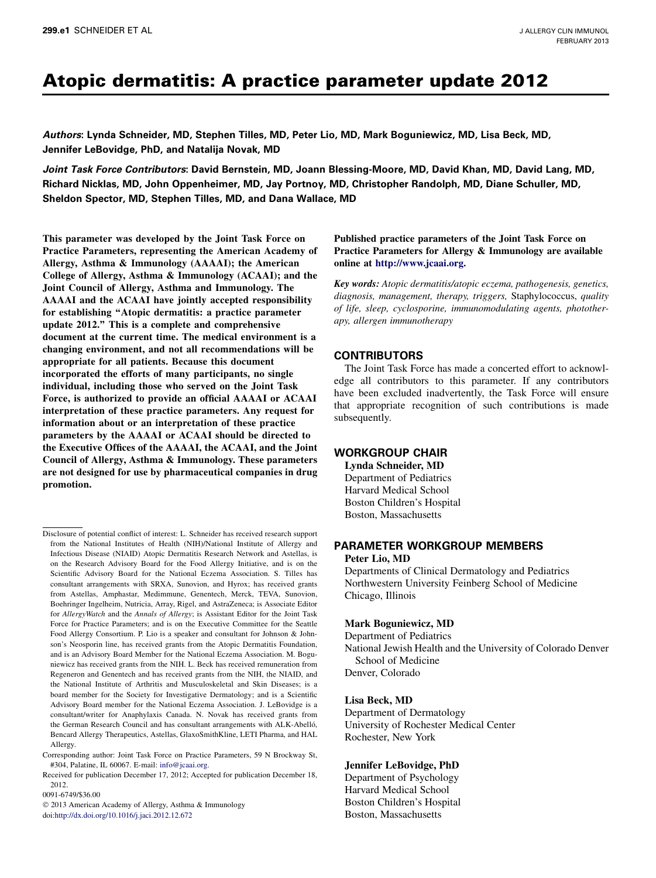# Atopic dermatitis: A practice parameter update 2012

***Authors*: Lynda Schneider, MD, Stephen Tilles, MD, Peter Lio, MD, Mark Boguniewicz, MD, Lisa Beck, MD, Jennifer LeBovidge, PhD, and Natalija Novak, MD**

***Joint Task Force Contributors*: David Bernstein, MD, Joann Blessing-Moore, MD, David Khan, MD, David Lang, MD, Richard Nicklas, MD, John Oppenheimer, MD, Jay Portnoy, MD, Christopher Randolph, MD, Diane Schuller, MD, Sheldon Spector, MD, Stephen Tilles, MD, and Dana Wallace, MD**

**This parameter was developed by the Joint Task Force on Practice Parameters, representing the American Academy of Allergy, Asthma & Immunology (AAAAI); the American College of Allergy, Asthma & Immunology (ACAAI); and the Joint Council of Allergy, Asthma and Immunology. The AAAAI and the ACAAI have jointly accepted responsibility for establishing "Atopic dermatitis: a practice parameter update 2012." This is a complete and comprehensive document at the current time. The medical environment is a changing environment, and not all recommendations will be appropriate for all patients. Because this document incorporated the efforts of many participants, no single individual, including those who served on the Joint Task Force, is authorized to provide an official AAAAI or ACAAI interpretation of these practice parameters. Any request for information about or an interpretation of these practice parameters by the AAAAI or ACAAI should be directed to the Executive Offices of the AAAAI, the ACAAI, and the Joint Council of Allergy, Asthma & Immunology. These parameters are not designed for use by pharmaceutical companies in drug promotion.**

Disclosure of potential conflict of interest: L. Schneider has received research support from the National Institutes of Health (NIH)/National Institute of Allergy and Infectious Disease (NIAID) Atopic Dermatitis Research Network and Astellas, is on the Research Advisory Board for the Food Allergy Initiative, and is on the Scientific Advisory Board for the National Eczema Association. S. Tilles has consultant arrangements with SRXA, Sunovion, and Hyrox; has received grants from Astellas, Amphastar, Medimmune, Genentech, Merck, TEVA, Sunovion, Boehringer Ingelheim, Nutricia, Array, Rigel, and AstraZeneca; is Associate Editor for *AllergyWatch* and the *Annals of Allergy*; is Assistant Editor for the Joint Task Force for Practice Parameters; and is on the Executive Committee for the Seattle Food Allergy Consortium. P. Lio is a speaker and consultant for Johnson & Johnson's Neosporin line, has received grants from the Atopic Dermatitis Foundation, and is an Advisory Board Member for the National Eczema Association. M. Boguniewicz has received grants from the NIH. L. Beck has received remuneration from Regeneron and Genentech and has received grants from the NIH, the NIAID, and the National Institute of Arthritis and Musculoskeletal and Skin Diseases; is a board member for the Society for Investigative Dermatology; and is a Scientific Advisory Board member for the National Eczema Association. J. LeBovidge is a consultant/writer for Anaphylaxis Canada. N. Novak has received grants from the German Research Council and has consultant arrangements with ALK-Abelló, Bencard Allergy Therapeutics, Astellas, GlaxoSmithKline, LETI Pharma, and HAL Allergy.

Corresponding author: Joint Task Force on Practice Parameters, 59 N Brockway St, #304, Palatine, IL 60067. E-mail: info@jcaai.org.

Received for publication December 17, 2012; Accepted for publication December 18, 2012.

0091-6749/$36.00

© 2013 American Academy of Allergy, Asthma & Immunology

doi:http://dx.doi.org/10.1016/j.jaci.2012.12.672

**Published practice parameters of the Joint Task Force on Practice Parameters for Allergy & Immunology are available online at http://www.jcaai.org.**

***Key words:*** *Atopic dermatitis/atopic eczema, pathogenesis, genetics, diagnosis, management, therapy, triggers,* Staphylococcus, *quality of life, sleep, cyclosporine, immunomodulating agents, phototherapy, allergen immunotherapy*

## CONTRIBUTORS

The Joint Task Force has made a concerted effort to acknowledge all contributors to this parameter. If any contributors have been excluded inadvertently, the Task Force will ensure that appropriate recognition of such contributions is made subsequently.

## WORKGROUP CHAIR

**Lynda Schneider, MD**
Department of Pediatrics
Harvard Medical School
Boston Children's Hospital
Boston, Massachusetts

## PARAMETER WORKGROUP MEMBERS

**Peter Lio, MD**
Departments of Clinical Dermatology and Pediatrics
Northwestern University Feinberg School of Medicine
Chicago, Illinois

**Mark Boguniewicz, MD**
Department of Pediatrics
National Jewish Health and the University of Colorado Denver School of Medicine
Denver, Colorado

**Lisa Beck, MD**
Department of Dermatology
University of Rochester Medical Center
Rochester, New York

**Jennifer LeBovidge, PhD**
Department of Psychology
Harvard Medical School
Boston Children's Hospital
Boston, Massachusetts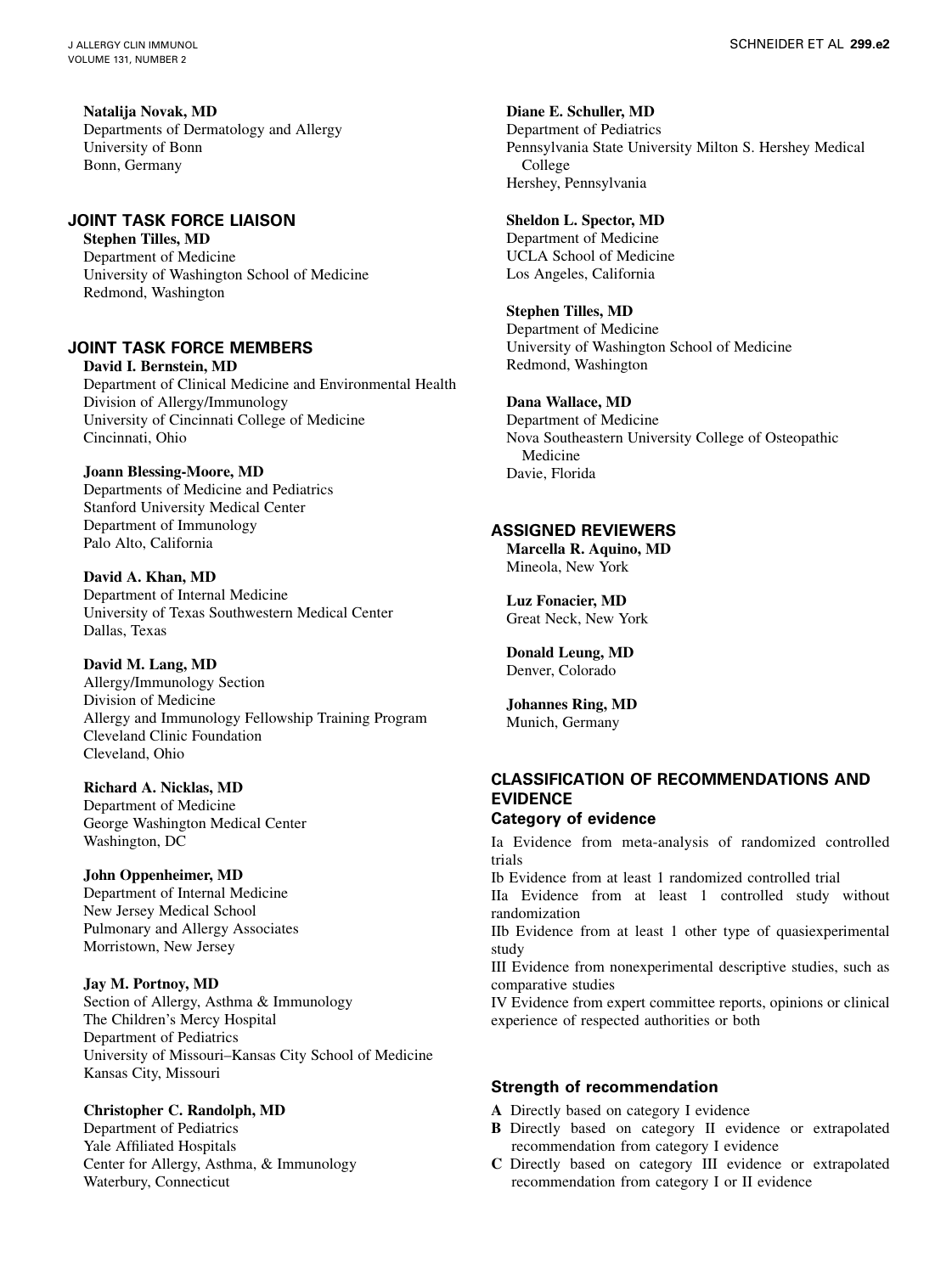**Natalija Novak, MD**
Departments of Dermatology and Allergy
University of Bonn
Bonn, Germany

## JOINT TASK FORCE LIAISON

**Stephen Tilles, MD**
Department of Medicine
University of Washington School of Medicine
Redmond, Washington

## JOINT TASK FORCE MEMBERS

**David I. Bernstein, MD**
Department of Clinical Medicine and Environmental Health
Division of Allergy/Immunology
University of Cincinnati College of Medicine
Cincinnati, Ohio

**Joann Blessing-Moore, MD**
Departments of Medicine and Pediatrics
Stanford University Medical Center
Department of Immunology
Palo Alto, California

**David A. Khan, MD**
Department of Internal Medicine
University of Texas Southwestern Medical Center
Dallas, Texas

**David M. Lang, MD**
Allergy/Immunology Section
Division of Medicine
Allergy and Immunology Fellowship Training Program
Cleveland Clinic Foundation
Cleveland, Ohio

**Richard A. Nicklas, MD**
Department of Medicine
George Washington Medical Center
Washington, DC

**John Oppenheimer, MD**
Department of Internal Medicine
New Jersey Medical School
Pulmonary and Allergy Associates
Morristown, New Jersey

**Jay M. Portnoy, MD**
Section of Allergy, Asthma & Immunology
The Children's Mercy Hospital
Department of Pediatrics
University of Missouri–Kansas City School of Medicine
Kansas City, Missouri

**Christopher C. Randolph, MD**
Department of Pediatrics
Yale Affiliated Hospitals
Center for Allergy, Asthma, & Immunology
Waterbury, Connecticut

**Diane E. Schuller, MD**
Department of Pediatrics
Pennsylvania State University Milton S. Hershey Medical College
Hershey, Pennsylvania

**Sheldon L. Spector, MD**
Department of Medicine
UCLA School of Medicine
Los Angeles, California

**Stephen Tilles, MD**
Department of Medicine
University of Washington School of Medicine
Redmond, Washington

**Dana Wallace, MD**
Department of Medicine
Nova Southeastern University College of Osteopathic Medicine
Davie, Florida

## ASSIGNED REVIEWERS

**Marcella R. Aquino, MD**
Mineola, New York

**Luz Fonacier, MD**
Great Neck, New York

**Donald Leung, MD**
Denver, Colorado

**Johannes Ring, MD**
Munich, Germany

## CLASSIFICATION OF RECOMMENDATIONS AND EVIDENCE

### Category of evidence

Ia Evidence from meta-analysis of randomized controlled trials
Ib Evidence from at least 1 randomized controlled trial
IIa Evidence from at least 1 controlled study without randomization
IIb Evidence from at least 1 other type of quasiexperimental study
III Evidence from nonexperimental descriptive studies, such as comparative studies
IV Evidence from expert committee reports, opinions or clinical experience of respected authorities or both

### Strength of recommendation

**A** Directly based on category I evidence
**B** Directly based on category II evidence or extrapolated recommendation from category I evidence
**C** Directly based on category III evidence or extrapolated recommendation from category I or II evidence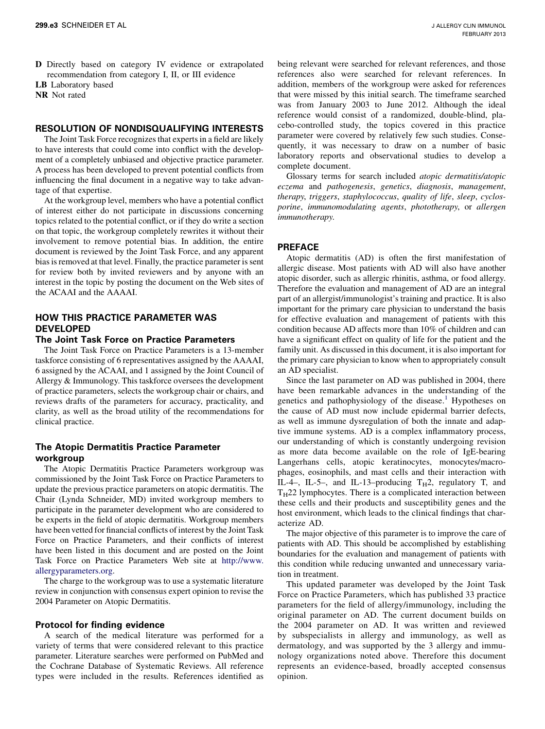**D** Directly based on category IV evidence or extrapolated recommendation from category I, II, or III evidence

**LB** Laboratory based

**NR** Not rated

## RESOLUTION OF NONDISQUALIFYING INTERESTS

The Joint Task Force recognizes that experts in a field are likely to have interests that could come into conflict with the development of a completely unbiased and objective practice parameter. A process has been developed to prevent potential conflicts from influencing the final document in a negative way to take advantage of that expertise.

At the workgroup level, members who have a potential conflict of interest either do not participate in discussions concerning topics related to the potential conflict, or if they do write a section on that topic, the workgroup completely rewrites it without their involvement to remove potential bias. In addition, the entire document is reviewed by the Joint Task Force, and any apparent bias is removed at that level. Finally, the practice parameter is sent for review both by invited reviewers and by anyone with an interest in the topic by posting the document on the Web sites of the ACAAI and the AAAAI.

## HOW THIS PRACTICE PARAMETER WAS DEVELOPED

### The Joint Task Force on Practice Parameters

The Joint Task Force on Practice Parameters is a 13-member taskforce consisting of 6 representatives assigned by the AAAAI, 6 assigned by the ACAAI, and 1 assigned by the Joint Council of Allergy & Immunology. This taskforce oversees the development of practice parameters, selects the workgroup chair or chairs, and reviews drafts of the parameters for accuracy, practicality, and clarity, as well as the broad utility of the recommendations for clinical practice.

### The Atopic Dermatitis Practice Parameter workgroup

The Atopic Dermatitis Practice Parameters workgroup was commissioned by the Joint Task Force on Practice Parameters to update the previous practice parameters on atopic dermatitis. The Chair (Lynda Schneider, MD) invited workgroup members to participate in the parameter development who are considered to be experts in the field of atopic dermatitis. Workgroup members have been vetted for financial conflicts of interest by the Joint Task Force on Practice Parameters, and their conflicts of interest have been listed in this document and are posted on the Joint Task Force on Practice Parameters Web site at http://www.allergyparameters.org.

The charge to the workgroup was to use a systematic literature review in conjunction with consensus expert opinion to revise the 2004 Parameter on Atopic Dermatitis.

### Protocol for finding evidence

A search of the medical literature was performed for a variety of terms that were considered relevant to this practice parameter. Literature searches were performed on PubMed and the Cochrane Database of Systematic Reviews. All reference types were included in the results. References identified as being relevant were searched for relevant references, and those references also were searched for relevant references. In addition, members of the workgroup were asked for references that were missed by this initial search. The timeframe searched was from January 2003 to June 2012. Although the ideal reference would consist of a randomized, double-blind, placebo-controlled study, the topics covered in this practice parameter were covered by relatively few such studies. Consequently, it was necessary to draw on a number of basic laboratory reports and observational studies to develop a complete document.

Glossary terms for search included *atopic dermatitis/atopic eczema* and *pathogenesis*, *genetics*, *diagnosis*, *management*, *therapy*, *triggers*, *staphylococcus*, *quality of life*, *sleep*, *cyclosporine*, *immunomodulating agents*, *phototherapy*, or *allergen immunotherapy*.

## PREFACE

Atopic dermatitis (AD) is often the first manifestation of allergic disease. Most patients with AD will also have another atopic disorder, such as allergic rhinitis, asthma, or food allergy. Therefore the evaluation and management of AD are an integral part of an allergist/immunologist's training and practice. It is also important for the primary care physician to understand the basis for effective evaluation and management of patients with this condition because AD affects more than 10% of children and can have a significant effect on quality of life for the patient and the family unit. As discussed in this document, it is also important for the primary care physician to know when to appropriately consult an AD specialist.

Since the last parameter on AD was published in 2004, there have been remarkable advances in the understanding of the genetics and pathophysiology of the disease.[1] Hypotheses on the cause of AD must now include epidermal barrier defects, as well as immune dysregulation of both the innate and adaptive immune systems. AD is a complex inflammatory process, our understanding of which is constantly undergoing revision as more data become available on the role of IgE-bearing Langerhans cells, atopic keratinocytes, monocytes/macrophages, eosinophils, and mast cells and their interaction with IL-4–, IL-5–, and IL-13–producing $T_H2$, regulatory T, and $T_H22$ lymphocytes. There is a complicated interaction between these cells and their products and susceptibility genes and the host environment, which leads to the clinical findings that characterize AD.

The major objective of this parameter is to improve the care of patients with AD. This should be accomplished by establishing boundaries for the evaluation and management of patients with this condition while reducing unwanted and unnecessary variation in treatment.

This updated parameter was developed by the Joint Task Force on Practice Parameters, which has published 33 practice parameters for the field of allergy/immunology, including the original parameter on AD. The current document builds on the 2004 parameter on AD. It was written and reviewed by subspecialists in allergy and immunology, as well as dermatology, and was supported by the 3 allergy and immunology organizations noted above. Therefore this document represents an evidence-based, broadly accepted consensus opinion.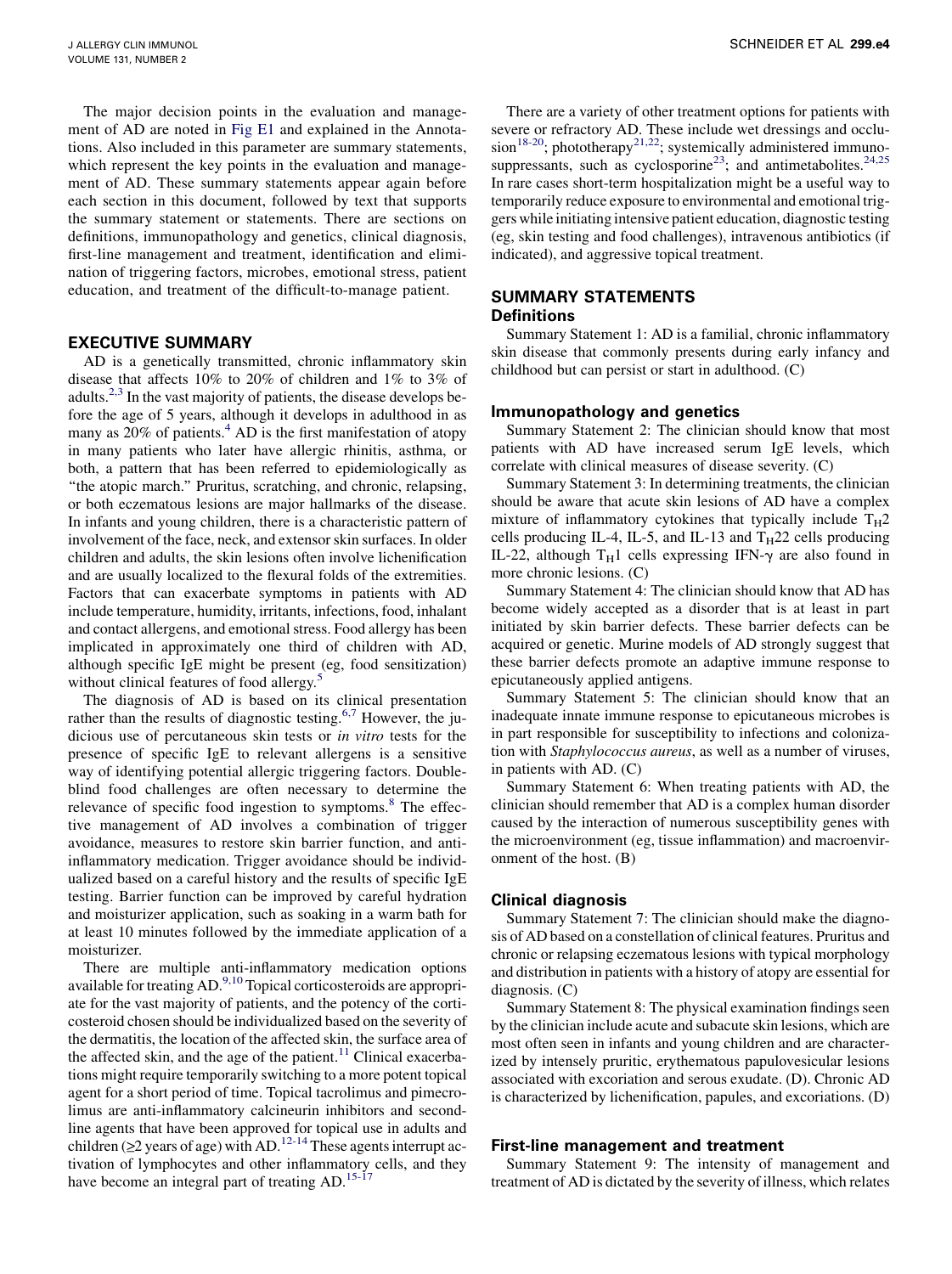The major decision points in the evaluation and management of AD are noted in Fig E1 and explained in the Annotations. Also included in this parameter are summary statements, which represent the key points in the evaluation and management of AD. These summary statements appear again before each section in this document, followed by text that supports the summary statement or statements. There are sections on definitions, immunopathology and genetics, clinical diagnosis, first-line management and treatment, identification and elimination of triggering factors, microbes, emotional stress, patient education, and treatment of the difficult-to-manage patient.

## EXECUTIVE SUMMARY

AD is a genetically transmitted, chronic inflammatory skin disease that affects 10% to 20% of children and 1% to 3% of adults.[2,3] In the vast majority of patients, the disease develops before the age of 5 years, although it develops in adulthood in as many as 20% of patients.[4] AD is the first manifestation of atopy in many patients who later have allergic rhinitis, asthma, or both, a pattern that has been referred to epidemiologically as "the atopic march." Pruritus, scratching, and chronic, relapsing, or both eczematous lesions are major hallmarks of the disease. In infants and young children, there is a characteristic pattern of involvement of the face, neck, and extensor skin surfaces. In older children and adults, the skin lesions often involve lichenification and are usually localized to the flexural folds of the extremities. Factors that can exacerbate symptoms in patients with AD include temperature, humidity, irritants, infections, food, inhalant and contact allergens, and emotional stress. Food allergy has been implicated in approximately one third of children with AD, although specific IgE might be present (eg, food sensitization) without clinical features of food allergy.[5]

The diagnosis of AD is based on its clinical presentation rather than the results of diagnostic testing.[6,7] However, the judicious use of percutaneous skin tests or *in vitro* tests for the presence of specific IgE to relevant allergens is a sensitive way of identifying potential allergic triggering factors. Double-blind food challenges are often necessary to determine the relevance of specific food ingestion to symptoms.[8] The effective management of AD involves a combination of trigger avoidance, measures to restore skin barrier function, and anti-inflammatory medication. Trigger avoidance should be individualized based on a careful history and the results of specific IgE testing. Barrier function can be improved by careful hydration and moisturizer application, such as soaking in a warm bath for at least 10 minutes followed by the immediate application of a moisturizer.

There are multiple anti-inflammatory medication options available for treating AD.[9,10] Topical corticosteroids are appropriate for the vast majority of patients, and the potency of the corticosteroid chosen should be individualized based on the severity of the dermatitis, the location of the affected skin, the surface area of the affected skin, and the age of the patient.[11] Clinical exacerbations might require temporarily switching to a more potent topical agent for a short period of time. Topical tacrolimus and pimecrolimus are anti-inflammatory calcineurin inhibitors and second-line agents that have been approved for topical use in adults and children ($\geq$2 years of age) with AD.[12-14] These agents interrupt activation of lymphocytes and other inflammatory cells, and they have become an integral part of treating AD.[15-17]

There are a variety of other treatment options for patients with severe or refractory AD. These include wet dressings and occlusion[18-20]; phototherapy[21,22]; systemically administered immunosuppressants, such as cyclosporine[23]; and antimetabolites.[24,25] In rare cases short-term hospitalization might be a useful way to temporarily reduce exposure to environmental and emotional triggers while initiating intensive patient education, diagnostic testing (eg, skin testing and food challenges), intravenous antibiotics (if indicated), and aggressive topical treatment.

## SUMMARY STATEMENTS

### Definitions

Summary Statement 1: AD is a familial, chronic inflammatory skin disease that commonly presents during early infancy and childhood but can persist or start in adulthood. (C)

### Immunopathology and genetics

Summary Statement 2: The clinician should know that most patients with AD have increased serum IgE levels, which correlate with clinical measures of disease severity. (C)

Summary Statement 3: In determining treatments, the clinician should be aware that acute skin lesions of AD have a complex mixture of inflammatory cytokines that typically include $T_H2$ cells producing IL-4, IL-5, and IL-13 and $T_H22$ cells producing IL-22, although $T_H1$ cells expressing IFN-$\gamma$ are also found in more chronic lesions. (C)

Summary Statement 4: The clinician should know that AD has become widely accepted as a disorder that is at least in part initiated by skin barrier defects. These barrier defects can be acquired or genetic. Murine models of AD strongly suggest that these barrier defects promote an adaptive immune response to epicutaneously applied antigens.

Summary Statement 5: The clinician should know that an inadequate innate immune response to epicutaneous microbes is in part responsible for susceptibility to infections and colonization with *Staphylococcus aureus*, as well as a number of viruses, in patients with AD. (C)

Summary Statement 6: When treating patients with AD, the clinician should remember that AD is a complex human disorder caused by the interaction of numerous susceptibility genes with the microenvironment (eg, tissue inflammation) and macroenvironment of the host. (B)

### Clinical diagnosis

Summary Statement 7: The clinician should make the diagnosis of AD based on a constellation of clinical features. Pruritus and chronic or relapsing eczematous lesions with typical morphology and distribution in patients with a history of atopy are essential for diagnosis. (C)

Summary Statement 8: The physical examination findings seen by the clinician include acute and subacute skin lesions, which are most often seen in infants and young children and are characterized by intensely pruritic, erythematous papulovesicular lesions associated with excoriation and serous exudate. (D). Chronic AD is characterized by lichenification, papules, and excoriations. (D)

### First-line management and treatment

Summary Statement 9: The intensity of management and treatment of AD is dictated by the severity of illness, which relates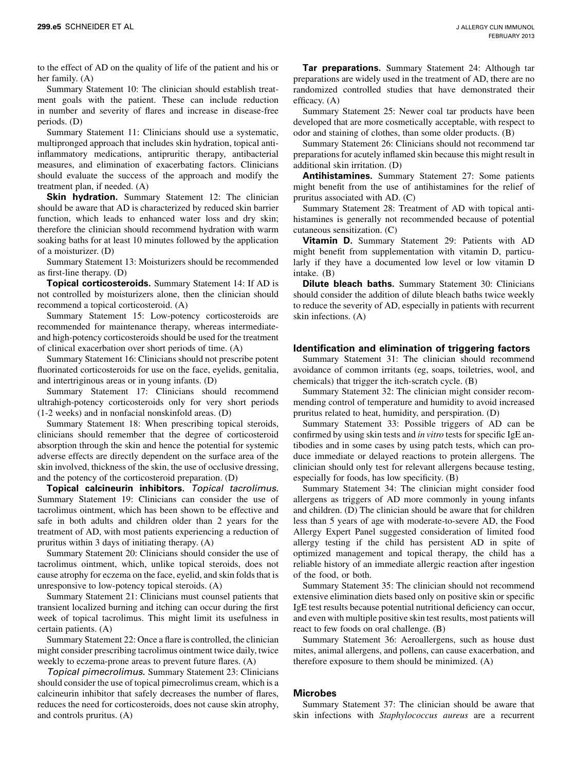to the effect of AD on the quality of life of the patient and his or her family. (A)

Summary Statement 10: The clinician should establish treatment goals with the patient. These can include reduction in number and severity of flares and increase in disease-free periods. (D)

Summary Statement 11: Clinicians should use a systematic, multipronged approach that includes skin hydration, topical anti-inflammatory medications, antipruritic therapy, antibacterial measures, and elimination of exacerbating factors. Clinicians should evaluate the success of the approach and modify the treatment plan, if needed. (A)

**Skin hydration.** Summary Statement 12: The clinician should be aware that AD is characterized by reduced skin barrier function, which leads to enhanced water loss and dry skin; therefore the clinician should recommend hydration with warm soaking baths for at least 10 minutes followed by the application of a moisturizer. (D)

Summary Statement 13: Moisturizers should be recommended as first-line therapy. (D)

**Topical corticosteroids.** Summary Statement 14: If AD is not controlled by moisturizers alone, then the clinician should recommend a topical corticosteroid. (A)

Summary Statement 15: Low-potency corticosteroids are recommended for maintenance therapy, whereas intermediate- and high-potency corticosteroids should be used for the treatment of clinical exacerbation over short periods of time. (A)

Summary Statement 16: Clinicians should not prescribe potent fluorinated corticosteroids for use on the face, eyelids, genitalia, and intertriginous areas or in young infants. (D)

Summary Statement 17: Clinicians should recommend ultrahigh-potency corticosteroids only for very short periods (1-2 weeks) and in nonfacial nonskinfold areas. (D)

Summary Statement 18: When prescribing topical steroids, clinicians should remember that the degree of corticosteroid absorption through the skin and hence the potential for systemic adverse effects are directly dependent on the surface area of the skin involved, thickness of the skin, the use of occlusive dressing, and the potency of the corticosteroid preparation. (D)

**Topical calcineurin inhibitors.** *Topical tacrolimus.* Summary Statement 19: Clinicians can consider the use of tacrolimus ointment, which has been shown to be effective and safe in both adults and children older than 2 years for the treatment of AD, with most patients experiencing a reduction of pruritus within 3 days of initiating therapy. (A)

Summary Statement 20: Clinicians should consider the use of tacrolimus ointment, which, unlike topical steroids, does not cause atrophy for eczema on the face, eyelid, and skin folds that is unresponsive to low-potency topical steroids. (A)

Summary Statement 21: Clinicians must counsel patients that transient localized burning and itching can occur during the first week of topical tacrolimus. This might limit its usefulness in certain patients. (A)

Summary Statement 22: Once a flare is controlled, the clinician might consider prescribing tacrolimus ointment twice daily, twice weekly to eczema-prone areas to prevent future flares. (A)

*Topical pimecrolimus.* Summary Statement 23: Clinicians should consider the use of topical pimecrolimus cream, which is a calcineurin inhibitor that safely decreases the number of flares, reduces the need for corticosteroids, does not cause skin atrophy, and controls pruritus. (A)

**Tar preparations.** Summary Statement 24: Although tar preparations are widely used in the treatment of AD, there are no randomized controlled studies that have demonstrated their efficacy. (A)

Summary Statement 25: Newer coal tar products have been developed that are more cosmetically acceptable, with respect to odor and staining of clothes, than some older products. (B)

Summary Statement 26: Clinicians should not recommend tar preparations for acutely inflamed skin because this might result in additional skin irritation. (D)

**Antihistamines.** Summary Statement 27: Some patients might benefit from the use of antihistamines for the relief of pruritus associated with AD. (C)

Summary Statement 28: Treatment of AD with topical antihistamines is generally not recommended because of potential cutaneous sensitization. (C)

**Vitamin D.** Summary Statement 29: Patients with AD might benefit from supplementation with vitamin D, particularly if they have a documented low level or low vitamin D intake. (B)

**Dilute bleach baths.** Summary Statement 30: Clinicians should consider the addition of dilute bleach baths twice weekly to reduce the severity of AD, especially in patients with recurrent skin infections. (A)

## Identification and elimination of triggering factors

Summary Statement 31: The clinician should recommend avoidance of common irritants (eg, soaps, toiletries, wool, and chemicals) that trigger the itch-scratch cycle. (B)

Summary Statement 32: The clinician might consider recommending control of temperature and humidity to avoid increased pruritus related to heat, humidity, and perspiration. (D)

Summary Statement 33: Possible triggers of AD can be confirmed by using skin tests and *in vitro* tests for specific IgE antibodies and in some cases by using patch tests, which can produce immediate or delayed reactions to protein allergens. The clinician should only test for relevant allergens because testing, especially for foods, has low specificity. (B)

Summary Statement 34: The clinician might consider food allergens as triggers of AD more commonly in young infants and children. (D) The clinician should be aware that for children less than 5 years of age with moderate-to-severe AD, the Food Allergy Expert Panel suggested consideration of limited food allergy testing if the child has persistent AD in spite of optimized management and topical therapy, the child has a reliable history of an immediate allergic reaction after ingestion of the food, or both.

Summary Statement 35: The clinician should not recommend extensive elimination diets based only on positive skin or specific IgE test results because potential nutritional deficiency can occur, and even with multiple positive skin test results, most patients will react to few foods on oral challenge. (B)

Summary Statement 36: Aeroallergens, such as house dust mites, animal allergens, and pollens, can cause exacerbation, and therefore exposure to them should be minimized. (A)

## Microbes

Summary Statement 37: The clinician should be aware that skin infections with *Staphylococcus aureus* are a recurrent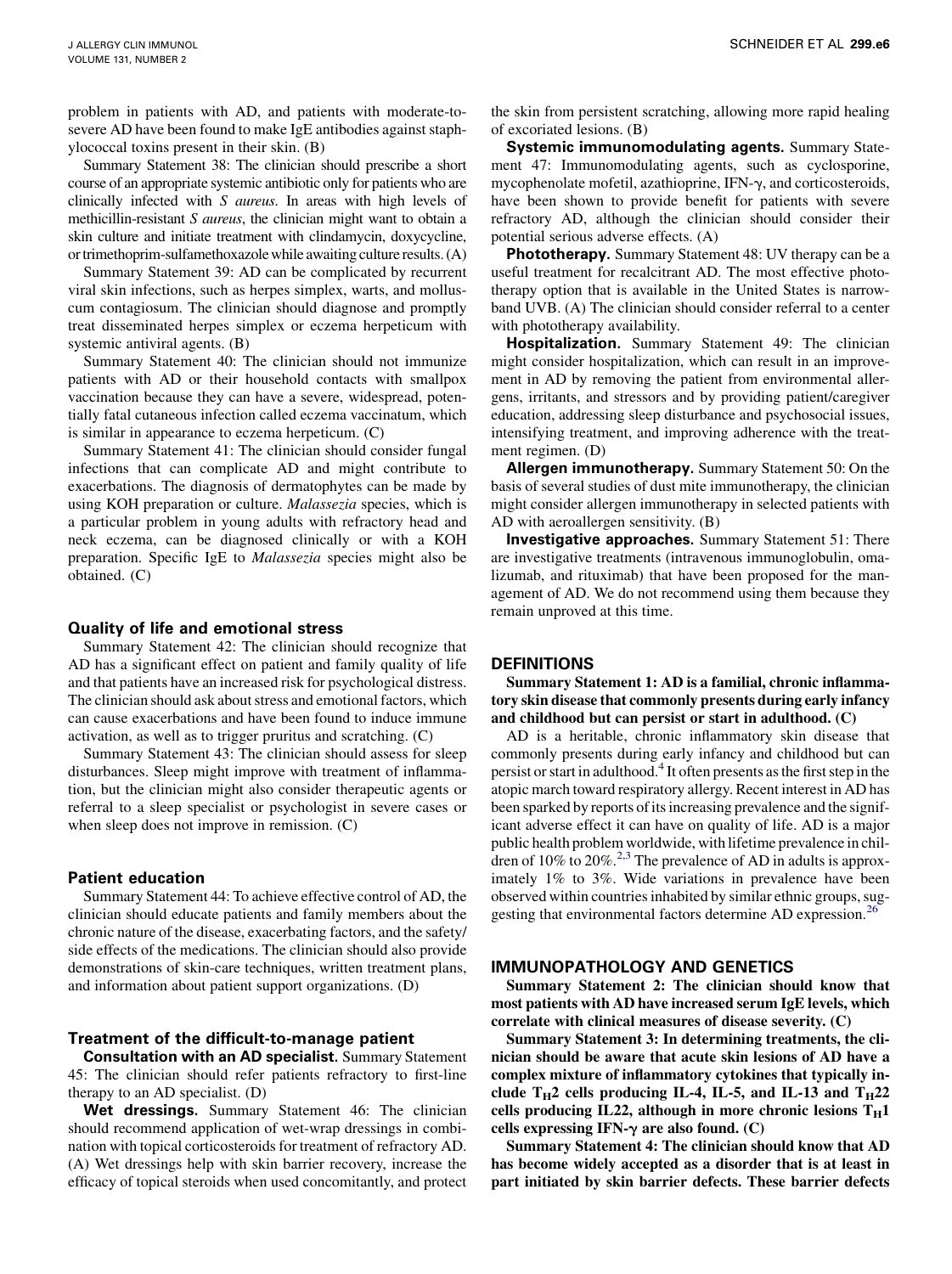problem in patients with AD, and patients with moderate-to-severe AD have been found to make IgE antibodies against staphylococcal toxins present in their skin. (B)

Summary Statement 38: The clinician should prescribe a short course of an appropriate systemic antibiotic only for patients who are clinically infected with *S aureus*. In areas with high levels of methicillin-resistant *S aureus*, the clinician might want to obtain a skin culture and initiate treatment with clindamycin, doxycycline, or trimethoprim-sulfamethoxazole while awaiting culture results. (A)

Summary Statement 39: AD can be complicated by recurrent viral skin infections, such as herpes simplex, warts, and molluscum contagiosum. The clinician should diagnose and promptly treat disseminated herpes simplex or eczema herpeticum with systemic antiviral agents. (B)

Summary Statement 40: The clinician should not immunize patients with AD or their household contacts with smallpox vaccination because they can have a severe, widespread, potentially fatal cutaneous infection called eczema vaccinatum, which is similar in appearance to eczema herpeticum. (C)

Summary Statement 41: The clinician should consider fungal infections that can complicate AD and might contribute to exacerbations. The diagnosis of dermatophytes can be made by using KOH preparation or culture. *Malassezia* species, which is a particular problem in young adults with refractory head and neck eczema, can be diagnosed clinically or with a KOH preparation. Specific IgE to *Malassezia* species might also be obtained. (C)

### Quality of life and emotional stress

Summary Statement 42: The clinician should recognize that AD has a significant effect on patient and family quality of life and that patients have an increased risk for psychological distress. The clinician should ask about stress and emotional factors, which can cause exacerbations and have been found to induce immune activation, as well as to trigger pruritus and scratching. (C)

Summary Statement 43: The clinician should assess for sleep disturbances. Sleep might improve with treatment of inflammation, but the clinician might also consider therapeutic agents or referral to a sleep specialist or psychologist in severe cases or when sleep does not improve in remission. (C)

### Patient education

Summary Statement 44: To achieve effective control of AD, the clinician should educate patients and family members about the chronic nature of the disease, exacerbating factors, and the safety/side effects of the medications. The clinician should also provide demonstrations of skin-care techniques, written treatment plans, and information about patient support organizations. (D)

### Treatment of the difficult-to-manage patient

**Consultation with an AD specialist.** Summary Statement 45: The clinician should refer patients refractory to first-line therapy to an AD specialist. (D)

**Wet dressings.** Summary Statement 46: The clinician should recommend application of wet-wrap dressings in combination with topical corticosteroids for treatment of refractory AD. (A) Wet dressings help with skin barrier recovery, increase the efficacy of topical steroids when used concomitantly, and protect the skin from persistent scratching, allowing more rapid healing of excoriated lesions. (B)

**Systemic immunomodulating agents.** Summary Statement 47: Immunomodulating agents, such as cyclosporine, mycophenolate mofetil, azathioprine, IFN-$\gamma$, and corticosteroids, have been shown to provide benefit for patients with severe refractory AD, although the clinician should consider their potential serious adverse effects. (A)

**Phototherapy.** Summary Statement 48: UV therapy can be a useful treatment for recalcitrant AD. The most effective phototherapy option that is available in the United States is narrow-band UVB. (A) The clinician should consider referral to a center with phototherapy availability.

**Hospitalization.** Summary Statement 49: The clinician might consider hospitalization, which can result in an improvement in AD by removing the patient from environmental allergens, irritants, and stressors and by providing patient/caregiver education, addressing sleep disturbance and psychosocial issues, intensifying treatment, and improving adherence with the treatment regimen. (D)

**Allergen immunotherapy.** Summary Statement 50: On the basis of several studies of dust mite immunotherapy, the clinician might consider allergen immunotherapy in selected patients with AD with aeroallergen sensitivity. (B)

**Investigative approaches.** Summary Statement 51: There are investigative treatments (intravenous immunoglobulin, omalizumab, and rituximab) that have been proposed for the management of AD. We do not recommend using them because they remain unproved at this time.

## DEFINITIONS

**Summary Statement 1: AD is a familial, chronic inflammatory skin disease that commonly presents during early infancy and childhood but can persist or start in adulthood. (C)**

AD is a heritable, chronic inflammatory skin disease that commonly presents during early infancy and childhood but can persist or start in adulthood.[4] It often presents as the first step in the atopic march toward respiratory allergy. Recent interest in AD has been sparked by reports of its increasing prevalence and the significant adverse effect it can have on quality of life. AD is a major public health problem worldwide, with lifetime prevalence in children of 10% to 20%.[2,3] The prevalence of AD in adults is approximately 1% to 3%. Wide variations in prevalence have been observed within countries inhabited by similar ethnic groups, suggesting that environmental factors determine AD expression.[26]

## IMMUNOPATHOLOGY AND GENETICS

**Summary Statement 2: The clinician should know that most patients with AD have increased serum IgE levels, which correlate with clinical measures of disease severity. (C)**

**Summary Statement 3: In determining treatments, the clinician should be aware that acute skin lesions of AD have a complex mixture of inflammatory cytokines that typically include $T_H2$ cells producing IL-4, IL-5, and IL-13 and $T_H22$ cells producing IL22, although in more chronic lesions $T_H1$ cells expressing IFN-$\gamma$ are also found. (C)**

**Summary Statement 4: The clinician should know that AD has become widely accepted as a disorder that is at least in part initiated by skin barrier defects. These barrier defects**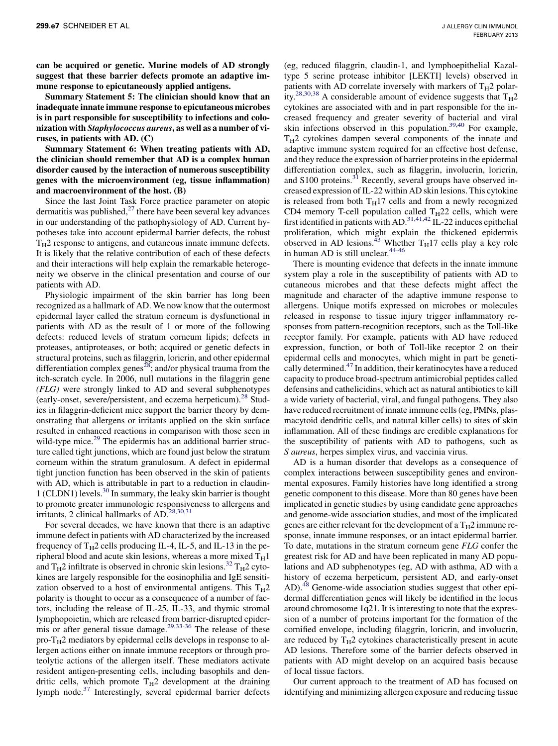**can be acquired or genetic. Murine models of AD strongly suggest that these barrier defects promote an adaptive immune response to epicutaneously applied antigens.**

**Summary Statement 5: The clinician should know that an inadequate innate immune response to epicutaneous microbes is in part responsible for susceptibility to infections and colonization with *Staphylococcus aureus*, as well as a number of viruses, in patients with AD. (C)**

**Summary Statement 6: When treating patients with AD, the clinician should remember that AD is a complex human disorder caused by the interaction of numerous susceptibility genes with the microenvironment (eg, tissue inflammation) and macroenvironment of the host. (B)**

Since the last Joint Task Force practice parameter on atopic dermatitis was published,[27] there have been several key advances in our understanding of the pathophysiology of AD. Current hypotheses take into account epidermal barrier defects, the robust $T_H2$ response to antigens, and cutaneous innate immune defects. It is likely that the relative contribution of each of these defects and their interactions will help explain the remarkable heterogeneity we observe in the clinical presentation and course of our patients with AD.

Physiologic impairment of the skin barrier has long been recognized as a hallmark of AD. We now know that the outermost epidermal layer called the stratum corneum is dysfunctional in patients with AD as the result of 1 or more of the following defects: reduced levels of stratum corneum lipids; defects in proteases, antiproteases, or both; acquired or genetic defects in structural proteins, such as filaggrin, loricrin, and other epidermal differentiation complex genes[28]; and/or physical trauma from the itch-scratch cycle. In 2006, null mutations in the filaggrin gene *(FLG)* were strongly linked to AD and several subphenotypes (early-onset, severe/persistent, and eczema herpeticum).[28] Studies in filaggrin-deficient mice support the barrier theory by demonstrating that allergens or irritants applied on the skin surface resulted in enhanced reactions in comparison with those seen in wild-type mice.[29] The epidermis has an additional barrier structure called tight junctions, which are found just below the stratum corneum within the stratum granulosum. A defect in epidermal tight junction function has been observed in the skin of patients with AD, which is attributable in part to a reduction in claudin-1 (CLDN1) levels.[30] In summary, the leaky skin barrier is thought to promote greater immunologic responsiveness to allergens and irritants, 2 clinical hallmarks of AD.[28,30,31]

For several decades, we have known that there is an adaptive immune defect in patients with AD characterized by the increased frequency of $T_H2$ cells producing IL-4, IL-5, and IL-13 in the peripheral blood and acute skin lesions, whereas a more mixed $T_H1$ and $T_H2$ infiltrate is observed in chronic skin lesions.[32] $T_H2$ cytokines are largely responsible for the eosinophilia and IgE sensitization observed to a host of environmental antigens. This $T_H2$ polarity is thought to occur as a consequence of a number of factors, including the release of IL-25, IL-33, and thymic stromal lymphopoietin, which are released from barrier-disrupted epidermis or after general tissue damage.[29,33-36] The release of these pro-$T_H2$ mediators by epidermal cells develops in response to allergen actions either on innate immune receptors or through proteolytic actions of the allergen itself. These mediators activate resident antigen-presenting cells, including basophils and dendritic cells, which promote $T_H2$ development at the draining lymph node.[37] Interestingly, several epidermal barrier defects (eg, reduced filaggrin, claudin-1, and lymphoepithelial Kazal-type 5 serine protease inhibitor [LEKTI] levels) observed in patients with AD correlate inversely with markers of $T_H2$ polarity.[28,30,38] A considerable amount of evidence suggests that $T_H2$ cytokines are associated with and in part responsible for the increased frequency and greater severity of bacterial and viral skin infections observed in this population.[39,40] For example, $T_H2$ cytokines dampen several components of the innate and adaptive immune system required for an effective host defense, and they reduce the expression of barrier proteins in the epidermal differentiation complex, such as filaggrin, involucrin, loricrin, and S100 proteins.[31] Recently, several groups have observed increased expression of IL-22 within AD skin lesions. This cytokine is released from both $T_H17$ cells and from a newly recognized CD4 memory T-cell population called $T_H22$ cells, which were first identified in patients with AD.[31,41,42] IL-22 induces epithelial proliferation, which might explain the thickened epidermis observed in AD lesions.[43] Whether $T_H17$ cells play a key role in human AD is still unclear.[44-46]

There is mounting evidence that defects in the innate immune system play a role in the susceptibility of patients with AD to cutaneous microbes and that these defects might affect the magnitude and character of the adaptive immune response to allergens. Unique motifs expressed on microbes or molecules released in response to tissue injury trigger inflammatory responses from pattern-recognition receptors, such as the Toll-like receptor family. For example, patients with AD have reduced expression, function, or both of Toll-like receptor 2 on their epidermal cells and monocytes, which might in part be genetically determined.[47] In addition, their keratinocytes have a reduced capacity to produce broad-spectrum antimicrobial peptides called defensins and cathelicidins, which act as natural antibiotics to kill a wide variety of bacterial, viral, and fungal pathogens. They also have reduced recruitment of innate immune cells (eg, PMNs, plasmacytoid dendritic cells, and natural killer cells) to sites of skin inflammation. All of these findings are credible explanations for the susceptibility of patients with AD to pathogens, such as *S aureus*, herpes simplex virus, and vaccinia virus.

AD is a human disorder that develops as a consequence of complex interactions between susceptibility genes and environmental exposures. Family histories have long identified a strong genetic component to this disease. More than 80 genes have been implicated in genetic studies by using candidate gene approaches and genome-wide association studies, and most of the implicated genes are either relevant for the development of a $T_H2$ immune response, innate immune responses, or an intact epidermal barrier. To date, mutations in the stratum corneum gene *FLG* confer the greatest risk for AD and have been replicated in many AD populations and AD subphenotypes (eg, AD with asthma, AD with a history of eczema herpeticum, persistent AD, and early-onset AD).[48] Genome-wide association studies suggest that other epidermal differentiation genes will likely be identified in the locus around chromosome 1q21. It is interesting to note that the expression of a number of proteins important for the formation of the cornified envelope, including filaggrin, loricrin, and involucrin, are reduced by $T_H2$ cytokines characteristically present in acute AD lesions. Therefore some of the barrier defects observed in patients with AD might develop on an acquired basis because of local tissue factors.

Our current approach to the treatment of AD has focused on identifying and minimizing allergen exposure and reducing tissue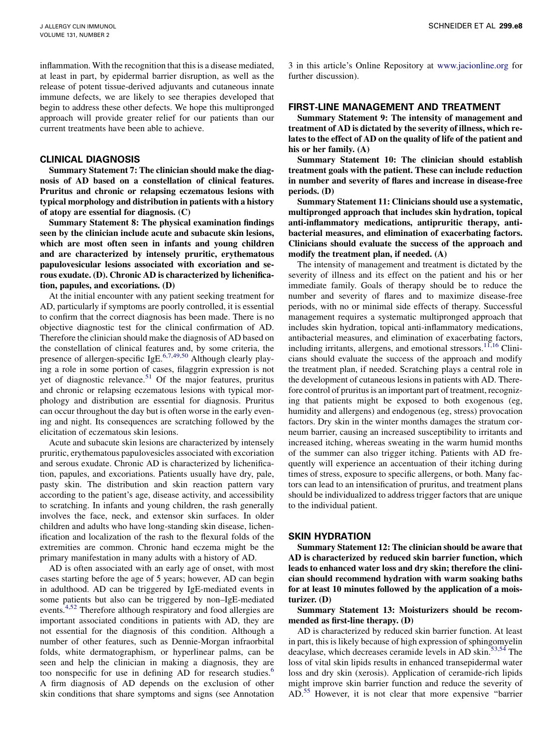inflammation. With the recognition that this is a disease mediated, at least in part, by epidermal barrier disruption, as well as the release of potent tissue-derived adjuvants and cutaneous innate immune defects, we are likely to see therapies developed that begin to address these other defects. We hope this multipronged approach will provide greater relief for our patients than our current treatments have been able to achieve.

## CLINICAL DIAGNOSIS

**Summary Statement 7: The clinician should make the diagnosis of AD based on a constellation of clinical features. Pruritus and chronic or relapsing eczematous lesions with typical morphology and distribution in patients with a history of atopy are essential for diagnosis. (C)**

**Summary Statement 8: The physical examination findings seen by the clinician include acute and subacute skin lesions, which are most often seen in infants and young children and are characterized by intensely pruritic, erythematous papulovesicular lesions associated with excoriation and serous exudate. (D). Chronic AD is characterized by lichenification, papules, and excoriations. (D)**

At the initial encounter with any patient seeking treatment for AD, particularly if symptoms are poorly controlled, it is essential to confirm that the correct diagnosis has been made. There is no objective diagnostic test for the clinical confirmation of AD. Therefore the clinician should make the diagnosis of AD based on the constellation of clinical features and, by some criteria, the presence of allergen-specific IgE.[6,7,49,50] Although clearly playing a role in some portion of cases, filaggrin expression is not yet of diagnostic relevance.[51] Of the major features, pruritus and chronic or relapsing eczematous lesions with typical morphology and distribution are essential for diagnosis. Pruritus can occur throughout the day but is often worse in the early evening and night. Its consequences are scratching followed by the elicitation of eczematous skin lesions.

Acute and subacute skin lesions are characterized by intensely pruritic, erythematous papulovesicles associated with excoriation and serous exudate. Chronic AD is characterized by lichenification, papules, and excoriations. Patients usually have dry, pale, pasty skin. The distribution and skin reaction pattern vary according to the patient's age, disease activity, and accessibility to scratching. In infants and young children, the rash generally involves the face, neck, and extensor skin surfaces. In older children and adults who have long-standing skin disease, lichenification and localization of the rash to the flexural folds of the extremities are common. Chronic hand eczema might be the primary manifestation in many adults with a history of AD.

AD is often associated with an early age of onset, with most cases starting before the age of 5 years; however, AD can begin in adulthood. AD can be triggered by IgE-mediated events in some patients but also can be triggered by non–IgE-mediated events.[4,52] Therefore although respiratory and food allergies are important associated conditions in patients with AD, they are not essential for the diagnosis of this condition. Although a number of other features, such as Dennie-Morgan infraorbital folds, white dermatographism, or hyperlinear palms, can be seen and help the clinician in making a diagnosis, they are too nonspecific for use in defining AD for research studies.[6] A firm diagnosis of AD depends on the exclusion of other skin conditions that share symptoms and signs (see Annotation 3 in this article's Online Repository at www.jacionline.org for further discussion).

## FIRST-LINE MANAGEMENT AND TREATMENT

**Summary Statement 9: The intensity of management and treatment of AD is dictated by the severity of illness, which relates to the effect of AD on the quality of life of the patient and his or her family. (A)**

**Summary Statement 10: The clinician should establish treatment goals with the patient. These can include reduction in number and severity of flares and increase in disease-free periods. (D)**

**Summary Statement 11: Clinicians should use a systematic, multipronged approach that includes skin hydration, topical anti-inflammatory medications, antipruritic therapy, antibacterial measures, and elimination of exacerbating factors. Clinicians should evaluate the success of the approach and modify the treatment plan, if needed. (A)**

The intensity of management and treatment is dictated by the severity of illness and its effect on the patient and his or her immediate family. Goals of therapy should be to reduce the number and severity of flares and to maximize disease-free periods, with no or minimal side effects of therapy. Successful management requires a systematic multipronged approach that includes skin hydration, topical anti-inflammatory medications, antibacterial measures, and elimination of exacerbating factors, including irritants, allergens, and emotional stressors.[11,16] Clinicians should evaluate the success of the approach and modify the treatment plan, if needed. Scratching plays a central role in the development of cutaneous lesions in patients with AD. Therefore control of pruritus is an important part of treatment, recognizing that patients might be exposed to both exogenous (eg, humidity and allergens) and endogenous (eg, stress) provocation factors. Dry skin in the winter months damages the stratum corneum barrier, causing an increased susceptibility to irritants and increased itching, whereas sweating in the warm humid months of the summer can also trigger itching. Patients with AD frequently will experience an accentuation of their itching during times of stress, exposure to specific allergens, or both. Many factors can lead to an intensification of pruritus, and treatment plans should be individualized to address trigger factors that are unique to the individual patient.

## SKIN HYDRATION

**Summary Statement 12: The clinician should be aware that AD is characterized by reduced skin barrier function, which leads to enhanced water loss and dry skin; therefore the clinician should recommend hydration with warm soaking baths for at least 10 minutes followed by the application of a moisturizer. (D)**

**Summary Statement 13: Moisturizers should be recommended as first-line therapy. (D)**

AD is characterized by reduced skin barrier function. At least in part, this is likely because of high expression of sphingomyelin deacylase, which decreases ceramide levels in AD skin.[53,54] The loss of vital skin lipids results in enhanced transepidermal water loss and dry skin (xerosis). Application of ceramide-rich lipids might improve skin barrier function and reduce the severity of AD.[55] However, it is not clear that more expensive "barrier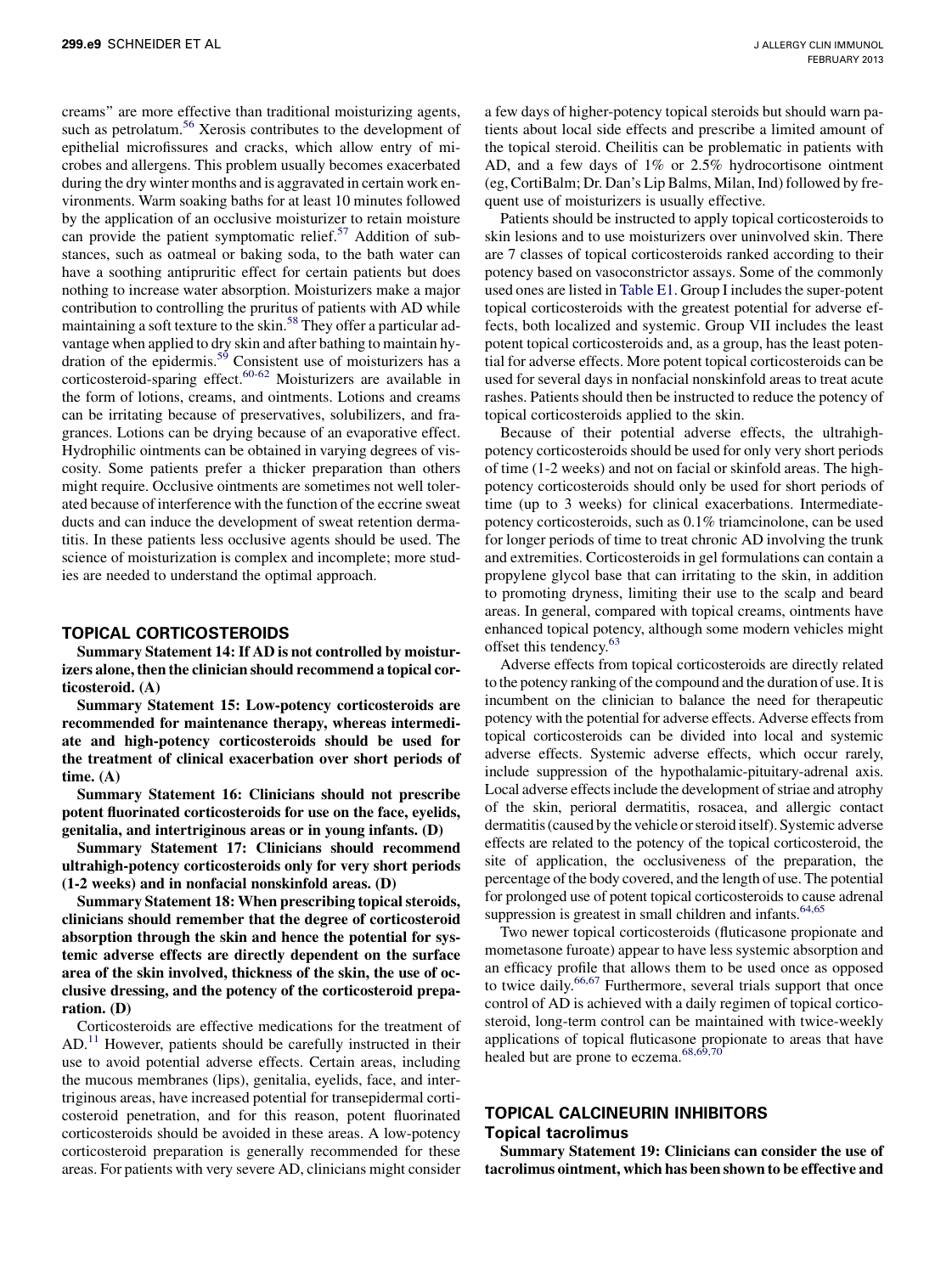creams" are more effective than traditional moisturizing agents, such as petrolatum.[56] Xerosis contributes to the development of epithelial microfissures and cracks, which allow entry of microbes and allergens. This problem usually becomes exacerbated during the dry winter months and is aggravated in certain work environments. Warm soaking baths for at least 10 minutes followed by the application of an occlusive moisturizer to retain moisture can provide the patient symptomatic relief.[57] Addition of substances, such as oatmeal or baking soda, to the bath water can have a soothing antipruritic effect for certain patients but does nothing to increase water absorption. Moisturizers make a major contribution to controlling the pruritus of patients with AD while maintaining a soft texture to the skin.[58] They offer a particular advantage when applied to dry skin and after bathing to maintain hydration of the epidermis.[59] Consistent use of moisturizers has a corticosteroid-sparing effect.[60-62] Moisturizers are available in the form of lotions, creams, and ointments. Lotions and creams can be irritating because of preservatives, solubilizers, and fragrances. Lotions can be drying because of an evaporative effect. Hydrophilic ointments can be obtained in varying degrees of viscosity. Some patients prefer a thicker preparation than others might require. Occlusive ointments are sometimes not well tolerated because of interference with the function of the eccrine sweat ducts and can induce the development of sweat retention dermatitis. In these patients less occlusive agents should be used. The science of moisturization is complex and incomplete; more studies are needed to understand the optimal approach.

## TOPICAL CORTICOSTEROIDS

**Summary Statement 14: If AD is not controlled by moisturizers alone, then the clinician should recommend a topical corticosteroid. (A)**

**Summary Statement 15: Low-potency corticosteroids are recommended for maintenance therapy, whereas intermediate and high-potency corticosteroids should be used for the treatment of clinical exacerbation over short periods of time. (A)**

**Summary Statement 16: Clinicians should not prescribe potent fluorinated corticosteroids for use on the face, eyelids, genitalia, and intertriginous areas or in young infants. (D)**

**Summary Statement 17: Clinicians should recommend ultrahigh-potency corticosteroids only for very short periods (1-2 weeks) and in nonfacial nonskinfold areas. (D)**

**Summary Statement 18: When prescribing topical steroids, clinicians should remember that the degree of corticosteroid absorption through the skin and hence the potential for systemic adverse effects are directly dependent on the surface area of the skin involved, thickness of the skin, the use of occlusive dressing, and the potency of the corticosteroid preparation. (D)**

Corticosteroids are effective medications for the treatment of AD.[11] However, patients should be carefully instructed in their use to avoid potential adverse effects. Certain areas, including the mucous membranes (lips), genitalia, eyelids, face, and intertriginous areas, have increased potential for transepidermal corticosteroid penetration, and for this reason, potent fluorinated corticosteroids should be avoided in these areas. A low-potency corticosteroid preparation is generally recommended for these areas. For patients with very severe AD, clinicians might consider a few days of higher-potency topical steroids but should warn patients about local side effects and prescribe a limited amount of the topical steroid. Cheilitis can be problematic in patients with AD, and a few days of 1% or 2.5% hydrocortisone ointment (eg, CortiBalm; Dr. Dan's Lip Balms, Milan, Ind) followed by frequent use of moisturizers is usually effective.

Patients should be instructed to apply topical corticosteroids to skin lesions and to use moisturizers over uninvolved skin. There are 7 classes of topical corticosteroids ranked according to their potency based on vasoconstrictor assays. Some of the commonly used ones are listed in Table E1. Group I includes the super-potent topical corticosteroids with the greatest potential for adverse effects, both localized and systemic. Group VII includes the least potent topical corticosteroids and, as a group, has the least potential for adverse effects. More potent topical corticosteroids can be used for several days in nonfacial nonskinfold areas to treat acute rashes. Patients should then be instructed to reduce the potency of topical corticosteroids applied to the skin.

Because of their potential adverse effects, the ultrahigh-potency corticosteroids should be used for only very short periods of time (1-2 weeks) and not on facial or skinfold areas. The high-potency corticosteroids should only be used for short periods of time (up to 3 weeks) for clinical exacerbations. Intermediate-potency corticosteroids, such as 0.1% triamcinolone, can be used for longer periods of time to treat chronic AD involving the trunk and extremities. Corticosteroids in gel formulations can contain a propylene glycol base that can irritating to the skin, in addition to promoting dryness, limiting their use to the scalp and beard areas. In general, compared with topical creams, ointments have enhanced topical potency, although some modern vehicles might offset this tendency.[63]

Adverse effects from topical corticosteroids are directly related to the potency ranking of the compound and the duration of use. It is incumbent on the clinician to balance the need for therapeutic potency with the potential for adverse effects. Adverse effects from topical corticosteroids can be divided into local and systemic adverse effects. Systemic adverse effects, which occur rarely, include suppression of the hypothalamic-pituitary-adrenal axis. Local adverse effects include the development of striae and atrophy of the skin, perioral dermatitis, rosacea, and allergic contact dermatitis (caused by the vehicle or steroid itself). Systemic adverse effects are related to the potency of the topical corticosteroid, the site of application, the occlusiveness of the preparation, the percentage of the body covered, and the length of use. The potential for prolonged use of potent topical corticosteroids to cause adrenal suppression is greatest in small children and infants.[64,65]

Two newer topical corticosteroids (fluticasone propionate and mometasone furoate) appear to have less systemic absorption and an efficacy profile that allows them to be used once as opposed to twice daily.[66,67] Furthermore, several trials support that once control of AD is achieved with a daily regimen of topical corticosteroid, long-term control can be maintained with twice-weekly applications of topical fluticasone propionate to areas that have healed but are prone to eczema.[68,69,70]

## TOPICAL CALCINEURIN INHIBITORS

### Topical tacrolimus

**Summary Statement 19: Clinicians can consider the use of tacrolimus ointment, which has been shown to be effective and**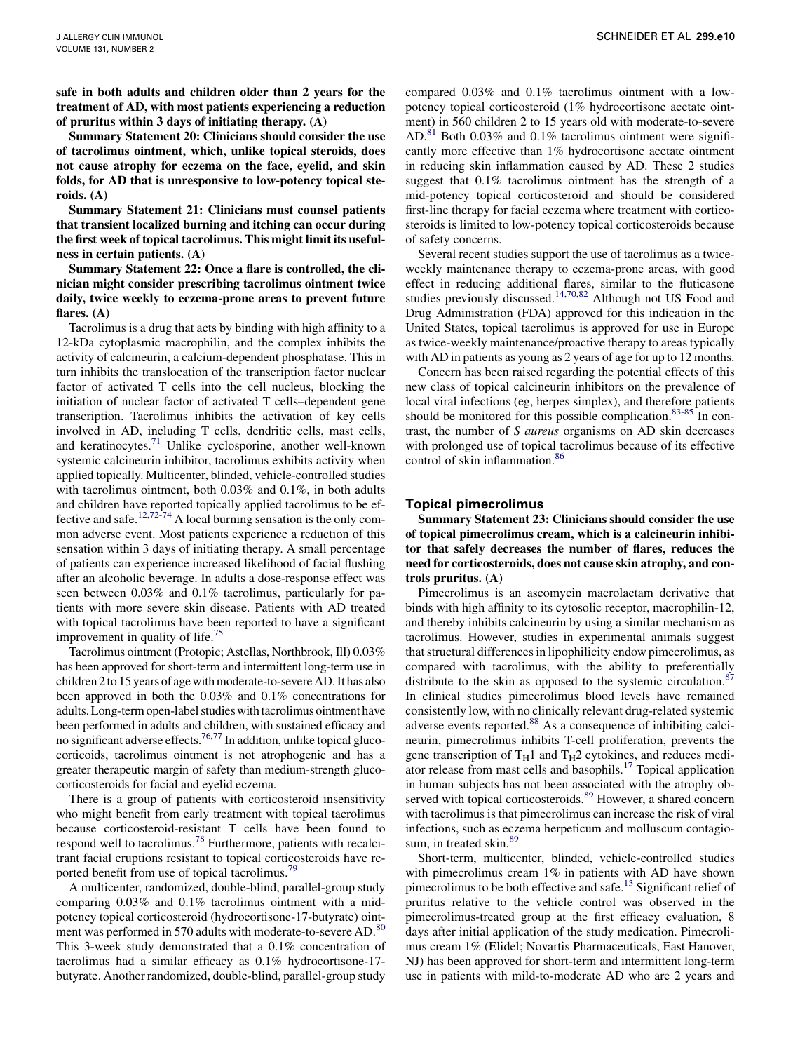**safe in both adults and children older than 2 years for the treatment of AD, with most patients experiencing a reduction of pruritus within 3 days of initiating therapy. (A)**

**Summary Statement 20: Clinicians should consider the use of tacrolimus ointment, which, unlike topical steroids, does not cause atrophy for eczema on the face, eyelid, and skin folds, for AD that is unresponsive to low-potency topical steroids. (A)**

**Summary Statement 21: Clinicians must counsel patients that transient localized burning and itching can occur during the first week of topical tacrolimus. This might limit its usefulness in certain patients. (A)**

**Summary Statement 22: Once a flare is controlled, the clinician might consider prescribing tacrolimus ointment twice daily, twice weekly to eczema-prone areas to prevent future flares. (A)**

Tacrolimus is a drug that acts by binding with high affinity to a 12-kDa cytoplasmic macrophilin, and the complex inhibits the activity of calcineurin, a calcium-dependent phosphatase. This in turn inhibits the translocation of the transcription factor nuclear factor of activated T cells into the cell nucleus, blocking the initiation of nuclear factor of activated T cells–dependent gene transcription. Tacrolimus inhibits the activation of key cells involved in AD, including T cells, dendritic cells, mast cells, and keratinocytes.[71] Unlike cyclosporine, another well-known systemic calcineurin inhibitor, tacrolimus exhibits activity when applied topically. Multicenter, blinded, vehicle-controlled studies with tacrolimus ointment, both 0.03% and 0.1%, in both adults and children have reported topically applied tacrolimus to be effective and safe.[12,72-74] A local burning sensation is the only common adverse event. Most patients experience a reduction of this sensation within 3 days of initiating therapy. A small percentage of patients can experience increased likelihood of facial flushing after an alcoholic beverage. In adults a dose-response effect was seen between 0.03% and 0.1% tacrolimus, particularly for patients with more severe skin disease. Patients with AD treated with topical tacrolimus have been reported to have a significant improvement in quality of life.[75]

Tacrolimus ointment (Protopic; Astellas, Northbrook, Ill) 0.03% has been approved for short-term and intermittent long-term use in children 2 to 15 years of age with moderate-to-severe AD. It has also been approved in both the 0.03% and 0.1% concentrations for adults. Long-term open-label studies with tacrolimus ointment have been performed in adults and children, with sustained efficacy and no significant adverse effects.[76,77] In addition, unlike topical glucocorticoids, tacrolimus ointment is not atrophogenic and has a greater therapeutic margin of safety than medium-strength glucocorticosteroids for facial and eyelid eczema.

There is a group of patients with corticosteroid insensitivity who might benefit from early treatment with topical tacrolimus because corticosteroid-resistant T cells have been found to respond well to tacrolimus.[78] Furthermore, patients with recalcitrant facial eruptions resistant to topical corticosteroids have reported benefit from use of topical tacrolimus.[79]

A multicenter, randomized, double-blind, parallel-group study comparing 0.03% and 0.1% tacrolimus ointment with a mid-potency topical corticosteroid (hydrocortisone-17-butyrate) ointment was performed in 570 adults with moderate-to-severe AD.[80] This 3-week study demonstrated that a 0.1% concentration of tacrolimus had a similar efficacy as 0.1% hydrocortisone-17-butyrate. Another randomized, double-blind, parallel-group study compared 0.03% and 0.1% tacrolimus ointment with a low-potency topical corticosteroid (1% hydrocortisone acetate ointment) in 560 children 2 to 15 years old with moderate-to-severe AD.[81] Both 0.03% and 0.1% tacrolimus ointment were significantly more effective than 1% hydrocortisone acetate ointment in reducing skin inflammation caused by AD. These 2 studies suggest that 0.1% tacrolimus ointment has the strength of a mid-potency topical corticosteroid and should be considered first-line therapy for facial eczema where treatment with corticosteroids is limited to low-potency topical corticosteroids because of safety concerns.

Several recent studies support the use of tacrolimus as a twice-weekly maintenance therapy to eczema-prone areas, with good effect in reducing additional flares, similar to the fluticasone studies previously discussed.[14,70,82] Although not US Food and Drug Administration (FDA) approved for this indication in the United States, topical tacrolimus is approved for use in Europe as twice-weekly maintenance/proactive therapy to areas typically with AD in patients as young as 2 years of age for up to 12 months.

Concern has been raised regarding the potential effects of this new class of topical calcineurin inhibitors on the prevalence of local viral infections (eg, herpes simplex), and therefore patients should be monitored for this possible complication.[83-85] In contrast, the number of *S aureus* organisms on AD skin decreases with prolonged use of topical tacrolimus because of its effective control of skin inflammation.[86]

## Topical pimecrolimus

**Summary Statement 23: Clinicians should consider the use of topical pimecrolimus cream, which is a calcineurin inhibitor that safely decreases the number of flares, reduces the need for corticosteroids, does not cause skin atrophy, and controls pruritus. (A)**

Pimecrolimus is an ascomycin macrolactam derivative that binds with high affinity to its cytosolic receptor, macrophilin-12, and thereby inhibits calcineurin by using a similar mechanism as tacrolimus. However, studies in experimental animals suggest that structural differences in lipophilicity endow pimecrolimus, as compared with tacrolimus, with the ability to preferentially distribute to the skin as opposed to the systemic circulation.[87] In clinical studies pimecrolimus blood levels have remained consistently low, with no clinically relevant drug-related systemic adverse events reported.[88] As a consequence of inhibiting calcineurin, pimecrolimus inhibits T-cell proliferation, prevents the gene transcription of $T_H1$ and $T_H2$ cytokines, and reduces mediator release from mast cells and basophils.[17] Topical application in human subjects has not been associated with the atrophy observed with topical corticosteroids.[89] However, a shared concern with tacrolimus is that pimecrolimus can increase the risk of viral infections, such as eczema herpeticum and molluscum contagiosum, in treated skin.[89]

Short-term, multicenter, blinded, vehicle-controlled studies with pimecrolimus cream 1% in patients with AD have shown pimecrolimus to be both effective and safe.[13] Significant relief of pruritus relative to the vehicle control was observed in the pimecrolimus-treated group at the first efficacy evaluation, 8 days after initial application of the study medication. Pimecrolimus cream 1% (Elidel; Novartis Pharmaceuticals, East Hanover, NJ) has been approved for short-term and intermittent long-term use in patients with mild-to-moderate AD who are 2 years and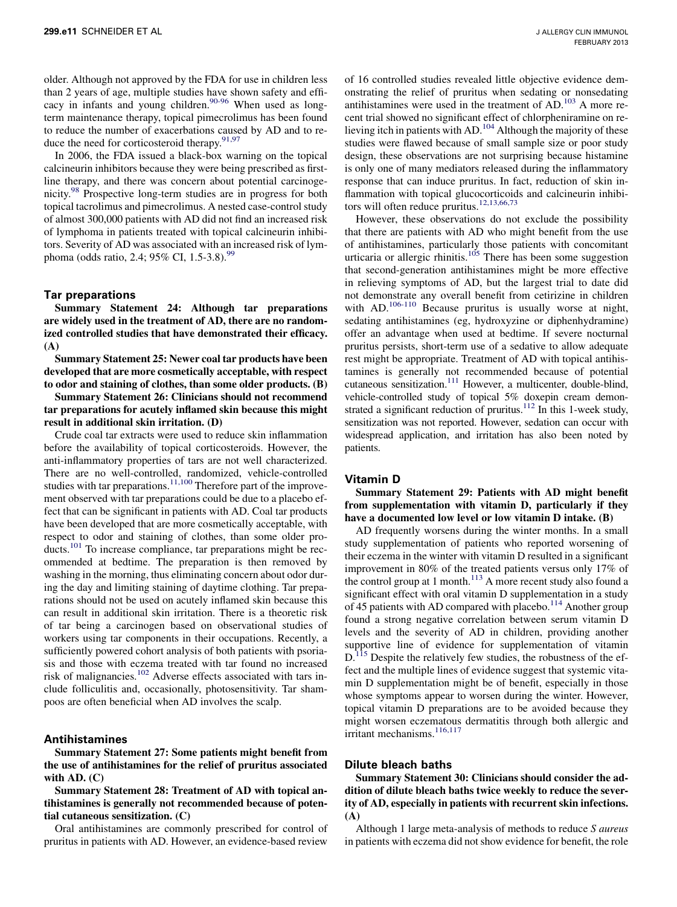older. Although not approved by the FDA for use in children less than 2 years of age, multiple studies have shown safety and efficacy in infants and young children.[90-96] When used as long-term maintenance therapy, topical pimecrolimus has been found to reduce the number of exacerbations caused by AD and to reduce the need for corticosteroid therapy.[91,97]

In 2006, the FDA issued a black-box warning on the topical calcineurin inhibitors because they were being prescribed as first-line therapy, and there was concern about potential carcinogenicity.[98] Prospective long-term studies are in progress for both topical tacrolimus and pimecrolimus. A nested case-control study of almost 300,000 patients with AD did not find an increased risk of lymphoma in patients treated with topical calcineurin inhibitors. Severity of AD was associated with an increased risk of lymphoma (odds ratio, 2.4; 95% CI, 1.5-3.8).[99]

### Tar preparations

**Summary Statement 24: Although tar preparations are widely used in the treatment of AD, there are no randomized controlled studies that have demonstrated their efficacy. (A)**

**Summary Statement 25: Newer coal tar products have been developed that are more cosmetically acceptable, with respect to odor and staining of clothes, than some older products. (B)**

**Summary Statement 26: Clinicians should not recommend tar preparations for acutely inflamed skin because this might result in additional skin irritation. (D)**

Crude coal tar extracts were used to reduce skin inflammation before the availability of topical corticosteroids. However, the anti-inflammatory properties of tars are not well characterized. There are no well-controlled, randomized, vehicle-controlled studies with tar preparations.[11,100] Therefore part of the improvement observed with tar preparations could be due to a placebo effect that can be significant in patients with AD. Coal tar products have been developed that are more cosmetically acceptable, with respect to odor and staining of clothes, than some older products.[101] To increase compliance, tar preparations might be recommended at bedtime. The preparation is then removed by washing in the morning, thus eliminating concern about odor during the day and limiting staining of daytime clothing. Tar preparations should not be used on acutely inflamed skin because this can result in additional skin irritation. There is a theoretic risk of tar being a carcinogen based on observational studies of workers using tar components in their occupations. Recently, a sufficiently powered cohort analysis of both patients with psoriasis and those with eczema treated with tar found no increased risk of malignancies.[102] Adverse effects associated with tars include folliculitis and, occasionally, photosensitivity. Tar shampoos are often beneficial when AD involves the scalp.

### Antihistamines

**Summary Statement 27: Some patients might benefit from the use of antihistamines for the relief of pruritus associated with AD. (C)**

**Summary Statement 28: Treatment of AD with topical antihistamines is generally not recommended because of potential cutaneous sensitization. (C)**

Oral antihistamines are commonly prescribed for control of pruritus in patients with AD. However, an evidence-based review of 16 controlled studies revealed little objective evidence demonstrating the relief of pruritus when sedating or nonsedating antihistamines were used in the treatment of AD.[103] A more recent trial showed no significant effect of chlorpheniramine on relieving itch in patients with AD.[104] Although the majority of these studies were flawed because of small sample size or poor study design, these observations are not surprising because histamine is only one of many mediators released during the inflammatory response that can induce pruritus. In fact, reduction of skin inflammation with topical glucocorticoids and calcineurin inhibitors will often reduce pruritus.[12,13,66,73]

However, these observations do not exclude the possibility that there are patients with AD who might benefit from the use of antihistamines, particularly those patients with concomitant urticaria or allergic rhinitis.[105] There has been some suggestion that second-generation antihistamines might be more effective in relieving symptoms of AD, but the largest trial to date did not demonstrate any overall benefit from cetirizine in children with AD.[106-110] Because pruritus is usually worse at night, sedating antihistamines (eg, hydroxyzine or diphenhydramine) offer an advantage when used at bedtime. If severe nocturnal pruritus persists, short-term use of a sedative to allow adequate rest might be appropriate. Treatment of AD with topical antihistamines is generally not recommended because of potential cutaneous sensitization.[111] However, a multicenter, double-blind, vehicle-controlled study of topical 5% doxepin cream demonstrated a significant reduction of pruritus.[112] In this 1-week study, sensitization was not reported. However, sedation can occur with widespread application, and irritation has also been noted by patients.

### Vitamin D

**Summary Statement 29: Patients with AD might benefit from supplementation with vitamin D, particularly if they have a documented low level or low vitamin D intake. (B)**

AD frequently worsens during the winter months. In a small study supplementation of patients who reported worsening of their eczema in the winter with vitamin D resulted in a significant improvement in 80% of the treated patients versus only 17% of the control group at 1 month.[113] A more recent study also found a significant effect with oral vitamin D supplementation in a study of 45 patients with AD compared with placebo.[114] Another group found a strong negative correlation between serum vitamin D levels and the severity of AD in children, providing another supportive line of evidence for supplementation of vitamin D.[115] Despite the relatively few studies, the robustness of the effect and the multiple lines of evidence suggest that systemic vitamin D supplementation might be of benefit, especially in those whose symptoms appear to worsen during the winter. However, topical vitamin D preparations are to be avoided because they might worsen eczematous dermatitis through both allergic and irritant mechanisms.[116,117]

### Dilute bleach baths

**Summary Statement 30: Clinicians should consider the addition of dilute bleach baths twice weekly to reduce the severity of AD, especially in patients with recurrent skin infections. (A)**

Although 1 large meta-analysis of methods to reduce *S aureus* in patients with eczema did not show evidence for benefit, the role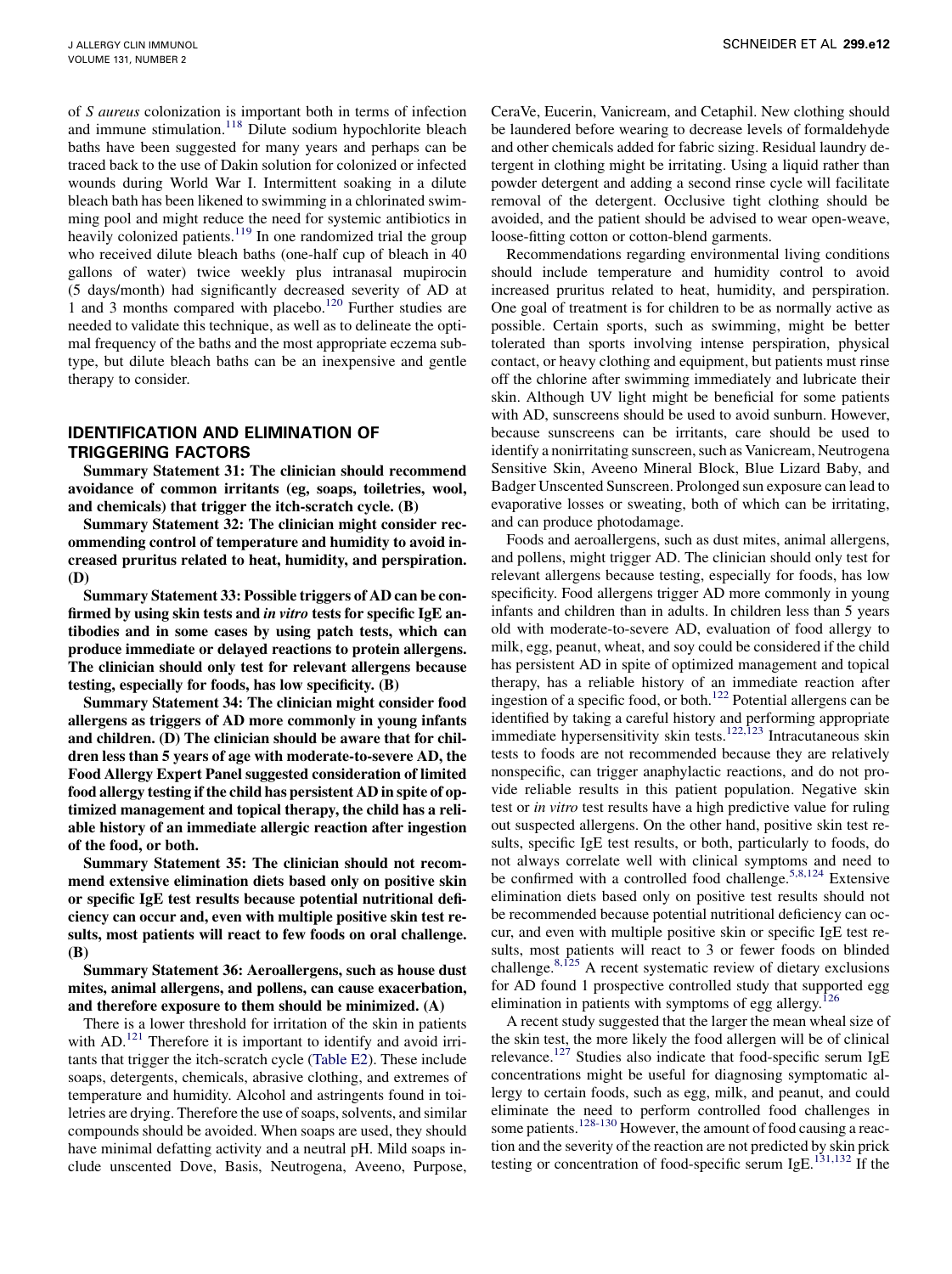of *S aureus* colonization is important both in terms of infection and immune stimulation.[118] Dilute sodium hypochlorite bleach baths have been suggested for many years and perhaps can be traced back to the use of Dakin solution for colonized or infected wounds during World War I. Intermittent soaking in a dilute bleach bath has been likened to swimming in a chlorinated swimming pool and might reduce the need for systemic antibiotics in heavily colonized patients.[119] In one randomized trial the group who received dilute bleach baths (one-half cup of bleach in 40 gallons of water) twice weekly plus intranasal mupirocin (5 days/month) had significantly decreased severity of AD at 1 and 3 months compared with placebo.[120] Further studies are needed to validate this technique, as well as to delineate the optimal frequency of the baths and the most appropriate eczema subtype, but dilute bleach baths can be an inexpensive and gentle therapy to consider.

## IDENTIFICATION AND ELIMINATION OF TRIGGERING FACTORS

**Summary Statement 31: The clinician should recommend avoidance of common irritants (eg, soaps, toiletries, wool, and chemicals) that trigger the itch-scratch cycle. (B)**

**Summary Statement 32: The clinician might consider recommending control of temperature and humidity to avoid increased pruritus related to heat, humidity, and perspiration. (D)**

**Summary Statement 33: Possible triggers of AD can be confirmed by using skin tests and *in vitro* tests for specific IgE antibodies and in some cases by using patch tests, which can produce immediate or delayed reactions to protein allergens. The clinician should only test for relevant allergens because testing, especially for foods, has low specificity. (B)**

**Summary Statement 34: The clinician might consider food allergens as triggers of AD more commonly in young infants and children. (D) The clinician should be aware that for children less than 5 years of age with moderate-to-severe AD, the Food Allergy Expert Panel suggested consideration of limited food allergy testing if the child has persistent AD in spite of optimized management and topical therapy, the child has a reliable history of an immediate allergic reaction after ingestion of the food, or both.**

**Summary Statement 35: The clinician should not recommend extensive elimination diets based only on positive skin or specific IgE test results because potential nutritional deficiency can occur and, even with multiple positive skin test results, most patients will react to few foods on oral challenge. (B)**

**Summary Statement 36: Aeroallergens, such as house dust mites, animal allergens, and pollens, can cause exacerbation, and therefore exposure to them should be minimized. (A)**

There is a lower threshold for irritation of the skin in patients with AD.[121] Therefore it is important to identify and avoid irritants that trigger the itch-scratch cycle (Table E2). These include soaps, detergents, chemicals, abrasive clothing, and extremes of temperature and humidity. Alcohol and astringents found in toiletries are drying. Therefore the use of soaps, solvents, and similar compounds should be avoided. When soaps are used, they should have minimal defatting activity and a neutral pH. Mild soaps include unscented Dove, Basis, Neutrogena, Aveeno, Purpose, CeraVe, Eucerin, Vanicream, and Cetaphil. New clothing should be laundered before wearing to decrease levels of formaldehyde and other chemicals added for fabric sizing. Residual laundry detergent in clothing might be irritating. Using a liquid rather than powder detergent and adding a second rinse cycle will facilitate removal of the detergent. Occlusive tight clothing should be avoided, and the patient should be advised to wear open-weave, loose-fitting cotton or cotton-blend garments.

Recommendations regarding environmental living conditions should include temperature and humidity control to avoid increased pruritus related to heat, humidity, and perspiration. One goal of treatment is for children to be as normally active as possible. Certain sports, such as swimming, might be better tolerated than sports involving intense perspiration, physical contact, or heavy clothing and equipment, but patients must rinse off the chlorine after swimming immediately and lubricate their skin. Although UV light might be beneficial for some patients with AD, sunscreens should be used to avoid sunburn. However, because sunscreens can be irritants, care should be used to identify a nonirritating sunscreen, such as Vanicream, Neutrogena Sensitive Skin, Aveeno Mineral Block, Blue Lizard Baby, and Badger Unscented Sunscreen. Prolonged sun exposure can lead to evaporative losses or sweating, both of which can be irritating, and can produce photodamage.

Foods and aeroallergens, such as dust mites, animal allergens, and pollens, might trigger AD. The clinician should only test for relevant allergens because testing, especially for foods, has low specificity. Food allergens trigger AD more commonly in young infants and children than in adults. In children less than 5 years old with moderate-to-severe AD, evaluation of food allergy to milk, egg, peanut, wheat, and soy could be considered if the child has persistent AD in spite of optimized management and topical therapy, has a reliable history of an immediate reaction after ingestion of a specific food, or both.[122] Potential allergens can be identified by taking a careful history and performing appropriate immediate hypersensitivity skin tests.[122,123] Intracutaneous skin tests to foods are not recommended because they are relatively nonspecific, can trigger anaphylactic reactions, and do not provide reliable results in this patient population. Negative skin test or *in vitro* test results have a high predictive value for ruling out suspected allergens. On the other hand, positive skin test results, specific IgE test results, or both, particularly to foods, do not always correlate well with clinical symptoms and need to be confirmed with a controlled food challenge.[5,8,124] Extensive elimination diets based only on positive test results should not be recommended because potential nutritional deficiency can occur, and even with multiple positive skin or specific IgE test results, most patients will react to 3 or fewer foods on blinded challenge.[8,125] A recent systematic review of dietary exclusions for AD found 1 prospective controlled study that supported egg elimination in patients with symptoms of egg allergy.[126]

A recent study suggested that the larger the mean wheal size of the skin test, the more likely the food allergen will be of clinical relevance.[127] Studies also indicate that food-specific serum IgE concentrations might be useful for diagnosing symptomatic allergy to certain foods, such as egg, milk, and peanut, and could eliminate the need to perform controlled food challenges in some patients.[128-130] However, the amount of food causing a reaction and the severity of the reaction are not predicted by skin prick testing or concentration of food-specific serum IgE.[131,132] If the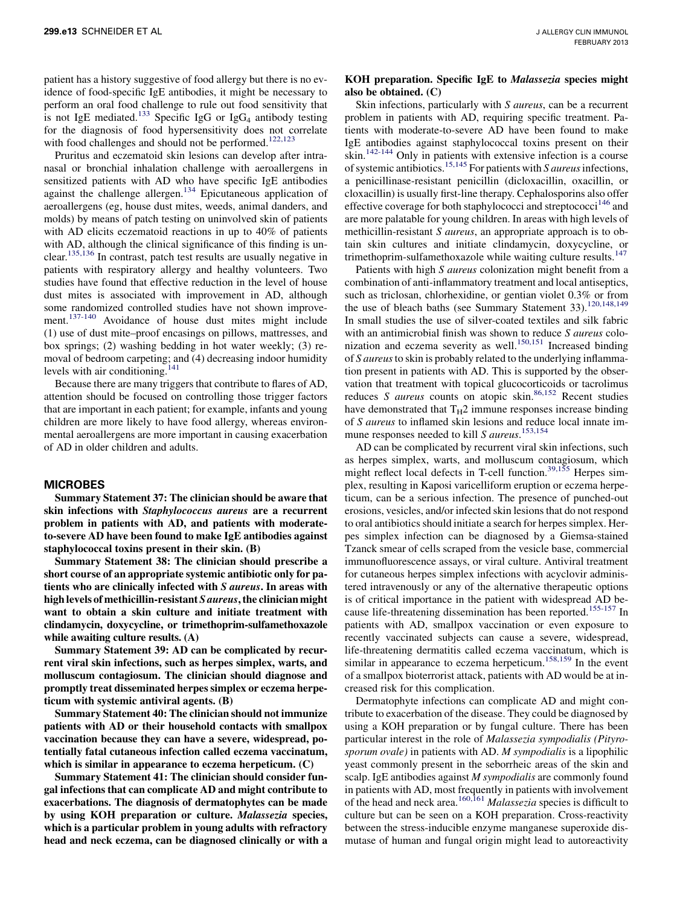patient has a history suggestive of food allergy but there is no evidence of food-specific IgE antibodies, it might be necessary to perform an oral food challenge to rule out food sensitivity that is not IgE mediated.[133] Specific IgG or $IgG_4$ antibody testing for the diagnosis of food hypersensitivity does not correlate with food challenges and should not be performed.[122,123]

Pruritus and eczematoid skin lesions can develop after intranasal or bronchial inhalation challenge with aeroallergens in sensitized patients with AD who have specific IgE antibodies against the challenge allergen.[134] Epicutaneous application of aeroallergens (eg, house dust mites, weeds, animal danders, and molds) by means of patch testing on uninvolved skin of patients with AD elicits eczematoid reactions in up to 40% of patients with AD, although the clinical significance of this finding is unclear.[135,136] In contrast, patch test results are usually negative in patients with respiratory allergy and healthy volunteers. Two studies have found that effective reduction in the level of house dust mites is associated with improvement in AD, although some randomized controlled studies have not shown improvement.[137-140] Avoidance of house dust mites might include (1) use of dust mite–proof encasings on pillows, mattresses, and box springs; (2) washing bedding in hot water weekly; (3) removal of bedroom carpeting; and (4) decreasing indoor humidity levels with air conditioning.[141]

Because there are many triggers that contribute to flares of AD, attention should be focused on controlling those trigger factors that are important in each patient; for example, infants and young children are more likely to have food allergy, whereas environmental aeroallergens are more important in causing exacerbation of AD in older children and adults.

## MICROBES

**Summary Statement 37: The clinician should be aware that skin infections with *Staphylococcus aureus* are a recurrent problem in patients with AD, and patients with moderate-to-severe AD have been found to make IgE antibodies against staphylococcal toxins present in their skin. (B)**

**Summary Statement 38: The clinician should prescribe a short course of an appropriate systemic antibiotic only for patients who are clinically infected with *S aureus*. In areas with high levels of methicillin-resistant *S aureus*, the clinician might want to obtain a skin culture and initiate treatment with clindamycin, doxycycline, or trimethoprim-sulfamethoxazole while awaiting culture results. (A)**

**Summary Statement 39: AD can be complicated by recurrent viral skin infections, such as herpes simplex, warts, and molluscum contagiosum. The clinician should diagnose and promptly treat disseminated herpes simplex or eczema herpeticum with systemic antiviral agents. (B)**

**Summary Statement 40: The clinician should not immunize patients with AD or their household contacts with smallpox vaccination because they can have a severe, widespread, potentially fatal cutaneous infection called eczema vaccinatum, which is similar in appearance to eczema herpeticum. (C)**

**Summary Statement 41: The clinician should consider fungal infections that can complicate AD and might contribute to exacerbations. The diagnosis of dermatophytes can be made by using KOH preparation or culture. *Malassezia* species, which is a particular problem in young adults with refractory head and neck eczema, can be diagnosed clinically or with a KOH preparation. Specific IgE to *Malassezia* species might also be obtained. (C)**

Skin infections, particularly with *S aureus*, can be a recurrent problem in patients with AD, requiring specific treatment. Patients with moderate-to-severe AD have been found to make IgE antibodies against staphylococcal toxins present on their skin.[142-144] Only in patients with extensive infection is a course of systemic antibiotics.[15,145] For patients with *S aureus* infections, a penicillinase-resistant penicillin (dicloxacillin, oxacillin, or cloxacillin) is usually first-line therapy. Cephalosporins also offer effective coverage for both staphylococci and streptococci[146] and are more palatable for young children. In areas with high levels of methicillin-resistant *S aureus*, an appropriate approach is to obtain skin cultures and initiate clindamycin, doxycycline, or trimethoprim-sulfamethoxazole while waiting culture results.[147]

Patients with high *S aureus* colonization might benefit from a combination of anti-inflammatory treatment and local antiseptics, such as triclosan, chlorhexidine, or gentian violet 0.3% or from the use of bleach baths (see Summary Statement 33).[120,148,149] In small studies the use of silver-coated textiles and silk fabric with an antimicrobial finish was shown to reduce *S aureus* colonization and eczema severity as well.[150,151] Increased binding of *S aureus* to skin is probably related to the underlying inflammation present in patients with AD. This is supported by the observation that treatment with topical glucocorticoids or tacrolimus reduces *S aureus* counts on atopic skin.[86,152] Recent studies have demonstrated that $T_H2$ immune responses increase binding of *S aureus* to inflamed skin lesions and reduce local innate immune responses needed to kill *S aureus*.[153,154]

AD can be complicated by recurrent viral skin infections, such as herpes simplex, warts, and molluscum contagiosum, which might reflect local defects in T-cell function.[39,155] Herpes simplex, resulting in Kaposi varicelliform eruption or eczema herpeticum, can be a serious infection. The presence of punched-out erosions, vesicles, and/or infected skin lesions that do not respond to oral antibiotics should initiate a search for herpes simplex. Herpes simplex infection can be diagnosed by a Giemsa-stained Tzanck smear of cells scraped from the vesicle base, commercial immunofluorescence assays, or viral culture. Antiviral treatment for cutaneous herpes simplex infections with acyclovir administered intravenously or any of the alternative therapeutic options is of critical importance in the patient with widespread AD because life-threatening dissemination has been reported.[155-157] In patients with AD, smallpox vaccination or even exposure to recently vaccinated subjects can cause a severe, widespread, life-threatening dermatitis called eczema vaccinatum, which is similar in appearance to eczema herpeticum.[158,159] In the event of a smallpox bioterrorist attack, patients with AD would be at increased risk for this complication.

Dermatophyte infections can complicate AD and might contribute to exacerbation of the disease. They could be diagnosed by using a KOH preparation or by fungal culture. There has been particular interest in the role of *Malassezia sympodialis (Pityrosporum ovale)* in patients with AD. *M sympodialis* is a lipophilic yeast commonly present in the seborrheic areas of the skin and scalp. IgE antibodies against *M sympodialis* are commonly found in patients with AD, most frequently in patients with involvement of the head and neck area.[160,161] *Malassezia* species is difficult to culture but can be seen on a KOH preparation. Cross-reactivity between the stress-inducible enzyme manganese superoxide dismutase of human and fungal origin might lead to autoreactivity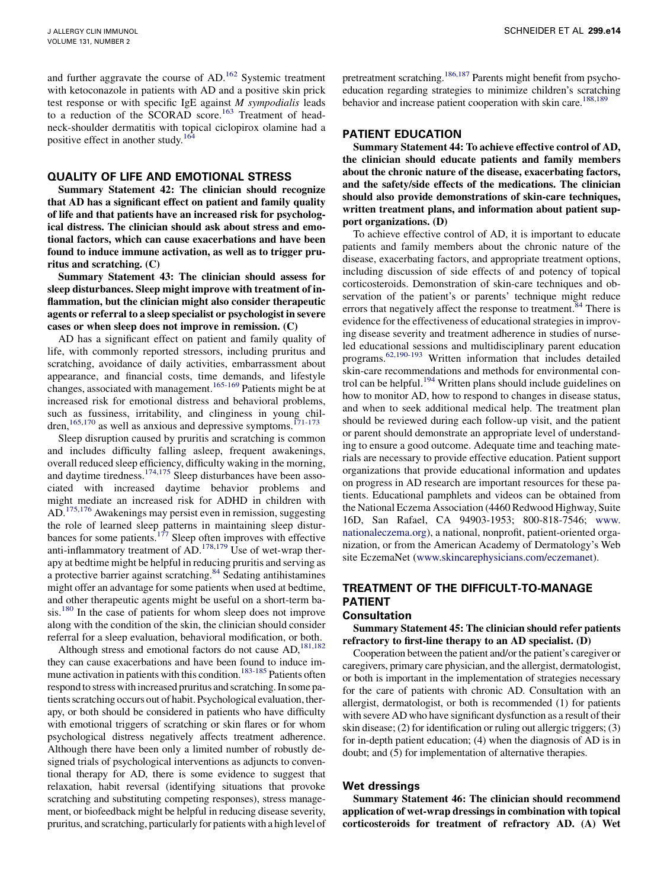and further aggravate the course of AD.[162] Systemic treatment with ketoconazole in patients with AD and a positive skin prick test response or with specific IgE against *M sympodialis* leads to a reduction of the SCORAD score.[163] Treatment of head-neck-shoulder dermatitis with topical ciclopirox olamine had a positive effect in another study.[164]

## QUALITY OF LIFE AND EMOTIONAL STRESS

**Summary Statement 42: The clinician should recognize that AD has a significant effect on patient and family quality of life and that patients have an increased risk for psychological distress. The clinician should ask about stress and emotional factors, which can cause exacerbations and have been found to induce immune activation, as well as to trigger pruritus and scratching. (C)**

**Summary Statement 43: The clinician should assess for sleep disturbances. Sleep might improve with treatment of inflammation, but the clinician might also consider therapeutic agents or referral to a sleep specialist or psychologist in severe cases or when sleep does not improve in remission. (C)**

AD has a significant effect on patient and family quality of life, with commonly reported stressors, including pruritus and scratching, avoidance of daily activities, embarrassment about appearance, and financial costs, time demands, and lifestyle changes, associated with management.[165-169] Patients might be at increased risk for emotional distress and behavioral problems, such as fussiness, irritability, and clinginess in young children,[165,170] as well as anxious and depressive symptoms.[171-173]

Sleep disruption caused by pruritis and scratching is common and includes difficulty falling asleep, frequent awakenings, overall reduced sleep efficiency, difficulty waking in the morning, and daytime tiredness.[174,175] Sleep disturbances have been associated with increased daytime behavior problems and might mediate an increased risk for ADHD in children with AD.[175,176] Awakenings may persist even in remission, suggesting the role of learned sleep patterns in maintaining sleep disturbances for some patients.[177] Sleep often improves with effective anti-inflammatory treatment of AD.[178,179] Use of wet-wrap therapy at bedtime might be helpful in reducing pruritis and serving as a protective barrier against scratching.[84] Sedating antihistamines might offer an advantage for some patients when used at bedtime, and other therapeutic agents might be useful on a short-term basis.[180] In the case of patients for whom sleep does not improve along with the condition of the skin, the clinician should consider referral for a sleep evaluation, behavioral modification, or both.

Although stress and emotional factors do not cause AD,[181,182] they can cause exacerbations and have been found to induce immune activation in patients with this condition.[183-185] Patients often respond to stress with increased pruritus and scratching. In some patients scratching occurs out of habit. Psychological evaluation, therapy, or both should be considered in patients who have difficulty with emotional triggers of scratching or skin flares or for whom psychological distress negatively affects treatment adherence. Although there have been only a limited number of robustly designed trials of psychological interventions as adjuncts to conventional therapy for AD, there is some evidence to suggest that relaxation, habit reversal (identifying situations that provoke scratching and substituting competing responses), stress management, or biofeedback might be helpful in reducing disease severity, pruritus, and scratching, particularly for patients with a high level of pretreatment scratching.[186,187] Parents might benefit from psychoeducation regarding strategies to minimize children's scratching behavior and increase patient cooperation with skin care.[188,189]

## PATIENT EDUCATION

**Summary Statement 44: To achieve effective control of AD, the clinician should educate patients and family members about the chronic nature of the disease, exacerbating factors, and the safety/side effects of the medications. The clinician should also provide demonstrations of skin-care techniques, written treatment plans, and information about patient support organizations. (D)**

To achieve effective control of AD, it is important to educate patients and family members about the chronic nature of the disease, exacerbating factors, and appropriate treatment options, including discussion of side effects of and potency of topical corticosteroids. Demonstration of skin-care techniques and observation of the patient's or parents' technique might reduce errors that negatively affect the response to treatment.[84] There is evidence for the effectiveness of educational strategies in improving disease severity and treatment adherence in studies of nurse-led educational sessions and multidisciplinary parent education programs.[62,190-193] Written information that includes detailed skin-care recommendations and methods for environmental control can be helpful.[194] Written plans should include guidelines on how to monitor AD, how to respond to changes in disease status, and when to seek additional medical help. The treatment plan should be reviewed during each follow-up visit, and the patient or parent should demonstrate an appropriate level of understanding to ensure a good outcome. Adequate time and teaching materials are necessary to provide effective education. Patient support organizations that provide educational information and updates on progress in AD research are important resources for these patients. Educational pamphlets and videos can be obtained from the National Eczema Association (4460 Redwood Highway, Suite 16D, San Rafael, CA 94903-1953; 800-818-7546; www.nationaleczema.org), a national, nonprofit, patient-oriented organization, or from the American Academy of Dermatology's Web site EczemaNet (www.skincarephysicians.com/eczemanet).

## TREATMENT OF THE DIFFICULT-TO-MANAGE PATIENT

### Consultation

**Summary Statement 45: The clinician should refer patients refractory to first-line therapy to an AD specialist. (D)**

Cooperation between the patient and/or the patient's caregiver or caregivers, primary care physician, and the allergist, dermatologist, or both is important in the implementation of strategies necessary for the care of patients with chronic AD. Consultation with an allergist, dermatologist, or both is recommended (1) for patients with severe AD who have significant dysfunction as a result of their skin disease; (2) for identification or ruling out allergic triggers; (3) for in-depth patient education; (4) when the diagnosis of AD is in doubt; and (5) for implementation of alternative therapies.

### Wet dressings

**Summary Statement 46: The clinician should recommend application of wet-wrap dressings in combination with topical corticosteroids for treatment of refractory AD. (A) Wet**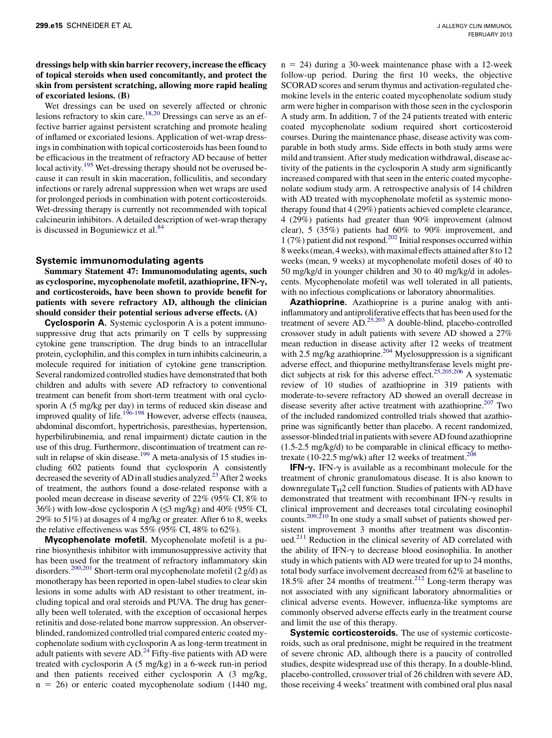**dressings help with skin barrier recovery, increase the efficacy of topical steroids when used concomitantly, and protect the skin from persistent scratching, allowing more rapid healing of excoriated lesions. (B)**

Wet dressings can be used on severely affected or chronic lesions refractory to skin care.[18,20] Dressings can serve as an effective barrier against persistent scratching and promote healing of inflamed or excoriated lesions. Application of wet-wrap dressings in combination with topical corticosteroids has been found to be efficacious in the treatment of refractory AD because of better local activity.[195] Wet-dressing therapy should not be overused because it can result in skin maceration, folliculitis, and secondary infections or rarely adrenal suppression when wet wraps are used for prolonged periods in combination with potent corticosteroids. Wet-dressing therapy is currently not recommended with topical calcineurin inhibitors. A detailed description of wet-wrap therapy is discussed in Boguniewicz et al.[84]

## Systemic immunomodulating agents

**Summary Statement 47: Immunomodulating agents, such as cyclosporine, mycophenolate mofetil, azathioprine, IFN-γ, and corticosteroids, have been shown to provide benefit for patients with severe refractory AD, although the clinician should consider their potential serious adverse effects. (A)**

**Cyclosporin A.** Systemic cyclosporin A is a potent immunosuppressive drug that acts primarily on T cells by suppressing cytokine gene transcription. The drug binds to an intracellular protein, cyclophilin, and this complex in turn inhibits calcineurin, a molecule required for initiation of cytokine gene transcription. Several randomized controlled studies have demonstrated that both children and adults with severe AD refractory to conventional treatment can benefit from short-term treatment with oral cyclosporin A (5 mg/kg per day) in terms of reduced skin disease and improved quality of life.[196-198] However, adverse effects (nausea, abdominal discomfort, hypertrichosis, paresthesias, hypertension, hyperbilirubinemia, and renal impairment) dictate caution in the use of this drug. Furthermore, discontinuation of treatment can result in relapse of skin disease.[199] A meta-analysis of 15 studies including 602 patients found that cyclosporin A consistently decreased the severity of AD in all studies analyzed.[23] After 2 weeks of treatment, the authors found a dose-related response with a pooled mean decrease in disease severity of 22% (95% CI, 8% to 36%) with low-dose cyclosporin A (≤3 mg/kg) and 40% (95% CI, 29% to 51%) at dosages of 4 mg/kg or greater. After 6 to 8, weeks the relative effectiveness was 55% (95% CI, 48% to 62%).

**Mycophenolate mofetil.** Mycophenolate mofetil is a purine biosynthesis inhibitor with immunosuppressive activity that has been used for the treatment of refractory inflammatory skin disorders.[200,201] Short-term oral mycophenolate mofetil (2 g/d) as monotherapy has been reported in open-label studies to clear skin lesions in some adults with AD resistant to other treatment, including topical and oral steroids and PUVA. The drug has generally been well tolerated, with the exception of occasional herpes retinitis and dose-related bone marrow suppression. An observer-blinded, randomized controlled trial compared enteric coated mycophenolate sodium with cyclosporin A as long-term treatment in adult patients with severe AD.[24] Fifty-five patients with AD were treated with cyclosporin A (5 mg/kg) in a 6-week run-in period and then patients received either cyclosporin A (3 mg/kg, n = 26) or enteric coated mycophenolate sodium (1440 mg, n = 24) during a 30-week maintenance phase with a 12-week follow-up period. During the first 10 weeks, the objective SCORAD scores and serum thymus and activation-regulated chemokine levels in the enteric coated mycophenolate sodium study arm were higher in comparison with those seen in the cyclosporin A study arm. In addition, 7 of the 24 patients treated with enteric coated mycophenolate sodium required short corticosteroid courses. During the maintenance phase, disease activity was comparable in both study arms. Side effects in both study arms were mild and transient. After study medication withdrawal, disease activity of the patients in the cyclosporin A study arm significantly increased compared with that seen in the enteric coated mycophenolate sodium study arm. A retrospective analysis of 14 children with AD treated with mycophenolate mofetil as systemic monotherapy found that 4 (29%) patients achieved complete clearance, 4 (29%) patients had greater than 90% improvement (almost clear), 5 (35%) patients had 60% to 90% improvement, and 1 (7%) patient did not respond.[202] Initial responses occurred within 8 weeks (mean, 4 weeks), with maximal effects attained after 8 to 12 weeks (mean, 9 weeks) at mycophenolate mofetil doses of 40 to 50 mg/kg/d in younger children and 30 to 40 mg/kg/d in adolescents. Mycophenolate mofetil was well tolerated in all patients, with no infectious complications or laboratory abnormalities.

**Azathioprine.** Azathioprine is a purine analog with anti-inflammatory and antiproliferative effects that has been used for the treatment of severe AD.[25,203] A double-blind, placebo-controlled crossover study in adult patients with severe AD showed a 27% mean reduction in disease activity after 12 weeks of treatment with 2.5 mg/kg azathioprine.[204] Myelosuppression is a significant adverse effect, and thiopurine methyltransferase levels might predict subjects at risk for this adverse effect.[25,205,206] A systematic review of 10 studies of azathioprine in 319 patients with moderate-to-severe refractory AD showed an overall decrease in disease severity after active treatment with azathioprine.[207] Two of the included randomized controlled trials showed that azathioprine was significantly better than placebo. A recent randomized, assessor-blinded trial in patients with severe AD found azathioprine (1.5-2.5 mg/kg/d) to be comparable in clinical efficacy to methotrexate (10-22.5 mg/wk) after 12 weeks of treatment.[208]

**IFN-γ.** IFN-γ is available as a recombinant molecule for the treatment of chronic granulomatous disease. It is also known to downregulate $T_H2$ cell function. Studies of patients with AD have demonstrated that treatment with recombinant IFN-γ results in clinical improvement and decreases total circulating eosinophil counts.[209,210] In one study a small subset of patients showed persistent improvement 3 months after treatment was discontinued.[211] Reduction in the clinical severity of AD correlated with the ability of IFN-γ to decrease blood eosinophilia. In another study in which patients with AD were treated for up to 24 months, total body surface involvement decreased from 62% at baseline to 18.5% after 24 months of treatment.[212] Long-term therapy was not associated with any significant laboratory abnormalities or clinical adverse events. However, influenza-like symptoms are commonly observed adverse effects early in the treatment course and limit the use of this therapy.

**Systemic corticosteroids.** The use of systemic corticosteroids, such as oral prednisone, might be required in the treatment of severe chronic AD, although there is a paucity of controlled studies, despite widespread use of this therapy. In a double-blind, placebo-controlled, crossover trial of 26 children with severe AD, those receiving 4 weeks' treatment with combined oral plus nasal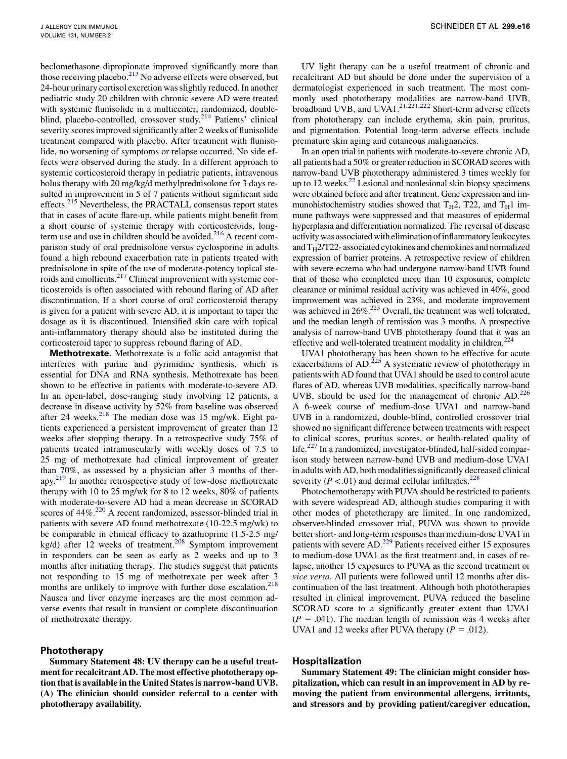beclomethasone dipropionate improved significantly more than those receiving placebo.[213] No adverse effects were observed, but 24-hour urinary cortisol excretion was slightly reduced. In another pediatric study 20 children with chronic severe AD were treated with systemic flunisolide in a multicenter, randomized, double-blind, placebo-controlled, crossover study.[214] Patients' clinical severity scores improved significantly after 2 weeks of flunisolide treatment compared with placebo. After treatment with flunisolide, no worsening of symptoms or relapse occurred. No side effects were observed during the study. In a different approach to systemic corticosteroid therapy in pediatric patients, intravenous bolus therapy with 20 mg/kg/d methylprednisolone for 3 days resulted in improvement in 5 of 7 patients without significant side effects.[215] Nevertheless, the PRACTALL consensus report states that in cases of acute flare-up, while patients might benefit from a short course of systemic therapy with corticosteroids, long-term use and use in children should be avoided.[216] A recent comparison study of oral prednisolone versus cyclosporine in adults found a high rebound exacerbation rate in patients treated with prednisolone in spite of the use of moderate-potency topical steroids and emollients.[217] Clinical improvement with systemic corticosteroids is often associated with rebound flaring of AD after discontinuation. If a short course of oral corticosteroid therapy is given for a patient with severe AD, it is important to taper the dosage as it is discontinued. Intensified skin care with topical anti-inflammatory therapy should also be instituted during the corticosteroid taper to suppress rebound flaring of AD.

**Methotrexate.** Methotrexate is a folic acid antagonist that interferes with purine and pyrimidine synthesis, which is essential for DNA and RNA synthesis. Methotrexate has been shown to be effective in patients with moderate-to-severe AD. In an open-label, dose-ranging study involving 12 patients, a decrease in disease activity by 52% from baseline was observed after 24 weeks.[218] The median dose was 15 mg/wk. Eight patients experienced a persistent improvement of greater than 12 weeks after stopping therapy. In a retrospective study 75% of patients treated intramuscularly with weekly doses of 7.5 to 25 mg of methotrexate had clinical improvement of greater than 70%, as assessed by a physician after 3 months of therapy.[219] In another retrospective study of low-dose methotrexate therapy with 10 to 25 mg/wk for 8 to 12 weeks, 80% of patients with moderate-to-severe AD had a mean decrease in SCORAD scores of 44%.[220] A recent randomized, assessor-blinded trial in patients with severe AD found methotrexate (10-22.5 mg/wk) to be comparable in clinical efficacy to azathioprine (1.5-2.5 mg/kg/d) after 12 weeks of treatment.[208] Symptom improvement in responders can be seen as early as 2 weeks and up to 3 months after initiating therapy. The studies suggest that patients not responding to 15 mg of methotrexate per week after 3 months are unlikely to improve with further dose escalation.[218] Nausea and liver enzyme increases are the most common adverse events that result in transient or complete discontinuation of methotrexate therapy.

## Phototherapy

**Summary Statement 48: UV therapy can be a useful treatment for recalcitrant AD. The most effective phototherapy option that is available in the United States is narrow-band UVB. (A) The clinician should consider referral to a center with phototherapy availability.**

UV light therapy can be a useful treatment of chronic and recalcitrant AD but should be done under the supervision of a dermatologist experienced in such treatment. The most commonly used phototherapy modalities are narrow-band UVB, broadband UVB, and UVA1.[21,221,222] Short-term adverse effects from phototherapy can include erythema, skin pain, pruritus, and pigmentation. Potential long-term adverse effects include premature skin aging and cutaneous malignancies.

In an open trial in patients with moderate-to-severe chronic AD, all patients had a 50% or greater reduction in SCORAD scores with narrow-band UVB phototherapy administered 3 times weekly for up to 12 weeks.[22] Lesional and nonlesional skin biopsy specimens were obtained before and after treatment. Gene expression and immunohistochemistry studies showed that $T_H2$, T22, and $T_H1$ immune pathways were suppressed and that measures of epidermal hyperplasia and differentiation normalized. The reversal of disease activity was associated with elimination of inflammatory leukocytes and $T_H2$/T22- associated cytokines and chemokines and normalized expression of barrier proteins. A retrospective review of children with severe eczema who had undergone narrow-band UVB found that of those who completed more than 10 exposures, complete clearance or minimal residual activity was achieved in 40%, good improvement was achieved in 23%, and moderate improvement was achieved in 26%.[223] Overall, the treatment was well tolerated, and the median length of remission was 3 months. A prospective analysis of narrow-band UVB phototherapy found that it was an effective and well-tolerated treatment modality in children.[224]

UVA1 phototherapy has been shown to be effective for acute exacerbations of AD.[225] A systematic review of phototherapy in patients with AD found that UVA1 should be used to control acute flares of AD, whereas UVB modalities, specifically narrow-band UVB, should be used for the management of chronic AD.[226] A 6-week course of medium-dose UVA1 and narrow-band UVB in a randomized, double-blind, controlled crossover trial showed no significant difference between treatments with respect to clinical scores, pruritus scores, or health-related quality of life.[227] In a randomized, investigator-blinded, half-sided comparison study between narrow-band UVB and medium-dose UVA1 in adults with AD, both modalities significantly decreased clinical severity ($P < .01$) and dermal cellular infiltrates.[228]

Photochemotherapy with PUVA should be restricted to patients with severe widespread AD, although studies comparing it with other modes of phototherapy are limited. In one randomized, observer-blinded crossover trial, PUVA was shown to provide better short- and long-term responses than medium-dose UVA1 in patients with severe AD.[229] Patients received either 15 exposures to medium-dose UVA1 as the first treatment and, in cases of relapse, another 15 exposures to PUVA as the second treatment or *vice versa*. All patients were followed until 12 months after discontinuation of the last treatment. Although both phototherapies resulted in clinical improvement, PUVA reduced the baseline SCORAD score to a significantly greater extent than UVA1 ($P = .041$). The median length of remission was 4 weeks after UVA1 and 12 weeks after PUVA therapy ($P = .012$).

## Hospitalization

**Summary Statement 49: The clinician might consider hospitalization, which can result in an improvement in AD by removing the patient from environmental allergens, irritants, and stressors and by providing patient/caregiver education,**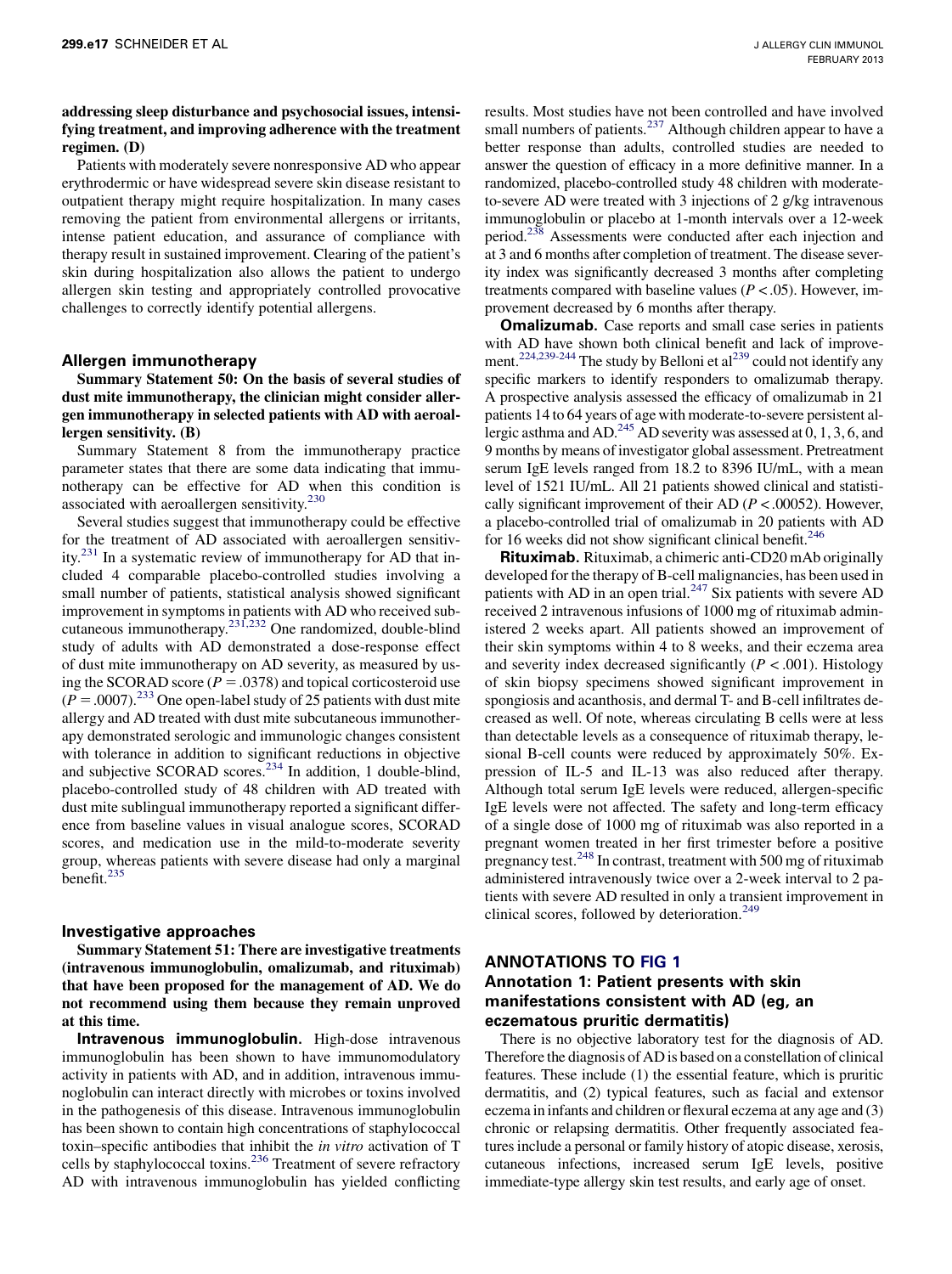**addressing sleep disturbance and psychosocial issues, intensifying treatment, and improving adherence with the treatment regimen. (D)**

Patients with moderately severe nonresponsive AD who appear erythrodermic or have widespread severe skin disease resistant to outpatient therapy might require hospitalization. In many cases removing the patient from environmental allergens or irritants, intense patient education, and assurance of compliance with therapy result in sustained improvement. Clearing of the patient's skin during hospitalization also allows the patient to undergo allergen skin testing and appropriately controlled provocative challenges to correctly identify potential allergens.

## Allergen immunotherapy

**Summary Statement 50: On the basis of several studies of dust mite immunotherapy, the clinician might consider allergen immunotherapy in selected patients with AD with aeroallergen sensitivity. (B)**

Summary Statement 8 from the immunotherapy practice parameter states that there are some data indicating that immunotherapy can be effective for AD when this condition is associated with aeroallergen sensitivity.[230]

Several studies suggest that immunotherapy could be effective for the treatment of AD associated with aeroallergen sensitivity.[231] In a systematic review of immunotherapy for AD that included 4 comparable placebo-controlled studies involving a small number of patients, statistical analysis showed significant improvement in symptoms in patients with AD who received subcutaneous immunotherapy.[231,232] One randomized, double-blind study of adults with AD demonstrated a dose-response effect of dust mite immunotherapy on AD severity, as measured by using the SCORAD score ($P = .0378$) and topical corticosteroid use ($P = .0007$).[233] One open-label study of 25 patients with dust mite allergy and AD treated with dust mite subcutaneous immunotherapy demonstrated serologic and immunologic changes consistent with tolerance in addition to significant reductions in objective and subjective SCORAD scores.[234] In addition, 1 double-blind, placebo-controlled study of 48 children with AD treated with dust mite sublingual immunotherapy reported a significant difference from baseline values in visual analogue scores, SCORAD scores, and medication use in the mild-to-moderate severity group, whereas patients with severe disease had only a marginal benefit.[235]

## Investigative approaches

**Summary Statement 51: There are investigative treatments (intravenous immunoglobulin, omalizumab, and rituximab) that have been proposed for the management of AD. We do not recommend using them because they remain unproved at this time.**

**Intravenous immunoglobulin.** High-dose intravenous immunoglobulin has been shown to have immunomodulatory activity in patients with AD, and in addition, intravenous immunoglobulin can interact directly with microbes or toxins involved in the pathogenesis of this disease. Intravenous immunoglobulin has been shown to contain high concentrations of staphylococcal toxin–specific antibodies that inhibit the *in vitro* activation of T cells by staphylococcal toxins.[236] Treatment of severe refractory AD with intravenous immunoglobulin has yielded conflicting results. Most studies have not been controlled and have involved small numbers of patients.[237] Although children appear to have a better response than adults, controlled studies are needed to answer the question of efficacy in a more definitive manner. In a randomized, placebo-controlled study 48 children with moderate-to-severe AD were treated with 3 injections of 2 g/kg intravenous immunoglobulin or placebo at 1-month intervals over a 12-week period.[238] Assessments were conducted after each injection and at 3 and 6 months after completion of treatment. The disease severity index was significantly decreased 3 months after completing treatments compared with baseline values ($P < .05$). However, improvement decreased by 6 months after therapy.

**Omalizumab.** Case reports and small case series in patients with AD have shown both clinical benefit and lack of improvement.[224,239-244] The study by Belloni et al[239] could not identify any specific markers to identify responders to omalizumab therapy. A prospective analysis assessed the efficacy of omalizumab in 21 patients 14 to 64 years of age with moderate-to-severe persistent allergic asthma and AD.[245] AD severity was assessed at 0, 1, 3, 6, and 9 months by means of investigator global assessment. Pretreatment serum IgE levels ranged from 18.2 to 8396 IU/mL, with a mean level of 1521 IU/mL. All 21 patients showed clinical and statistically significant improvement of their AD ($P < .00052$). However, a placebo-controlled trial of omalizumab in 20 patients with AD for 16 weeks did not show significant clinical benefit.[246]

**Rituximab.** Rituximab, a chimeric anti-CD20 mAb originally developed for the therapy of B-cell malignancies, has been used in patients with AD in an open trial.[247] Six patients with severe AD received 2 intravenous infusions of 1000 mg of rituximab administered 2 weeks apart. All patients showed an improvement of their skin symptoms within 4 to 8 weeks, and their eczema area and severity index decreased significantly ($P < .001$). Histology of skin biopsy specimens showed significant improvement in spongiosis and acanthosis, and dermal T- and B-cell infiltrates decreased as well. Of note, whereas circulating B cells were at less than detectable levels as a consequence of rituximab therapy, lesional B-cell counts were reduced by approximately 50%. Expression of IL-5 and IL-13 was also reduced after therapy. Although total serum IgE levels were reduced, allergen-specific IgE levels were not affected. The safety and long-term efficacy of a single dose of 1000 mg of rituximab was also reported in a pregnant women treated in her first trimester before a positive pregnancy test.[248] In contrast, treatment with 500 mg of rituximab administered intravenously twice over a 2-week interval to 2 patients with severe AD resulted in only a transient improvement in clinical scores, followed by deterioration.[249]

## ANNOTATIONS TO FIG 1

### Annotation 1: Patient presents with skin manifestations consistent with AD (eg, an eczematous pruritic dermatitis)

There is no objective laboratory test for the diagnosis of AD. Therefore the diagnosis of AD is based on a constellation of clinical features. These include (1) the essential feature, which is pruritic dermatitis, and (2) typical features, such as facial and extensor eczema in infants and children or flexural eczema at any age and (3) chronic or relapsing dermatitis. Other frequently associated features include a personal or family history of atopic disease, xerosis, cutaneous infections, increased serum IgE levels, positive immediate-type allergy skin test results, and early age of onset.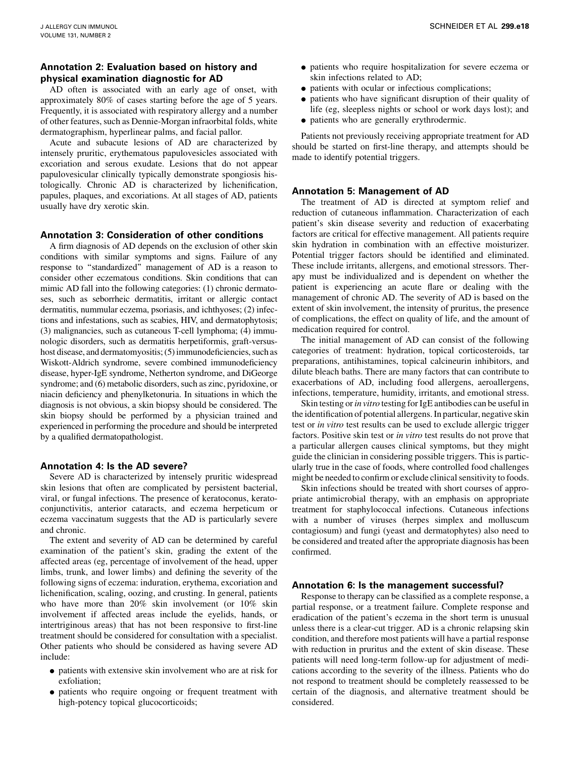### Annotation 2: Evaluation based on history and physical examination diagnostic for AD

AD often is associated with an early age of onset, with approximately 80% of cases starting before the age of 5 years. Frequently, it is associated with respiratory allergy and a number of other features, such as Dennie-Morgan infraorbital folds, white dermatographism, hyperlinear palms, and facial pallor.

Acute and subacute lesions of AD are characterized by intensely pruritic, erythematous papulovesicles associated with excoriation and serous exudate. Lesions that do not appear papulovesicular clinically typically demonstrate spongiosis histologically. Chronic AD is characterized by lichenification, papules, plaques, and excoriations. At all stages of AD, patients usually have dry xerotic skin.

### Annotation 3: Consideration of other conditions

A firm diagnosis of AD depends on the exclusion of other skin conditions with similar symptoms and signs. Failure of any response to "standardized" management of AD is a reason to consider other eczematous conditions. Skin conditions that can mimic AD fall into the following categories: (1) chronic dermatoses, such as seborrheic dermatitis, irritant or allergic contact dermatitis, nummular eczema, psoriasis, and ichthyoses; (2) infections and infestations, such as scabies, HIV, and dermatophytosis; (3) malignancies, such as cutaneous T-cell lymphoma; (4) immunologic disorders, such as dermatitis herpetiformis, graft-versus-host disease, and dermatomyositis; (5) immunodeficiencies, such as Wiskott-Aldrich syndrome, severe combined immunodeficiency disease, hyper-IgE syndrome, Netherton syndrome, and DiGeorge syndrome; and (6) metabolic disorders, such as zinc, pyridoxine, or niacin deficiency and phenylketonuria. In situations in which the diagnosis is not obvious, a skin biopsy should be considered. The skin biopsy should be performed by a physician trained and experienced in performing the procedure and should be interpreted by a qualified dermatopathologist.

### Annotation 4: Is the AD severe?

Severe AD is characterized by intensely pruritic widespread skin lesions that often are complicated by persistent bacterial, viral, or fungal infections. The presence of keratoconus, keratoconjunctivitis, anterior cataracts, and eczema herpeticum or eczema vaccinatum suggests that the AD is particularly severe and chronic.

The extent and severity of AD can be determined by careful examination of the patient's skin, grading the extent of the affected areas (eg, percentage of involvement of the head, upper limbs, trunk, and lower limbs) and defining the severity of the following signs of eczema: induration, erythema, excoriation and lichenification, scaling, oozing, and crusting. In general, patients who have more than 20% skin involvement (or 10% skin involvement if affected areas include the eyelids, hands, or intertriginous areas) that has not been responsive to first-line treatment should be considered for consultation with a specialist. Other patients who should be considered as having severe AD include:

- patients with extensive skin involvement who are at risk for exfoliation;
- patients who require ongoing or frequent treatment with high-potency topical glucocorticoids;
- patients who require hospitalization for severe eczema or skin infections related to AD;
- patients with ocular or infectious complications;
- patients who have significant disruption of their quality of life (eg, sleepless nights or school or work days lost); and
- patients who are generally erythrodermic.

Patients not previously receiving appropriate treatment for AD should be started on first-line therapy, and attempts should be made to identify potential triggers.

### Annotation 5: Management of AD

The treatment of AD is directed at symptom relief and reduction of cutaneous inflammation. Characterization of each patient's skin disease severity and reduction of exacerbating factors are critical for effective management. All patients require skin hydration in combination with an effective moisturizer. Potential trigger factors should be identified and eliminated. These include irritants, allergens, and emotional stressors. Therapy must be individualized and is dependent on whether the patient is experiencing an acute flare or dealing with the management of chronic AD. The severity of AD is based on the extent of skin involvement, the intensity of pruritus, the presence of complications, the effect on quality of life, and the amount of medication required for control.

The initial management of AD can consist of the following categories of treatment: hydration, topical corticosteroids, tar preparations, antihistamines, topical calcineurin inhibitors, and dilute bleach baths. There are many factors that can contribute to exacerbations of AD, including food allergens, aeroallergens, infections, temperature, humidity, irritants, and emotional stress.

Skin testing or *in vitro* testing for IgE antibodies can be useful in the identification of potential allergens. In particular, negative skin test or *in vitro* test results can be used to exclude allergic trigger factors. Positive skin test or *in vitro* test results do not prove that a particular allergen causes clinical symptoms, but they might guide the clinician in considering possible triggers. This is particularly true in the case of foods, where controlled food challenges might be needed to confirm or exclude clinical sensitivity to foods.

Skin infections should be treated with short courses of appropriate antimicrobial therapy, with an emphasis on appropriate treatment for staphylococcal infections. Cutaneous infections with a number of viruses (herpes simplex and molluscum contagiosum) and fungi (yeast and dermatophytes) also need to be considered and treated after the appropriate diagnosis has been confirmed.

### Annotation 6: Is the management successful?

Response to therapy can be classified as a complete response, a partial response, or a treatment failure. Complete response and eradication of the patient's eczema in the short term is unusual unless there is a clear-cut trigger. AD is a chronic relapsing skin condition, and therefore most patients will have a partial response with reduction in pruritus and the extent of skin disease. These patients will need long-term follow-up for adjustment of medications according to the severity of the illness. Patients who do not respond to treatment should be completely reassessed to be certain of the diagnosis, and alternative treatment should be considered.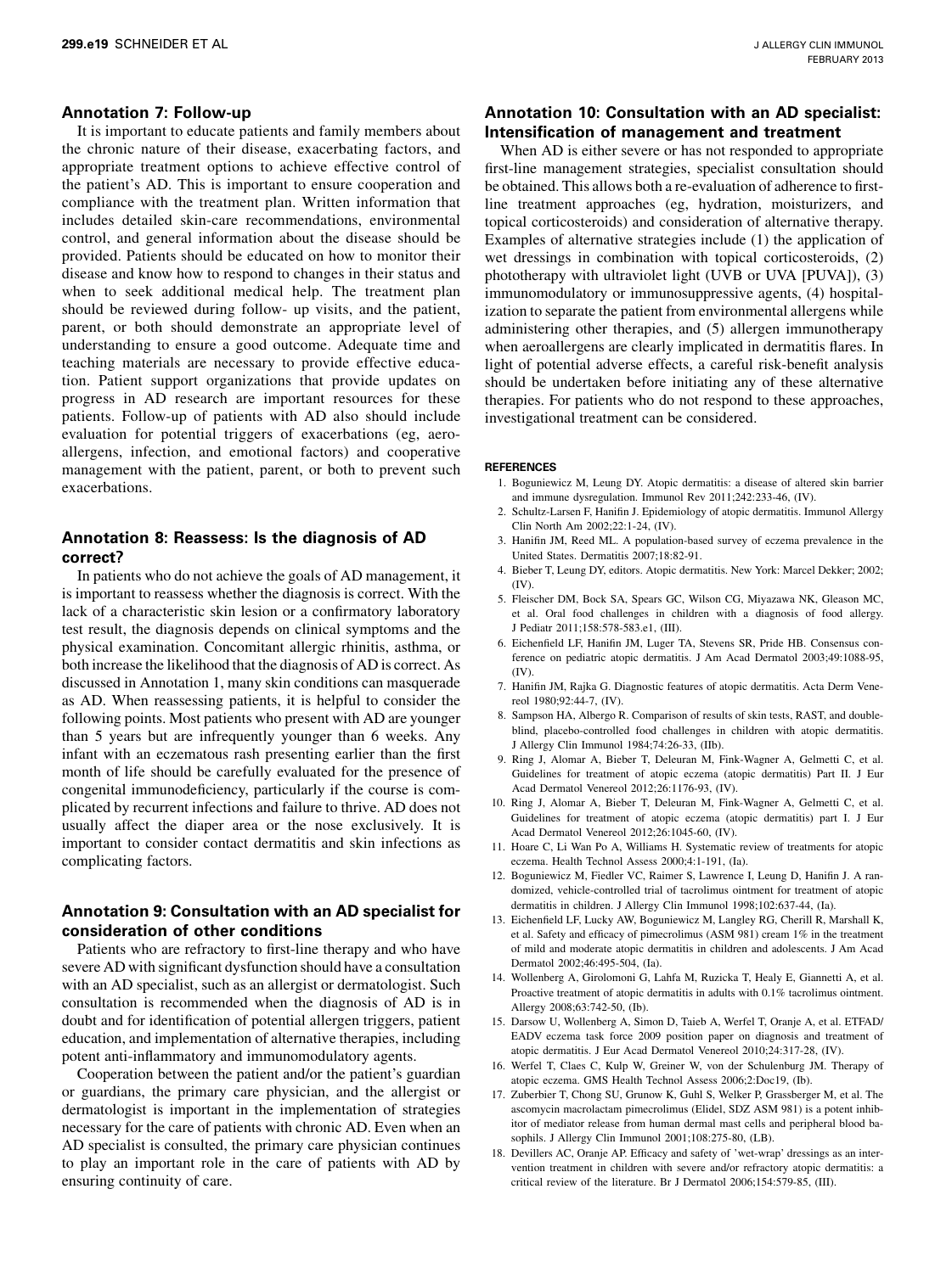### Annotation 7: Follow-up

It is important to educate patients and family members about the chronic nature of their disease, exacerbating factors, and appropriate treatment options to achieve effective control of the patient's AD. This is important to ensure cooperation and compliance with the treatment plan. Written information that includes detailed skin-care recommendations, environmental control, and general information about the disease should be provided. Patients should be educated on how to monitor their disease and know how to respond to changes in their status and when to seek additional medical help. The treatment plan should be reviewed during follow- up visits, and the patient, parent, or both should demonstrate an appropriate level of understanding to ensure a good outcome. Adequate time and teaching materials are necessary to provide effective education. Patient support organizations that provide updates on progress in AD research are important resources for these patients. Follow-up of patients with AD also should include evaluation for potential triggers of exacerbations (eg, aeroallergens, infection, and emotional factors) and cooperative management with the patient, parent, or both to prevent such exacerbations.

### Annotation 8: Reassess: Is the diagnosis of AD correct?

In patients who do not achieve the goals of AD management, it is important to reassess whether the diagnosis is correct. With the lack of a characteristic skin lesion or a confirmatory laboratory test result, the diagnosis depends on clinical symptoms and the physical examination. Concomitant allergic rhinitis, asthma, or both increase the likelihood that the diagnosis of AD is correct. As discussed in Annotation 1, many skin conditions can masquerade as AD. When reassessing patients, it is helpful to consider the following points. Most patients who present with AD are younger than 5 years but are infrequently younger than 6 weeks. Any infant with an eczematous rash presenting earlier than the first month of life should be carefully evaluated for the presence of congenital immunodeficiency, particularly if the course is complicated by recurrent infections and failure to thrive. AD does not usually affect the diaper area or the nose exclusively. It is important to consider contact dermatitis and skin infections as complicating factors.

### Annotation 9: Consultation with an AD specialist for consideration of other conditions

Patients who are refractory to first-line therapy and who have severe AD with significant dysfunction should have a consultation with an AD specialist, such as an allergist or dermatologist. Such consultation is recommended when the diagnosis of AD is in doubt and for identification of potential allergen triggers, patient education, and implementation of alternative therapies, including potent anti-inflammatory and immunomodulatory agents.

Cooperation between the patient and/or the patient's guardian or guardians, the primary care physician, and the allergist or dermatologist is important in the implementation of strategies necessary for the care of patients with chronic AD. Even when an AD specialist is consulted, the primary care physician continues to play an important role in the care of patients with AD by ensuring continuity of care.

### Annotation 10: Consultation with an AD specialist: Intensification of management and treatment

When AD is either severe or has not responded to appropriate first-line management strategies, specialist consultation should be obtained. This allows both a re-evaluation of adherence to first-line treatment approaches (eg, hydration, moisturizers, and topical corticosteroids) and consideration of alternative therapy. Examples of alternative strategies include (1) the application of wet dressings in combination with topical corticosteroids, (2) phototherapy with ultraviolet light (UVB or UVA [PUVA]), (3) immunomodulatory or immunosuppressive agents, (4) hospitalization to separate the patient from environmental allergens while administering other therapies, and (5) allergen immunotherapy when aeroallergens are clearly implicated in dermatitis flares. In light of potential adverse effects, a careful risk-benefit analysis should be undertaken before initiating any of these alternative therapies. For patients who do not respond to these approaches, investigational treatment can be considered.

#### REFERENCES

1. Boguniewicz M, Leung DY. Atopic dermatitis: a disease of altered skin barrier and immune dysregulation. Immunol Rev 2011;242:233-46, (IV).
2. Schultz-Larsen F, Hanifin J. Epidemiology of atopic dermatitis. Immunol Allergy Clin North Am 2002;22:1-24, (IV).
3. Hanifin JM, Reed ML. A population-based survey of eczema prevalence in the United States. Dermatitis 2007;18:82-91.
4. Bieber T, Leung DY, editors. Atopic dermatitis. New York: Marcel Dekker; 2002; (IV).
5. Fleischer DM, Bock SA, Spears GC, Wilson CG, Miyazawa NK, Gleason MC, et al. Oral food challenges in children with a diagnosis of food allergy. J Pediatr 2011;158:578-583.e1, (III).
6. Eichenfield LF, Hanifin JM, Luger TA, Stevens SR, Pride HB. Consensus conference on pediatric atopic dermatitis. J Am Acad Dermatol 2003;49:1088-95, (IV).
7. Hanifin JM, Rajka G. Diagnostic features of atopic dermatitis. Acta Derm Venereol 1980;92:44-7, (IV).
8. Sampson HA, Albergo R. Comparison of results of skin tests, RAST, and double-blind, placebo-controlled food challenges in children with atopic dermatitis. J Allergy Clin Immunol 1984;74:26-33, (IIb).
9. Ring J, Alomar A, Bieber T, Deleuran M, Fink-Wagner A, Gelmetti C, et al. Guidelines for treatment of atopic eczema (atopic dermatitis) Part II. J Eur Acad Dermatol Venereol 2012;26:1176-93, (IV).
10. Ring J, Alomar A, Bieber T, Deleuran M, Fink-Wagner A, Gelmetti C, et al. Guidelines for treatment of atopic eczema (atopic dermatitis) part I. J Eur Acad Dermatol Venereol 2012;26:1045-60, (IV).
11. Hoare C, Li Wan Po A, Williams H. Systematic review of treatments for atopic eczema. Health Technol Assess 2000;4:1-191, (Ia).
12. Boguniewicz M, Fiedler VC, Raimer S, Lawrence I, Leung D, Hanifin J. A randomized, vehicle-controlled trial of tacrolimus ointment for treatment of atopic dermatitis in children. J Allergy Clin Immunol 1998;102:637-44, (Ia).
13. Eichenfield LF, Lucky AW, Boguniewicz M, Langley RG, Cherill R, Marshall K, et al. Safety and efficacy of pimecrolimus (ASM 981) cream 1% in the treatment of mild and moderate atopic dermatitis in children and adolescents. J Am Acad Dermatol 2002;46:495-504, (Ia).
14. Wollenberg A, Girolomoni G, Lahfa M, Ruzicka T, Healy E, Giannetti A, et al. Proactive treatment of atopic dermatitis in adults with 0.1% tacrolimus ointment. Allergy 2008;63:742-50, (Ib).
15. Darsow U, Wollenberg A, Simon D, Taieb A, Werfel T, Oranje A, et al. ETFAD/EADV eczema task force 2009 position paper on diagnosis and treatment of atopic dermatitis. J Eur Acad Dermatol Venereol 2010;24:317-28, (IV).
16. Werfel T, Claes C, Kulp W, Greiner W, von der Schulenburg JM. Therapy of atopic eczema. GMS Health Technol Assess 2006;2:Doc19, (Ib).
17. Zuberbier T, Chong SU, Grunow K, Guhl S, Welker P, Grassberger M, et al. The ascomycin macrolactam pimecrolimus (Elidel, SDZ ASM 981) is a potent inhibitor of mediator release from human dermal mast cells and peripheral blood basophils. J Allergy Clin Immunol 2001;108:275-80, (LB).
18. Devillers AC, Oranje AP. Efficacy and safety of 'wet-wrap' dressings as an intervention treatment in children with severe and/or refractory atopic dermatitis: a critical review of the literature. Br J Dermatol 2006;154:579-85, (III).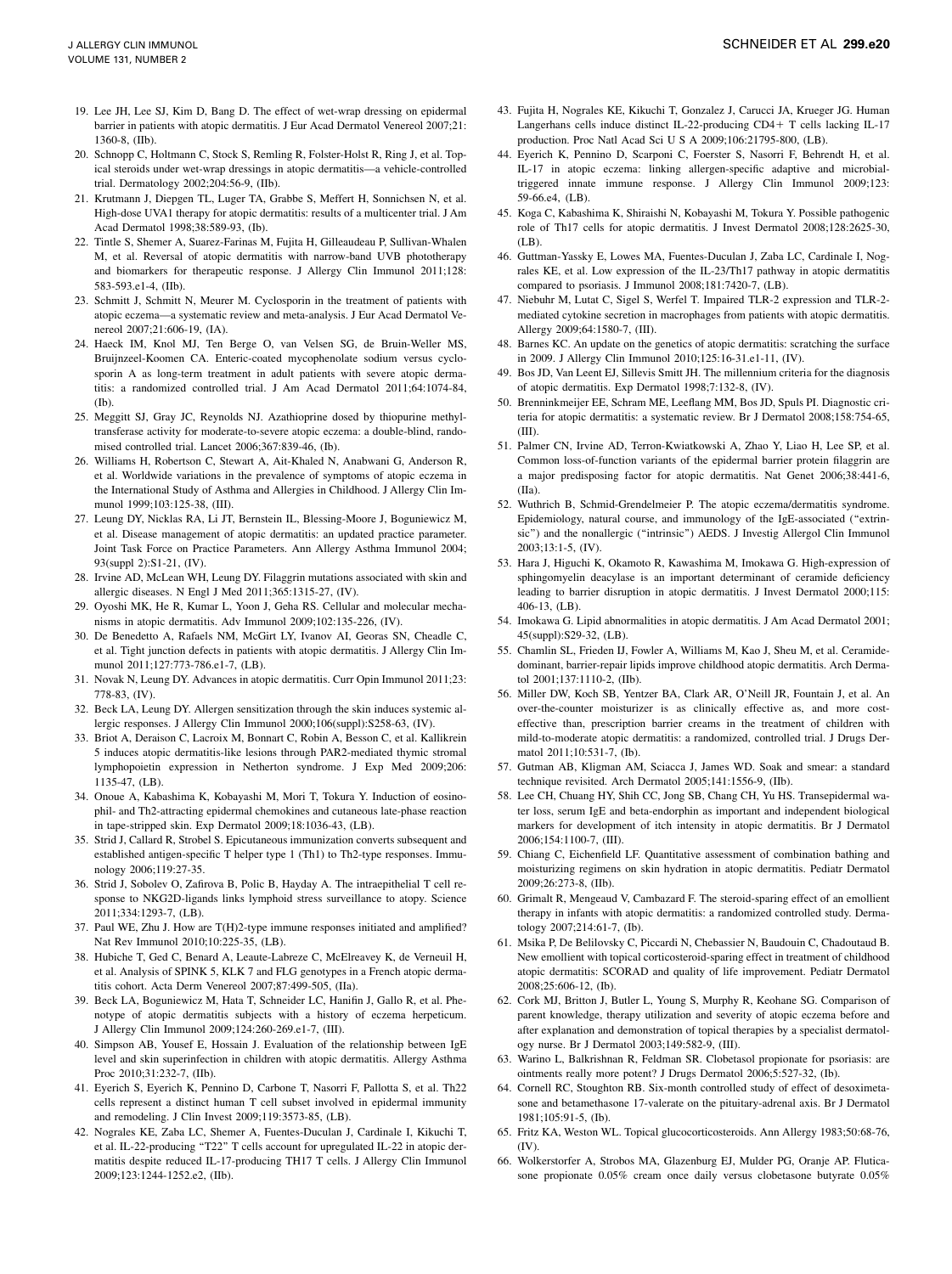19. Lee JH, Lee SJ, Kim D, Bang D. The effect of wet-wrap dressing on epidermal barrier in patients with atopic dermatitis. J Eur Acad Dermatol Venereol 2007;21: 1360-8, (IIb).
20. Schnopp C, Holtmann C, Stock S, Remling R, Folster-Holst R, Ring J, et al. Topical steroids under wet-wrap dressings in atopic dermatitis—a vehicle-controlled trial. Dermatology 2002;204:56-9, (IIb).
21. Krutmann J, Diepgen TL, Luger TA, Grabbe S, Meffert H, Sonnichsen N, et al. High-dose UVA1 therapy for atopic dermatitis: results of a multicenter trial. J Am Acad Dermatol 1998;38:589-93, (Ib).
22. Tintle S, Shemer A, Suarez-Farinas M, Fujita H, Gilleaudeau P, Sullivan-Whalen M, et al. Reversal of atopic dermatitis with narrow-band UVB phototherapy and biomarkers for therapeutic response. J Allergy Clin Immunol 2011;128: 583-593.e1-4, (IIb).
23. Schmitt J, Schmitt N, Meurer M. Cyclosporin in the treatment of patients with atopic eczema—a systematic review and meta-analysis. J Eur Acad Dermatol Venereol 2007;21:606-19, (IA).
24. Haeck IM, Knol MJ, Ten Berge O, van Velsen SG, de Bruin-Weller MS, Bruijnzeel-Koomen CA. Enteric-coated mycophenolate sodium versus cyclosporin A as long-term treatment in adult patients with severe atopic dermatitis: a randomized controlled trial. J Am Acad Dermatol 2011;64:1074-84, (Ib).
25. Meggitt SJ, Gray JC, Reynolds NJ. Azathioprine dosed by thiopurine methyltransferase activity for moderate-to-severe atopic eczema: a double-blind, randomised controlled trial. Lancet 2006;367:839-46, (Ib).
26. Williams H, Robertson C, Stewart A, Ait-Khaled N, Anabwani G, Anderson R, et al. Worldwide variations in the prevalence of symptoms of atopic eczema in the International Study of Asthma and Allergies in Childhood. J Allergy Clin Immunol 1999;103:125-38, (III).
27. Leung DY, Nicklas RA, Li JT, Bernstein IL, Blessing-Moore J, Boguniewicz M, et al. Disease management of atopic dermatitis: an updated practice parameter. Joint Task Force on Practice Parameters. Ann Allergy Asthma Immunol 2004; 93(suppl 2):S1-21, (IV).
28. Irvine AD, McLean WH, Leung DY. Filaggrin mutations associated with skin and allergic diseases. N Engl J Med 2011;365:1315-27, (IV).
29. Oyoshi MK, He R, Kumar L, Yoon J, Geha RS. Cellular and molecular mechanisms in atopic dermatitis. Adv Immunol 2009;102:135-226, (IV).
30. De Benedetto A, Rafaels NM, McGirt LY, Ivanov AI, Georas SN, Cheadle C, et al. Tight junction defects in patients with atopic dermatitis. J Allergy Clin Immunol 2011;127:773-786.e1-7, (LB).
31. Novak N, Leung DY. Advances in atopic dermatitis. Curr Opin Immunol 2011;23: 778-83, (IV).
32. Beck LA, Leung DY. Allergen sensitization through the skin induces systemic allergic responses. J Allergy Clin Immunol 2000;106(suppl):S258-63, (IV).
33. Briot A, Deraison C, Lacroix M, Bonnart C, Robin A, Besson C, et al. Kallikrein 5 induces atopic dermatitis-like lesions through PAR2-mediated thymic stromal lymphopoietin expression in Netherton syndrome. J Exp Med 2009;206: 1135-47, (LB).
34. Onoue A, Kabashima K, Kobayashi M, Mori T, Tokura Y. Induction of eosinophil- and Th2-attracting epidermal chemokines and cutaneous late-phase reaction in tape-stripped skin. Exp Dermatol 2009;18:1036-43, (LB).
35. Strid J, Callard R, Strobel S. Epicutaneous immunization converts subsequent and established antigen-specific T helper type 1 (Th1) to Th2-type responses. Immunology 2006;119:27-35.
36. Strid J, Sobolev O, Zafirova B, Polic B, Hayday A. The intraepithelial T cell response to NKG2D-ligands links lymphoid stress surveillance to atopy. Science 2011;334:1293-7, (LB).
37. Paul WE, Zhu J. How are T(H)2-type immune responses initiated and amplified? Nat Rev Immunol 2010;10:225-35, (LB).
38. Hubiche T, Ged C, Benard A, Leaute-Labreze C, McElreavey K, de Verneuil H, et al. Analysis of SPINK 5, KLK 7 and FLG genotypes in a French atopic dermatitis cohort. Acta Derm Venereol 2007;87:499-505, (IIa).
39. Beck LA, Boguniewicz M, Hata T, Schneider LC, Hanifin J, Gallo R, et al. Phenotype of atopic dermatitis subjects with a history of eczema herpeticum. J Allergy Clin Immunol 2009;124:260-269.e1-7, (III).
40. Simpson AB, Yousef E, Hossain J. Evaluation of the relationship between IgE level and skin superinfection in children with atopic dermatitis. Allergy Asthma Proc 2010;31:232-7, (IIb).
41. Eyerich S, Eyerich K, Pennino D, Carbone T, Nasorri F, Pallotta S, et al. Th22 cells represent a distinct human T cell subset involved in epidermal immunity and remodeling. J Clin Invest 2009;119:3573-85, (LB).
42. Nograles KE, Zaba LC, Shemer A, Fuentes-Duculan J, Cardinale I, Kikuchi T, et al. IL-22-producing "T22" T cells account for upregulated IL-22 in atopic dermatitis despite reduced IL-17-producing TH17 T cells. J Allergy Clin Immunol 2009;123:1244-1252.e2, (IIb).
43. Fujita H, Nograles KE, Kikuchi T, Gonzalez J, Carucci JA, Krueger JG. Human Langerhans cells induce distinct IL-22-producing CD4+ T cells lacking IL-17 production. Proc Natl Acad Sci U S A 2009;106:21795-800, (LB).
44. Eyerich K, Pennino D, Scarponi C, Foerster S, Nasorri F, Behrendt H, et al. IL-17 in atopic eczema: linking allergen-specific adaptive and microbial-triggered innate immune response. J Allergy Clin Immunol 2009;123: 59-66.e4, (LB).
45. Koga C, Kabashima K, Shiraishi N, Kobayashi M, Tokura Y. Possible pathogenic role of Th17 cells for atopic dermatitis. J Invest Dermatol 2008;128:2625-30, (LB).
46. Guttman-Yassky E, Lowes MA, Fuentes-Duculan J, Zaba LC, Cardinale I, Nograles KE, et al. Low expression of the IL-23/Th17 pathway in atopic dermatitis compared to psoriasis. J Immunol 2008;181:7420-7, (LB).
47. Niebuhr M, Lutat C, Sigel S, Werfel T. Impaired TLR-2 expression and TLR-2-mediated cytokine secretion in macrophages from patients with atopic dermatitis. Allergy 2009;64:1580-7, (III).
48. Barnes KC. An update on the genetics of atopic dermatitis: scratching the surface in 2009. J Allergy Clin Immunol 2010;125:16-31.e1-11, (IV).
49. Bos JD, Van Leent EJ, Sillevis Smitt JH. The millennium criteria for the diagnosis of atopic dermatitis. Exp Dermatol 1998;7:132-8, (IV).
50. Brenninkmeijer EE, Schram ME, Leeflang MM, Bos JD, Spuls PI. Diagnostic criteria for atopic dermatitis: a systematic review. Br J Dermatol 2008;158:754-65, (III).
51. Palmer CN, Irvine AD, Terron-Kwiatkowski A, Zhao Y, Liao H, Lee SP, et al. Common loss-of-function variants of the epidermal barrier protein filaggrin are a major predisposing factor for atopic dermatitis. Nat Genet 2006;38:441-6, (IIa).
52. Wuthrich B, Schmid-Grendelmeier P. The atopic eczema/dermatitis syndrome. Epidemiology, natural course, and immunology of the IgE-associated ("extrinsic") and the nonallergic ("intrinsic") AEDS. J Investig Allergol Clin Immunol 2003;13:1-5, (IV).
53. Hara J, Higuchi K, Okamoto R, Kawashima M, Imokawa G. High-expression of sphingomyelin deacylase is an important determinant of ceramide deficiency leading to barrier disruption in atopic dermatitis. J Invest Dermatol 2000;115: 406-13, (LB).
54. Imokawa G. Lipid abnormalities in atopic dermatitis. J Am Acad Dermatol 2001; 45(suppl):S29-32, (LB).
55. Chamlin SL, Frieden IJ, Fowler A, Williams M, Kao J, Sheu M, et al. Ceramide-dominant, barrier-repair lipids improve childhood atopic dermatitis. Arch Dermatol 2001;137:1110-2, (IIb).
56. Miller DW, Koch SB, Yentzer BA, Clark AR, O'Neill JR, Fountain J, et al. An over-the-counter moisturizer is as clinically effective as, and more cost-effective than, prescription barrier creams in the treatment of children with mild-to-moderate atopic dermatitis: a randomized, controlled trial. J Drugs Dermatol 2011;10:531-7, (Ib).
57. Gutman AB, Kligman AM, Sciacca J, James WD. Soak and smear: a standard technique revisited. Arch Dermatol 2005;141:1556-9, (IIb).
58. Lee CH, Chuang HY, Shih CC, Jong SB, Chang CH, Yu HS. Transepidermal water loss, serum IgE and beta-endorphin as important and independent biological markers for development of itch intensity in atopic dermatitis. Br J Dermatol 2006;154:1100-7, (III).
59. Chiang C, Eichenfield LF. Quantitative assessment of combination bathing and moisturizing regimens on skin hydration in atopic dermatitis. Pediatr Dermatol 2009;26:273-8, (IIb).
60. Grimalt R, Mengeaud V, Cambazard F. The steroid-sparing effect of an emollient therapy in infants with atopic dermatitis: a randomized controlled study. Dermatology 2007;214:61-7, (Ib).
61. Msika P, De Belilovsky C, Piccardi N, Chebassier N, Baudouin C, Chadoutaud B. New emollient with topical corticosteroid-sparing effect in treatment of childhood atopic dermatitis: SCORAD and quality of life improvement. Pediatr Dermatol 2008;25:606-12, (Ib).
62. Cork MJ, Britton J, Butler L, Young S, Murphy R, Keohane SG. Comparison of parent knowledge, therapy utilization and severity of atopic eczema before and after explanation and demonstration of topical therapies by a specialist dermatology nurse. Br J Dermatol 2003;149:582-9, (III).
63. Warino L, Balkrishnan R, Feldman SR. Clobetasol propionate for psoriasis: are ointments really more potent? J Drugs Dermatol 2006;5:527-32, (Ib).
64. Cornell RC, Stoughton RB. Six-month controlled study of effect of desoximetasone and betamethasone 17-valerate on the pituitary-adrenal axis. Br J Dermatol 1981;105:91-5, (Ib).
65. Fritz KA, Weston WL. Topical glucocorticosteroids. Ann Allergy 1983;50:68-76, (IV).
66. Wolkerstorfer A, Strobos MA, Glazenburg EJ, Mulder PG, Oranje AP. Fluticasone propionate 0.05% cream once daily versus clobetasone butyrate 0.05%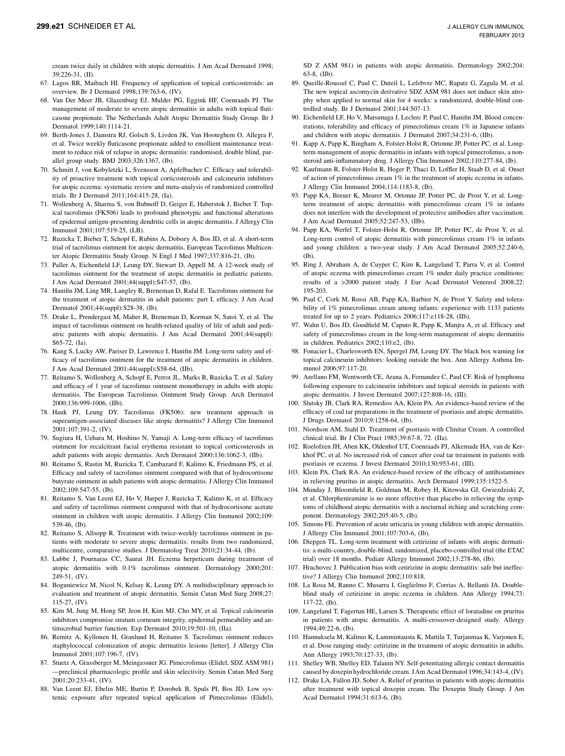cream twice daily in children with atopic dermatitis. J Am Acad Dermatol 1998; 39:226-31, (II).

67. Lagos BR, Maibach HI. Frequency of application of topical corticosteroids: an overview. Br J Dermatol 1998;139:763-6, (IV).
68. Van Der Meer JB, Glazenburg EJ, Mulder PG, Eggink HF, Coenraads PJ. The management of moderate to severe atopic dermatitis in adults with topical fluticasone propionate. The Netherlands Adult Atopic Dermatitis Study Group. Br J Dermatol 1999;140:1114-21.
69. Berth-Jones J, Damstra RJ, Golsch S, Livden JK, Van Hooteghem O, Allegra F, et al. Twice weekly fluticasone propionate added to emollient maintenance treatment to reduce risk of relapse in atopic dermatitis: randomised, double blind, parallel group study. BMJ 2003;326:1367, (Ib).
70. Schmitt J, von Kobyletzki L, Svensson A, Apfelbacher C. Efficacy and tolerability of proactive treatment with topical corticosteroids and calcineurin inhibitors for atopic eczema: systematic review and meta-analysis of randomized controlled trials. Br J Dermatol 2011;164:415-28, (Ia).
71. Wollenberg A, Sharma S, von Bubnoff D, Geiger E, Haberstok J, Bieber T. Topical tacrolimus (FK506) leads to profound phenotypic and functional alterations of epidermal antigen-presenting dendritic cells in atopic dermatitis. J Allergy Clin Immunol 2001;107:519-25, (LB).
72. Ruzicka T, Bieber T, Schopf E, Rubins A, Dobozy A, Bos JD, et al. A short-term trial of tacrolimus ointment for atopic dermatitis. European Tacrolimus Multicenter Atopic Dermatitis Study Group. N Engl J Med 1997;337:816-21, (Ib).
73. Paller A, Eichenfield LF, Leung DY, Stewart D, Appell M. A 12-week study of tacrolimus ointment for the treatment of atopic dermatitis in pediatric patients. J Am Acad Dermatol 2001;44(suppl):S47-57, (Ib).
74. Hanifin JM, Ling MR, Langley R, Breneman D, Rafal E. Tacrolimus ointment for the treatment of atopic dermatitis in adult patients: part I, efficacy. J Am Acad Dermatol 2001;44(suppl):S28-38, (Ib).
75. Drake L, Prendergast M, Maher R, Breneman D, Korman N, Satoi Y, et al. The impact of tacrolimus ointment on health-related quality of life of adult and pediatric patients with atopic dermatitis. J Am Acad Dermatol 2001;44(suppl): S65-72, (Ia).
76. Kang S, Lucky AW, Pariser D, Lawrence I, Hanifin JM. Long-term safety and efficacy of tacrolimus ointment for the treatment of atopic dermatitis in children. J Am Acad Dermatol 2001;44(suppl):S58-64, (IIb).
77. Reitamo S, Wollenberg A, Schopf E, Perrot JL, Marks R, Ruzicka T, et al. Safety and efficacy of 1 year of tacrolimus ointment monotherapy in adults with atopic dermatitis. The European Tacrolimus Ointment Study Group. Arch Dermatol 2000;136:999-1006, (IIb).
78. Hauk PJ, Leung DY. Tacrolimus (FK506): new treatment approach in superantigen-associated diseases like atopic dermatitis? J Allergy Clin Immunol 2001;107:391-2, (IV).
79. Sugiura H, Uehara M, Hoshino N, Yamaji A. Long-term efficacy of tacrolimus ointment for recalcitrant facial erythema resistant to topical corticosteroids in adult patients with atopic dermatitis. Arch Dermatol 2000;136:1062-3, (IIb).
80. Reitamo S, Rustin M, Ruzicka T, Cambazard F, Kalimo K, Friedmann PS, et al. Efficacy and safety of tacrolimus ointment compared with that of hydrocortisone butyrate ointment in adult patients with atopic dermatitis. J Allergy Clin Immunol 2002;109:547-55, (Ib).
81. Reitamo S, Van Leent EJ, Ho V, Harper J, Ruzicka T, Kalimo K, et al. Efficacy and safety of tacrolimus ointment compared with that of hydrocortisone acetate ointment in children with atopic dermatitis. J Allergy Clin Immunol 2002;109: 539-46, (Ib).
82. Reitamo S, Allsopp R. Treatment with twice-weekly tacrolimus ointment in patients with moderate to severe atopic dermatitis: results from two randomized, multicentre, comparative studies. J Dermatolog Treat 2010;21:34-44, (Ib).
83. Lubbe J, Pournaras CC, Saurat JH. Eczema herpeticum during treatment of atopic dermatitis with 0.1% tacrolimus ointment. Dermatology 2000;201: 249-51, (IV).
84. Boguniewicz M, Nicol N, Kelsay K, Leung DY. A multidisciplinary approach to evaluation and treatment of atopic dermatitis. Semin Cutan Med Surg 2008;27: 115-27, (IV).
85. Kim M, Jung M, Hong SP, Jeon H, Kim MJ, Cho MY, et al. Topical calcineurin inhibitors compromise stratum corneum integrity, epidermal permeability and antimicrobial barrier function. Exp Dermatol 2010;19:501-10, (IIa).
86. Remitz A, Kyllonen H, Granlund H, Reitamo S. Tacrolimus ointment reduces staphylococcal colonization of atopic dermatitis lesions [letter]. J Allergy Clin Immunol 2001;107:196-7, (IV).
87. Stuetz A, Grassberger M, Meingassner JG. Pimecrolimus (Elidel, SDZ ASM 981)—preclinical pharmacologic profile and skin selectivity. Semin Cutan Med Surg 2001;20:233-41, (IV).
88. Van Leent EJ, Ebelin ME, Burtin P, Dorobek B, Spuls PI, Bos JD. Low systemic exposure after repeated topical application of Pimecrolimus (Elidel), SD Z ASM 981) in patients with atopic dermatitis. Dermatology 2002;204: 63-8, (IIb).
89. Queille-Roussel C, Paul C, Duteil L, Lefebvre MC, Rapatz G, Zagula M, et al. The new topical ascomycin derivative SDZ ASM 981 does not induce skin atrophy when applied to normal skin for 4 weeks: a randomized, double-blind controlled study. Br J Dermatol 2001;144:507-13.
90. Eichenfield LF, Ho V, Matsunaga J, Leclerc P, Paul C, Hanifin JM. Blood concentrations, tolerability and efficacy of pimecrolimus cream 1% in Japanese infants and children with atopic dermatitis. J Dermatol 2007;34:231-6, (IIb).
91. Kapp A, Papp K, Bingham A, Folster-Holst R, Ortonne JP, Potter PC, et al. Long-term management of atopic dermatitis in infants with topical pimecrolimus, a nonsteroid anti-inflammatory drug. J Allergy Clin Immunol 2002;110:277-84, (Ib).
92. Kaufmann R, Folster-Holst R, Hoger P, Thaci D, Loffler H, Staab D, et al. Onset of action of pimecrolimus cream 1% in the treatment of atopic eczema in infants. J Allergy Clin Immunol 2004;114:1183-8, (Ib).
93. Papp KA, Breuer K, Meurer M, Ortonne JP, Potter PC, de Prost Y, et al. Long-term treatment of atopic dermatitis with pimecrolimus cream 1% in infants does not interfere with the development of protective antibodies after vaccination. J Am Acad Dermatol 2005;52:247-53, (IIb).
94. Papp KA, Werfel T, Folster-Holst R, Ortonne JP, Potter PC, de Prost Y, et al. Long-term control of atopic dermatitis with pimecrolimus cream 1% in infants and young children: a two-year study. J Am Acad Dermatol 2005;52:240-6, (Ib).
95. Ring J, Abraham A, de Cuyper C, Kim K, Langeland T, Parra V, et al. Control of atopic eczema with pimecrolimus cream 1% under daily practice conditions: results of a >2000 patient study. J Eur Acad Dermatol Venereol 2008;22: 195-203.
96. Paul C, Cork M, Rossi AB, Papp KA, Barbier N, de Prost Y. Safety and tolerability of 1% pimecrolimus cream among infants: experience with 1133 patients treated for up to 2 years. Pediatrics 2006;117:e118-28, (IIb).
97. Wahn U, Bos JD, Goodfield M, Caputo R, Papp K, Manjra A, et al. Efficacy and safety of pimecrolimus cream in the long-term management of atopic dermatitis in children. Pediatrics 2002;110:e2, (Ib).
98. Fonacier L, Charlesworth EN, Spergel JM, Leung DY. The black box warning for topical calcineurin inhibitors: looking outside the box. Ann Allergy Asthma Immunol 2006;97:117-20.
99. Arellano FM, Wentworth CE, Arana A, Fernandez C, Paul CF. Risk of lymphoma following exposure to calcineurin inhibitors and topical steroids in patients with atopic dermatitis. J Invest Dermatol 2007;127:808-16, (III).
100. Slutsky JB, Clark RA, Remedios AA, Klein PA. An evidence-based review of the efficacy of coal tar preparations in the treatment of psoriasis and atopic dermatitis. J Drugs Dermatol 2010;9:1258-64, (Ib).
101. Niordson AM, Stahl D. Treatment of psoriasis with Clinitar Cream. A controlled clinical trial. Br J Clin Pract 1985;39:67-8, 72. (IIa).
102. Roelofzen JH, Aben KK, Oldenhof UT, Coenraads PJ, Alkemade HA, van de Kerkhof PC, et al. No increased risk of cancer after coal tar treatment in patients with psoriasis or eczema. J Invest Dermatol 2010;130:953-61, (III).
103. Klein PA, Clark RA. An evidence-based review of the efficacy of antihistamines in relieving pruritus in atopic dermatitis. Arch Dermatol 1999;135:1522-5.
104. Munday J, Bloomfield R, Goldman M, Robey H, Kitowska GJ, Gwiezdziski Z, et al. Chlorpheniramine is no more effective than placebo in relieving the symptoms of childhood atopic dermatitis with a nocturnal itching and scratching component. Dermatology 2002;205:40-5, (Ib).
105. Simons FE. Prevention of acute urticaria in young children with atopic dermatitis. J Allergy Clin Immunol 2001;107:703-6, (Ib).
106. Diepgen TL. Long-term treatment with cetirizine of infants with atopic dermatitis: a multi-country, double-blind, randomized, placebo-controlled trial (the ETAC trial) over 18 months. Pediatr Allergy Immunol 2002;13:278-86, (Ib).
107. Hrachovec J. Publication bias with cetirizine in atopic dermatitis: safe but ineffective? J Allergy Clin Immunol 2002;110:818.
108. La Rosa M, Ranno C, Musarra I, Guglielmo F, Corrias A, Bellanti JA. Double-blind study of cetirizine in atopic eczema in children. Ann Allergy 1994;73: 117-22, (Ib).
109. Langeland T, Fagertun HE, Larsen S. Therapeutic effect of loratadine on pruritus in patients with atopic dermatitis. A multi-crossover-designed study. Allergy 1994;49:22-6, (Ib).
110. Hannuksela M, Kalimo K, Lammintausta K, Mattila T, Turjanmaa K, Varjonen E, et al. Dose ranging study: cetirizine in the treatment of atopic dermatitis in adults. Ann Allergy 1993;70:127-33, (Ib).
111. Shelley WB, Shelley ED, Talanin NY. Self-potentiating allergic contact dermatitis caused by doxepin hydrochloride cream. J Am Acad Dermatol 1996;34:143-4, (IV).
112. Drake LA, Fallon JD, Sober A. Relief of pruritus in patients with atopic dermatitis after treatment with topical doxepin cream. The Doxepin Study Group. J Am Acad Dermatol 1994;31:613-6, (Ib).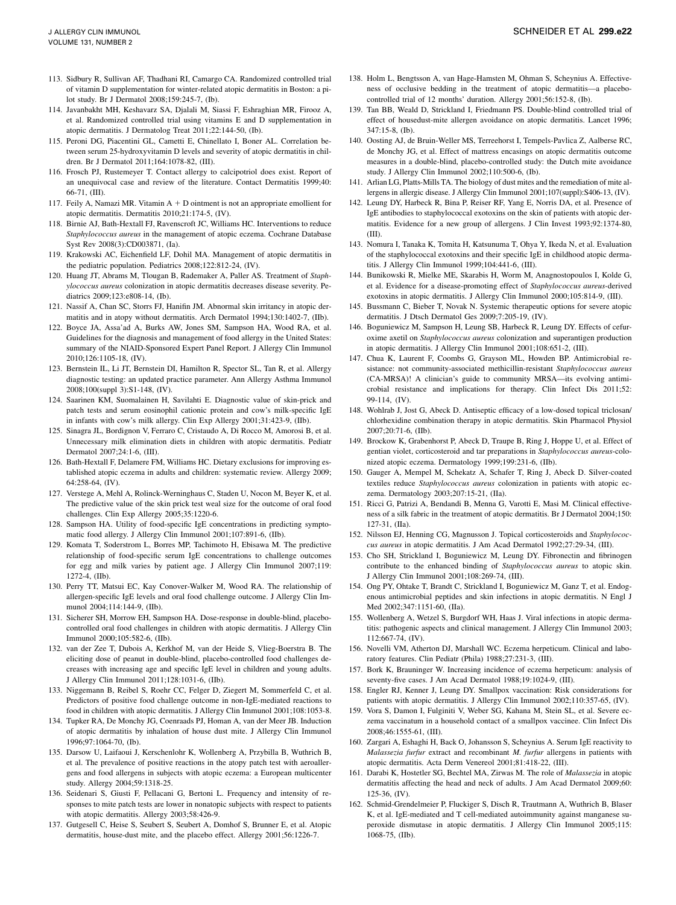113. Sidbury R, Sullivan AF, Thadhani RI, Camargo CA. Randomized controlled trial of vitamin D supplementation for winter-related atopic dermatitis in Boston: a pilot study. Br J Dermatol 2008;159:245-7, (Ib).
114. Javanbakht MH, Keshavarz SA, Djalali M, Siassi F, Eshraghian MR, Firooz A, et al. Randomized controlled trial using vitamins E and D supplementation in atopic dermatitis. J Dermatolog Treat 2011;22:144-50, (Ib).
115. Peroni DG, Piacentini GL, Cametti E, Chinellato I, Boner AL. Correlation between serum 25-hydroxyvitamin D levels and severity of atopic dermatitis in children. Br J Dermatol 2011;164:1078-82, (III).
116. Frosch PJ, Rustemeyer T. Contact allergy to calcipotriol does exist. Report of an unequivocal case and review of the literature. Contact Dermatitis 1999;40: 66-71, (III).
117. Feily A, Namazi MR. Vitamin A + D ointment is not an appropriate emollient for atopic dermatitis. Dermatitis 2010;21:174-5, (IV).
118. Birnie AJ, Bath-Hextall FJ, Ravenscroft JC, Williams HC. Interventions to reduce *Staphylococcus aureus* in the management of atopic eczema. Cochrane Database Syst Rev 2008(3):CD003871, (Ia).
119. Krakowski AC, Eichenfield LF, Dohil MA. Management of atopic dermatitis in the pediatric population. Pediatrics 2008;122:812-24, (IV).
120. Huang JT, Abrams M, Tlougan B, Rademaker A, Paller AS. Treatment of *Staphylococcus aureus* colonization in atopic dermatitis decreases disease severity. Pediatrics 2009;123:e808-14, (Ib).
121. Nassif A, Chan SC, Storrs FJ, Hanifin JM. Abnormal skin irritancy in atopic dermatitis and in atopy without dermatitis. Arch Dermatol 1994;130:1402-7, (IIb).
122. Boyce JA, Assa'ad A, Burks AW, Jones SM, Sampson HA, Wood RA, et al. Guidelines for the diagnosis and management of food allergy in the United States: summary of the NIAID-Sponsored Expert Panel Report. J Allergy Clin Immunol 2010;126:1105-18, (IV).
123. Bernstein IL, Li JT, Bernstein DI, Hamilton R, Spector SL, Tan R, et al. Allergy diagnostic testing: an updated practice parameter. Ann Allergy Asthma Immunol 2008;100(suppl 3):S1-148, (IV).
124. Saarinen KM, Suomalainen H, Savilahti E. Diagnostic value of skin-prick and patch tests and serum eosinophil cationic protein and cow's milk-specific IgE in infants with cow's milk allergy. Clin Exp Allergy 2001;31:423-9, (IIb).
125. Sinagra JL, Bordignon V, Ferraro C, Cristaudo A, Di Rocco M, Amorosi B, et al. Unnecessary milk elimination diets in children with atopic dermatitis. Pediatr Dermatol 2007;24:1-6, (III).
126. Bath-Hextall F, Delamere FM, Williams HC. Dietary exclusions for improving established atopic eczema in adults and children: systematic review. Allergy 2009; 64:258-64, (IV).
127. Verstege A, Mehl A, Rolinck-Werninghaus C, Staden U, Nocon M, Beyer K, et al. The predictive value of the skin prick test weal size for the outcome of oral food challenges. Clin Exp Allergy 2005;35:1220-6.
128. Sampson HA. Utility of food-specific IgE concentrations in predicting symptomatic food allergy. J Allergy Clin Immunol 2001;107:891-6, (IIb).
129. Komata T, Soderstrom L, Borres MP, Tachimoto H, Ebisawa M. The predictive relationship of food-specific serum IgE concentrations to challenge outcomes for egg and milk varies by patient age. J Allergy Clin Immunol 2007;119: 1272-4, (IIb).
130. Perry TT, Matsui EC, Kay Conover-Walker M, Wood RA. The relationship of allergen-specific IgE levels and oral food challenge outcome. J Allergy Clin Immunol 2004;114:144-9, (IIb).
131. Sicherer SH, Morrow EH, Sampson HA. Dose-response in double-blind, placebo-controlled oral food challenges in children with atopic dermatitis. J Allergy Clin Immunol 2000;105:582-6, (IIb).
132. van der Zee T, Dubois A, Kerkhof M, van der Heide S, Vlieg-Boerstra B. The eliciting dose of peanut in double-blind, placebo-controlled food challenges decreases with increasing age and specific IgE level in children and young adults. J Allergy Clin Immunol 2011;128:1031-6, (IIb).
133. Niggemann B, Reibel S, Roehr CC, Felger D, Ziegert M, Sommerfeld C, et al. Predictors of positive food challenge outcome in non-IgE-mediated reactions to food in children with atopic dermatitis. J Allergy Clin Immunol 2001;108:1053-8.
134. Tupker RA, De Monchy JG, Coenraads PJ, Homan A, van der Meer JB. Induction of atopic dermatitis by inhalation of house dust mite. J Allergy Clin Immunol 1996;97:1064-70, (Ib).
135. Darsow U, Laifaoui J, Kerschenlohr K, Wollenberg A, Przybilla B, Wuthrich B, et al. The prevalence of positive reactions in the atopy patch test with aeroallergens and food allergens in subjects with atopic eczema: a European multicenter study. Allergy 2004;59:1318-25.
136. Seidenari S, Giusti F, Pellacani G, Bertoni L. Frequency and intensity of responses to mite patch tests are lower in nonatopic subjects with respect to patients with atopic dermatitis. Allergy 2003;58:426-9.
137. Gutgesell C, Heise S, Seubert S, Seubert A, Domhof S, Brunner E, et al. Atopic dermatitis, house-dust mite, and the placebo effect. Allergy 2001;56:1226-7.
138. Holm L, Bengtsson A, van Hage-Hamsten M, Ohman S, Scheynius A. Effectiveness of occlusive bedding in the treatment of atopic dermatitis—a placebo-controlled trial of 12 months' duration. Allergy 2001;56:152-8, (Ib).
139. Tan BB, Weald D, Strickland I, Friedmann PS. Double-blind controlled trial of effect of housedust-mite allergen avoidance on atopic dermatitis. Lancet 1996; 347:15-8, (Ib).
140. Oosting AJ, de Bruin-Weller MS, Terreehorst I, Tempels-Pavlica Z, Aalberse RC, de Monchy JG, et al. Effect of mattress encasings on atopic dermatitis outcome measures in a double-blind, placebo-controlled study: the Dutch mite avoidance study. J Allergy Clin Immunol 2002;110:500-6, (Ib).
141. Arlian LG, Platts-Mills TA. The biology of dust mites and the remediation of mite allergens in allergic disease. J Allergy Clin Immunol 2001;107(suppl):S406-13, (IV).
142. Leung DY, Harbeck R, Bina P, Reiser RF, Yang E, Norris DA, et al. Presence of IgE antibodies to staphylococcal exotoxins on the skin of patients with atopic dermatitis. Evidence for a new group of allergens. J Clin Invest 1993;92:1374-80, (III).
143. Nomura I, Tanaka K, Tomita H, Katsunuma T, Ohya Y, Ikeda N, et al. Evaluation of the staphylococcal exotoxins and their specific IgE in childhood atopic dermatitis. J Allergy Clin Immunol 1999;104:441-6, (III).
144. Bunikowski R, Mielke ME, Skarabis H, Worm M, Anagnostopoulos I, Kolde G, et al. Evidence for a disease-promoting effect of *Staphylococcus aureus*-derived exotoxins in atopic dermatitis. J Allergy Clin Immunol 2000;105:814-9, (III).
145. Bussmann C, Bieber T, Novak N. Systemic therapeutic options for severe atopic dermatitis. J Dtsch Dermatol Ges 2009;7:205-19, (IV).
146. Boguniewicz M, Sampson H, Leung SB, Harbeck R, Leung DY. Effects of cefuroxime axetil on *Staphylococcus aureus* colonization and superantigen production in atopic dermatitis. J Allergy Clin Immunol 2001;108:651-2, (III).
147. Chua K, Laurent F, Coombs G, Grayson ML, Howden BP. Antimicrobial resistance: not community-associated methicillin-resistant *Staphylococcus aureus* (CA-MRSA)! A clinician's guide to community MRSA—its evolving antimicrobial resistance and implications for therapy. Clin Infect Dis 2011;52: 99-114, (IV).
148. Wohlrab J, Jost G, Abeck D. Antiseptic efficacy of a low-dosed topical triclosan/chlorhexidine combination therapy in atopic dermatitis. Skin Pharmacol Physiol 2007;20:71-6, (IIb).
149. Brockow K, Grabenhorst P, Abeck D, Traupe B, Ring J, Hoppe U, et al. Effect of gentian violet, corticosteroid and tar preparations in *Staphylococcus aureus*-colonized atopic eczema. Dermatology 1999;199:231-6, (IIb).
150. Gauger A, Mempel M, Schekatz A, Schafer T, Ring J, Abeck D. Silver-coated textiles reduce *Staphylococcus aureus* colonization in patients with atopic eczema. Dermatology 2003;207:15-21, (IIa).
151. Ricci G, Patrizi A, Bendandi B, Menna G, Varotti E, Masi M. Clinical effectiveness of a silk fabric in the treatment of atopic dermatitis. Br J Dermatol 2004;150: 127-31, (IIa).
152. Nilsson EJ, Henning CG, Magnusson J. Topical corticosteroids and *Staphylococcus aureus* in atopic dermatitis. J Am Acad Dermatol 1992;27:29-34, (III).
153. Cho SH, Strickland I, Boguniewicz M, Leung DY. Fibronectin and fibrinogen contribute to the enhanced binding of *Staphylococcus aureus* to atopic skin. J Allergy Clin Immunol 2001;108:269-74, (III).
154. Ong PY, Ohtake T, Brandt C, Strickland I, Boguniewicz M, Ganz T, et al. Endogenous antimicrobial peptides and skin infections in atopic dermatitis. N Engl J Med 2002;347:1151-60, (IIa).
155. Wollenberg A, Wetzel S, Burgdorf WH, Haas J. Viral infections in atopic dermatitis: pathogenic aspects and clinical management. J Allergy Clin Immunol 2003; 112:667-74, (IV).
156. Novelli VM, Atherton DJ, Marshall WC. Eczema herpeticum. Clinical and laboratory features. Clin Pediatr (Phila) 1988;27:231-3, (III).
157. Bork K, Brauninger W. Increasing incidence of eczema herpeticum: analysis of seventy-five cases. J Am Acad Dermatol 1988;19:1024-9, (III).
158. Engler RJ, Kenner J, Leung DY. Smallpox vaccination: Risk considerations for patients with atopic dermatitis. J Allergy Clin Immunol 2002;110:357-65, (IV).
159. Vora S, Damon I, Fulginiti V, Weber SG, Kahana M, Stein SL, et al. Severe eczema vaccinatum in a household contact of a smallpox vaccinee. Clin Infect Dis 2008;46:1555-61, (III).
160. Zargari A, Eshaghi H, Back O, Johansson S, Scheynius A. Serum IgE reactivity to *Malassezia furfur* extract and recombinant *M. furfur* allergens in patients with atopic dermatitis. Acta Derm Venereol 2001;81:418-22, (III).
161. Darabi K, Hostetler SG, Bechtel MA, Zirwas M. The role of *Malassezia* in atopic dermatitis affecting the head and neck of adults. J Am Acad Dermatol 2009;60: 125-36, (IV).
162. Schmid-Grendelmeier P, Fluckiger S, Disch R, Trautmann A, Wuthrich B, Blaser K, et al. IgE-mediated and T cell-mediated autoimmunity against manganese superoxide dismutase in atopic dermatitis. J Allergy Clin Immunol 2005;115: 1068-75, (IIb).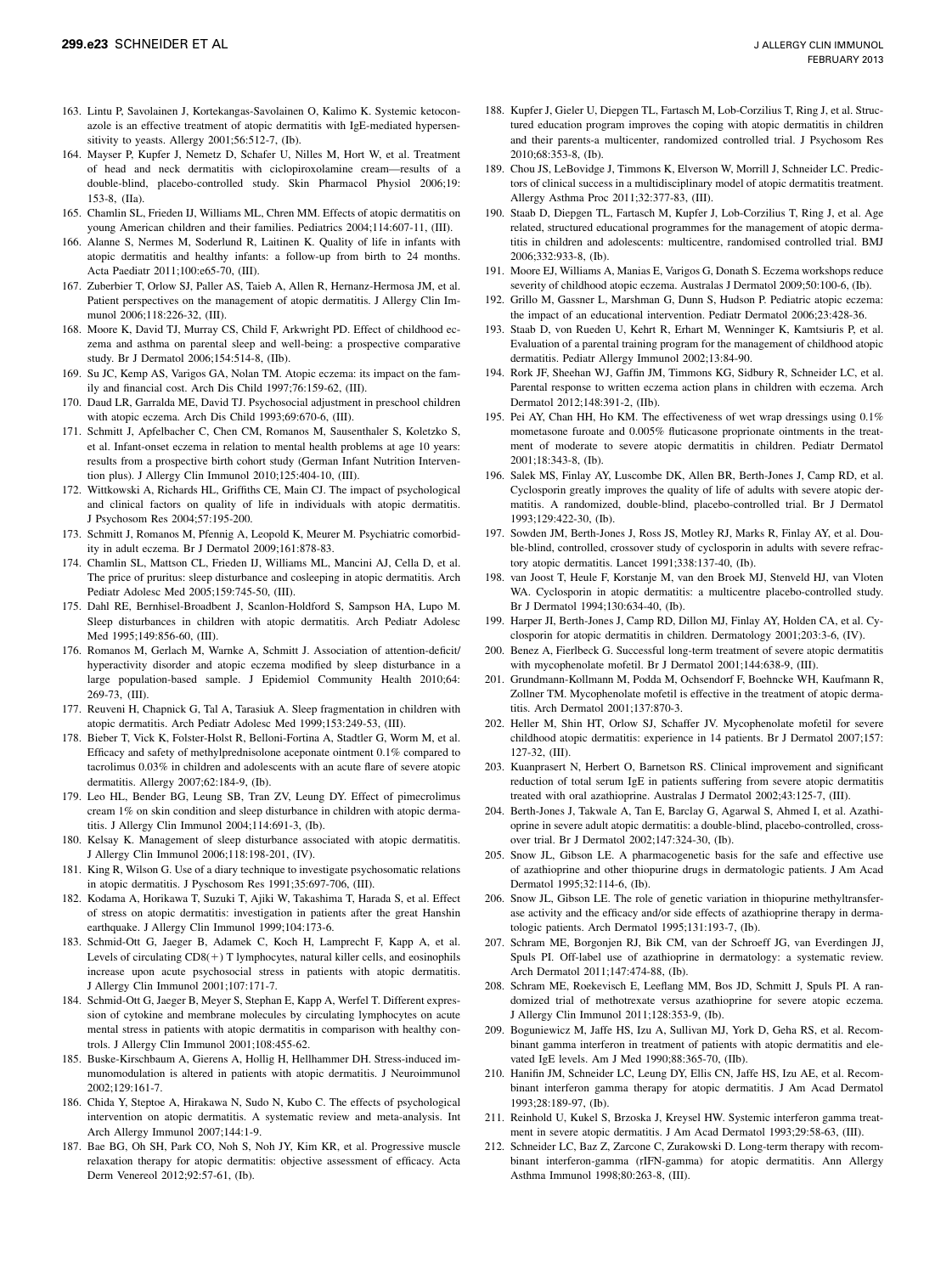163. Lintu P, Savolainen J, Kortekangas-Savolainen O, Kalimo K. Systemic ketoconazole is an effective treatment of atopic dermatitis with IgE-mediated hypersensitivity to yeasts. Allergy 2001;56:512-7, (Ib).
164. Mayser P, Kupfer J, Nemetz D, Schafer U, Nilles M, Hort W, et al. Treatment of head and neck dermatitis with ciclopiroxolamine cream—results of a double-blind, placebo-controlled study. Skin Pharmacol Physiol 2006;19:153-8, (IIa).
165. Chamlin SL, Frieden IJ, Williams ML, Chren MM. Effects of atopic dermatitis on young American children and their families. Pediatrics 2004;114:607-11, (III).
166. Alanne S, Nermes M, Soderlund R, Laitinen K. Quality of life in infants with atopic dermatitis and healthy infants: a follow-up from birth to 24 months. Acta Paediatr 2011;100:e65-70, (III).
167. Zuberbier T, Orlow SJ, Paller AS, Taieb A, Allen R, Hernanz-Hermosa JM, et al. Patient perspectives on the management of atopic dermatitis. J Allergy Clin Immunol 2006;118:226-32, (III).
168. Moore K, David TJ, Murray CS, Child F, Arkwright PD. Effect of childhood eczema and asthma on parental sleep and well-being: a prospective comparative study. Br J Dermatol 2006;154:514-8, (IIb).
169. Su JC, Kemp AS, Varigos GA, Nolan TM. Atopic eczema: its impact on the family and financial cost. Arch Dis Child 1997;76:159-62, (III).
170. Daud LR, Garralda ME, David TJ. Psychosocial adjustment in preschool children with atopic eczema. Arch Dis Child 1993;69:670-6, (III).
171. Schmitt J, Apfelbacher C, Chen CM, Romanos M, Sausenthaler S, Koletzko S, et al. Infant-onset eczema in relation to mental health problems at age 10 years: results from a prospective birth cohort study (German Infant Nutrition Intervention plus). J Allergy Clin Immunol 2010;125:404-10, (III).
172. Wittkowski A, Richards HL, Griffiths CE, Main CJ. The impact of psychological and clinical factors on quality of life in individuals with atopic dermatitis. J Psychosom Res 2004;57:195-200.
173. Schmitt J, Romanos M, Pfennig A, Leopold K, Meurer M. Psychiatric comorbidity in adult eczema. Br J Dermatol 2009;161:878-83.
174. Chamlin SL, Mattson CL, Frieden IJ, Williams ML, Mancini AJ, Cella D, et al. The price of pruritus: sleep disturbance and cosleeping in atopic dermatitis. Arch Pediatr Adolesc Med 2005;159:745-50, (III).
175. Dahl RE, Bernhisel-Broadbent J, Scanlon-Holdford S, Sampson HA, Lupo M. Sleep disturbances in children with atopic dermatitis. Arch Pediatr Adolesc Med 1995;149:856-60, (III).
176. Romanos M, Gerlach M, Warnke A, Schmitt J. Association of attention-deficit/hyperactivity disorder and atopic eczema modified by sleep disturbance in a large population-based sample. J Epidemiol Community Health 2010;64:269-73, (III).
177. Reuveni H, Chapnick G, Tal A, Tarasiuk A. Sleep fragmentation in children with atopic dermatitis. Arch Pediatr Adolesc Med 1999;153:249-53, (III).
178. Bieber T, Vick K, Folster-Holst R, Belloni-Fortina A, Stadtler G, Worm M, et al. Efficacy and safety of methylprednisolone aceponate ointment 0.1% compared to tacrolimus 0.03% in children and adolescents with an acute flare of severe atopic dermatitis. Allergy 2007;62:184-9, (Ib).
179. Leo HL, Bender BG, Leung SB, Tran ZV, Leung DY. Effect of pimecrolimus cream 1% on skin condition and sleep disturbance in children with atopic dermatitis. J Allergy Clin Immunol 2004;114:691-3, (Ib).
180. Kelsay K. Management of sleep disturbance associated with atopic dermatitis. J Allergy Clin Immunol 2006;118:198-201, (IV).
181. King R, Wilson G. Use of a diary technique to investigate psychosomatic relations in atopic dermatitis. J Pyschosom Res 1991;35:697-706, (III).
182. Kodama A, Horikawa T, Suzuki T, Ajiki W, Takashima T, Harada S, et al. Effect of stress on atopic dermatitis: investigation in patients after the great Hanshin earthquake. J Allergy Clin Immunol 1999;104:173-6.
183. Schmid-Ott G, Jaeger B, Adamek C, Koch H, Lamprecht F, Kapp A, et al. Levels of circulating CD8(+) T lymphocytes, natural killer cells, and eosinophils increase upon acute psychosocial stress in patients with atopic dermatitis. J Allergy Clin Immunol 2001;107:171-7.
184. Schmid-Ott G, Jaeger B, Meyer S, Stephan E, Kapp A, Werfel T. Different expression of cytokine and membrane molecules by circulating lymphocytes on acute mental stress in patients with atopic dermatitis in comparison with healthy controls. J Allergy Clin Immunol 2001;108:455-62.
185. Buske-Kirschbaum A, Gierens A, Hollig H, Hellhammer DH. Stress-induced immunomodulation is altered in patients with atopic dermatitis. J Neuroimmunol 2002;129:161-7.
186. Chida Y, Steptoe A, Hirakawa N, Sudo N, Kubo C. The effects of psychological intervention on atopic dermatitis. A systematic review and meta-analysis. Int Arch Allergy Immunol 2007;144:1-9.
187. Bae BG, Oh SH, Park CO, Noh S, Noh JY, Kim KR, et al. Progressive muscle relaxation therapy for atopic dermatitis: objective assessment of efficacy. Acta Derm Venereol 2012;92:57-61, (Ib).
188. Kupfer J, Gieler U, Diepgen TL, Fartasch M, Lob-Corzilius T, Ring J, et al. Structured education program improves the coping with atopic dermatitis in children and their parents-a multicenter, randomized controlled trial. J Psychosom Res 2010;68:353-8, (Ib).
189. Chou JS, LeBovidge J, Timmons K, Elverson W, Morrill J, Schneider LC. Predictors of clinical success in a multidisciplinary model of atopic dermatitis treatment. Allergy Asthma Proc 2011;32:377-83, (III).
190. Staab D, Diepgen TL, Fartasch M, Kupfer J, Lob-Corzilius T, Ring J, et al. Age related, structured educational programmes for the management of atopic dermatitis in children and adolescents: multicentre, randomised controlled trial. BMJ 2006;332:933-8, (Ib).
191. Moore EJ, Williams A, Manias E, Varigos G, Donath S. Eczema workshops reduce severity of childhood atopic eczema. Australas J Dermatol 2009;50:100-6, (Ib).
192. Grillo M, Gassner L, Marshman G, Dunn S, Hudson P. Pediatric atopic eczema: the impact of an educational intervention. Pediatr Dermatol 2006;23:428-36.
193. Staab D, von Rueden U, Kehrt R, Erhart M, Wenninger K, Kamtsiuris P, et al. Evaluation of a parental training program for the management of childhood atopic dermatitis. Pediatr Allergy Immunol 2002;13:84-90.
194. Rork JF, Sheehan WJ, Gaffin JM, Timmons KG, Sidbury R, Schneider LC, et al. Parental response to written eczema action plans in children with eczema. Arch Dermatol 2012;148:391-2, (IIb).
195. Pei AY, Chan HH, Ho KM. The effectiveness of wet wrap dressings using 0.1% mometasone furoate and 0.005% fluticasone proprionate ointments in the treatment of moderate to severe atopic dermatitis in children. Pediatr Dermatol 2001;18:343-8, (Ib).
196. Salek MS, Finlay AY, Luscombe DK, Allen BR, Berth-Jones J, Camp RD, et al. Cyclosporin greatly improves the quality of life of adults with severe atopic dermatitis. A randomized, double-blind, placebo-controlled trial. Br J Dermatol 1993;129:422-30, (Ib).
197. Sowden JM, Berth-Jones J, Ross JS, Motley RJ, Marks R, Finlay AY, et al. Double-blind, controlled, crossover study of cyclosporin in adults with severe refractory atopic dermatitis. Lancet 1991;338:137-40, (Ib).
198. van Joost T, Heule F, Korstanje M, van den Broek MJ, Stenveld HJ, van Vloten WA. Cyclosporin in atopic dermatitis: a multicentre placebo-controlled study. Br J Dermatol 1994;130:634-40, (Ib).
199. Harper JI, Berth-Jones J, Camp RD, Dillon MJ, Finlay AY, Holden CA, et al. Cyclosporin for atopic dermatitis in children. Dermatology 2001;203:3-6, (IV).
200. Benez A, Fierlbeck G. Successful long-term treatment of severe atopic dermatitis with mycophenolate mofetil. Br J Dermatol 2001;144:638-9, (III).
201. Grundmann-Kollmann M, Podda M, Ochsendorf F, Boehncke WH, Kaufmann R, Zollner TM. Mycophenolate mofetil is effective in the treatment of atopic dermatitis. Arch Dermatol 2001;137:870-3.
202. Heller M, Shin HT, Orlow SJ, Schaffer JV. Mycophenolate mofetil for severe childhood atopic dermatitis: experience in 14 patients. Br J Dermatol 2007;157:127-32, (III).
203. Kuanprasert N, Herbert O, Barnetson RS. Clinical improvement and significant reduction of total serum IgE in patients suffering from severe atopic dermatitis treated with oral azathioprine. Australas J Dermatol 2002;43:125-7, (III).
204. Berth-Jones J, Takwale A, Tan E, Barclay G, Agarwal S, Ahmed I, et al. Azathioprine in severe adult atopic dermatitis: a double-blind, placebo-controlled, crossover trial. Br J Dermatol 2002;147:324-30, (Ib).
205. Snow JL, Gibson LE. A pharmacogenetic basis for the safe and effective use of azathioprine and other thiopurine drugs in dermatologic patients. J Am Acad Dermatol 1995;32:114-6, (Ib).
206. Snow JL, Gibson LE. The role of genetic variation in thiopurine methyltransferase activity and the efficacy and/or side effects of azathioprine therapy in dermatologic patients. Arch Dermatol 1995;131:193-7, (Ib).
207. Schram ME, Borgonjen RJ, Bik CM, van der Schroeff JG, van Everdingen JJ, Spuls PI. Off-label use of azathioprine in dermatology: a systematic review. Arch Dermatol 2011;147:474-88, (Ib).
208. Schram ME, Roekevisch E, Leeflang MM, Bos JD, Schmitt J, Spuls PI. A randomized trial of methotrexate versus azathioprine for severe atopic eczema. J Allergy Clin Immunol 2011;128:353-9, (Ib).
209. Boguniewicz M, Jaffe HS, Izu A, Sullivan MJ, York D, Geha RS, et al. Recombinant gamma interferon in treatment of patients with atopic dermatitis and elevated IgE levels. Am J Med 1990;88:365-70, (IIb).
210. Hanifin JM, Schneider LC, Leung DY, Ellis CN, Jaffe HS, Izu AE, et al. Recombinant interferon gamma therapy for atopic dermatitis. J Am Acad Dermatol 1993;28:189-97, (Ib).
211. Reinhold U, Kukel S, Brzoska J, Kreysel HW. Systemic interferon gamma treatment in severe atopic dermatitis. J Am Acad Dermatol 1993;29:58-63, (III).
212. Schneider LC, Baz Z, Zarcone C, Zurakowski D. Long-term therapy with recombinant interferon-gamma (rIFN-gamma) for atopic dermatitis. Ann Allergy Asthma Immunol 1998;80:263-8, (III).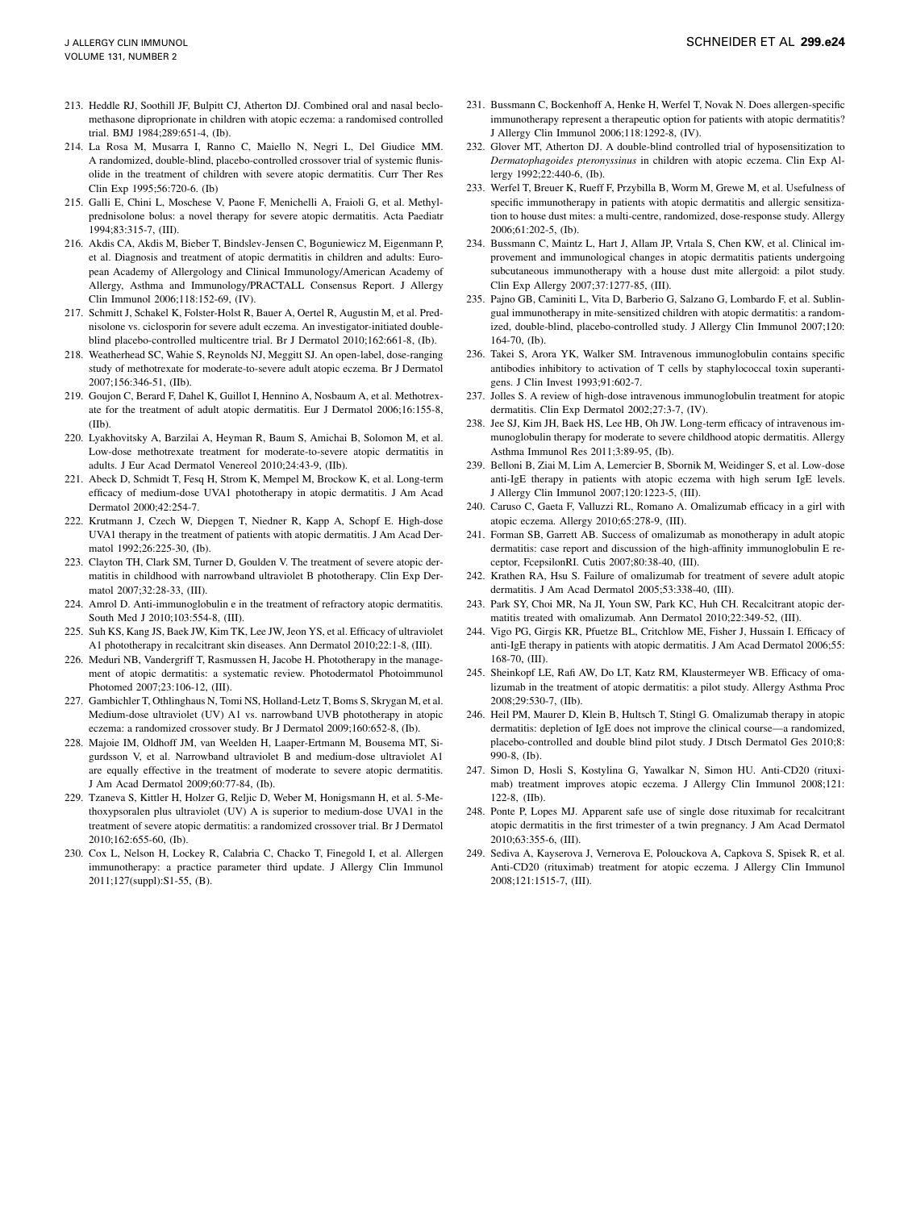213. Heddle RJ, Soothill JF, Bulpitt CJ, Atherton DJ. Combined oral and nasal beclomethasone diproprionate in children with atopic eczema: a randomised controlled trial. BMJ 1984;289:651-4, (Ib).
214. La Rosa M, Musarra I, Ranno C, Maiello N, Negri L, Del Giudice MM. A randomized, double-blind, placebo-controlled crossover trial of systemic flunisolide in the treatment of children with severe atopic dermatitis. Curr Ther Res Clin Exp 1995;56:720-6. (Ib)
215. Galli E, Chini L, Moschese V, Paone F, Menichelli A, Fraioli G, et al. Methylprednisolone bolus: a novel therapy for severe atopic dermatitis. Acta Paediatr 1994;83:315-7, (III).
216. Akdis CA, Akdis M, Bieber T, Bindslev-Jensen C, Boguniewicz M, Eigenmann P, et al. Diagnosis and treatment of atopic dermatitis in children and adults: European Academy of Allergology and Clinical Immunology/American Academy of Allergy, Asthma and Immunology/PRACTALL Consensus Report. J Allergy Clin Immunol 2006;118:152-69, (IV).
217. Schmitt J, Schakel K, Folster-Holst R, Bauer A, Oertel R, Augustin M, et al. Prednisolone vs. ciclosporin for severe adult eczema. An investigator-initiated double-blind placebo-controlled multicentre trial. Br J Dermatol 2010;162:661-8, (Ib).
218. Weatherhead SC, Wahie S, Reynolds NJ, Meggitt SJ. An open-label, dose-ranging study of methotrexate for moderate-to-severe adult atopic eczema. Br J Dermatol 2007;156:346-51, (IIb).
219. Goujon C, Berard F, Dahel K, Guillot I, Hennino A, Nosbaum A, et al. Methotrexate for the treatment of adult atopic dermatitis. Eur J Dermatol 2006;16:155-8, (IIb).
220. Lyakhovitsky A, Barzilai A, Heyman R, Baum S, Amichai B, Solomon M, et al. Low-dose methotrexate treatment for moderate-to-severe atopic dermatitis in adults. J Eur Acad Dermatol Venereol 2010;24:43-9, (IIb).
221. Abeck D, Schmidt T, Fesq H, Strom K, Mempel M, Brockow K, et al. Long-term efficacy of medium-dose UVA1 phototherapy in atopic dermatitis. J Am Acad Dermatol 2000;42:254-7.
222. Krutmann J, Czech W, Diepgen T, Niedner R, Kapp A, Schopf E. High-dose UVA1 therapy in the treatment of patients with atopic dermatitis. J Am Acad Dermatol 1992;26:225-30, (Ib).
223. Clayton TH, Clark SM, Turner D, Goulden V. The treatment of severe atopic dermatitis in childhood with narrowband ultraviolet B phototherapy. Clin Exp Dermatol 2007;32:28-33, (III).
224. Amrol D. Anti-immunoglobulin e in the treatment of refractory atopic dermatitis. South Med J 2010;103:554-8, (III).
225. Suh KS, Kang JS, Baek JW, Kim TK, Lee JW, Jeon YS, et al. Efficacy of ultraviolet A1 phototherapy in recalcitrant skin diseases. Ann Dermatol 2010;22:1-8, (III).
226. Meduri NB, Vandergriff T, Rasmussen H, Jacobe H. Phototherapy in the management of atopic dermatitis: a systematic review. Photodermatol Photoimmunol Photomed 2007;23:106-12, (III).
227. Gambichler T, Othlinghaus N, Tomi NS, Holland-Letz T, Boms S, Skrygan M, et al. Medium-dose ultraviolet (UV) A1 vs. narrowband UVB phototherapy in atopic eczema: a randomized crossover study. Br J Dermatol 2009;160:652-8, (Ib).
228. Majoie IM, Oldhoff JM, van Weelden H, Laaper-Ertmann M, Bousema MT, Sigurdsson V, et al. Narrowband ultraviolet B and medium-dose ultraviolet A1 are equally effective in the treatment of moderate to severe atopic dermatitis. J Am Acad Dermatol 2009;60:77-84, (Ib).
229. Tzaneva S, Kittler H, Holzer G, Reljic D, Weber M, Honigsmann H, et al. 5-Methoxypsoralen plus ultraviolet (UV) A is superior to medium-dose UVA1 in the treatment of severe atopic dermatitis: a randomized crossover trial. Br J Dermatol 2010;162:655-60, (Ib).
230. Cox L, Nelson H, Lockey R, Calabria C, Chacko T, Finegold I, et al. Allergen immunotherapy: a practice parameter third update. J Allergy Clin Immunol 2011;127(suppl):S1-55, (B).
231. Bussmann C, Bockenhoff A, Henke H, Werfel T, Novak N. Does allergen-specific immunotherapy represent a therapeutic option for patients with atopic dermatitis? J Allergy Clin Immunol 2006;118:1292-8, (IV).
232. Glover MT, Atherton DJ. A double-blind controlled trial of hyposensitization to *Dermatophagoides pteronyssinus* in children with atopic eczema. Clin Exp Allergy 1992;22:440-6, (Ib).
233. Werfel T, Breuer K, Rueff F, Przybilla B, Worm M, Grewe M, et al. Usefulness of specific immunotherapy in patients with atopic dermatitis and allergic sensitization to house dust mites: a multi-centre, randomized, dose-response study. Allergy 2006;61:202-5, (Ib).
234. Bussmann C, Maintz L, Hart J, Allam JP, Vrtala S, Chen KW, et al. Clinical improvement and immunological changes in atopic dermatitis patients undergoing subcutaneous immunotherapy with a house dust mite allergoid: a pilot study. Clin Exp Allergy 2007;37:1277-85, (III).
235. Pajno GB, Caminiti L, Vita D, Barberio G, Salzano G, Lombardo F, et al. Sublingual immunotherapy in mite-sensitized children with atopic dermatitis: a randomized, double-blind, placebo-controlled study. J Allergy Clin Immunol 2007;120:164-70, (Ib).
236. Takei S, Arora YK, Walker SM. Intravenous immunoglobulin contains specific antibodies inhibitory to activation of T cells by staphylococcal toxin superantigens. J Clin Invest 1993;91:602-7.
237. Jolles S. A review of high-dose intravenous immunoglobulin treatment for atopic dermatitis. Clin Exp Dermatol 2002;27:3-7, (IV).
238. Jee SJ, Kim JH, Baek HS, Lee HB, Oh JW. Long-term efficacy of intravenous immunoglobulin therapy for moderate to severe childhood atopic dermatitis. Allergy Asthma Immunol Res 2011;3:89-95, (Ib).
239. Belloni B, Ziai M, Lim A, Lemercier B, Sbornik M, Weidinger S, et al. Low-dose anti-IgE therapy in patients with atopic eczema with high serum IgE levels. J Allergy Clin Immunol 2007;120:1223-5, (III).
240. Caruso C, Gaeta F, Valluzzi RL, Romano A. Omalizumab efficacy in a girl with atopic eczema. Allergy 2010;65:278-9, (III).
241. Forman SB, Garrett AB. Success of omalizumab as monotherapy in adult atopic dermatitis: case report and discussion of the high-affinity immunoglobulin E receptor, FcepsilonRI. Cutis 2007;80:38-40, (III).
242. Krathen RA, Hsu S. Failure of omalizumab for treatment of severe adult atopic dermatitis. J Am Acad Dermatol 2005;53:338-40, (III).
243. Park SY, Choi MR, Na JI, Youn SW, Park KC, Huh CH. Recalcitrant atopic dermatitis treated with omalizumab. Ann Dermatol 2010;22:349-52, (III).
244. Vigo PG, Girgis KR, Pfuetze BL, Critchlow ME, Fisher J, Hussain I. Efficacy of anti-IgE therapy in patients with atopic dermatitis. J Am Acad Dermatol 2006;55:168-70, (III).
245. Sheinkopf LE, Rafi AW, Do LT, Katz RM, Klaustermeyer WB. Efficacy of omalizumab in the treatment of atopic dermatitis: a pilot study. Allergy Asthma Proc 2008;29:530-7, (IIb).
246. Heil PM, Maurer D, Klein B, Hultsch T, Stingl G. Omalizumab therapy in atopic dermatitis: depletion of IgE does not improve the clinical course—a randomized, placebo-controlled and double blind pilot study. J Dtsch Dermatol Ges 2010;8:990-8, (Ib).
247. Simon D, Hosli S, Kostylina G, Yawalkar N, Simon HU. Anti-CD20 (rituximab) treatment improves atopic eczema. J Allergy Clin Immunol 2008;121:122-8, (IIb).
248. Ponte P, Lopes MJ. Apparent safe use of single dose rituximab for recalcitrant atopic dermatitis in the first trimester of a twin pregnancy. J Am Acad Dermatol 2010;63:355-6, (III).
249. Sediva A, Kayserova J, Vernerova E, Polouckova A, Capkova S, Spisek R, et al. Anti-CD20 (rituximab) treatment for atopic eczema. J Allergy Clin Immunol 2008;121:1515-7, (III).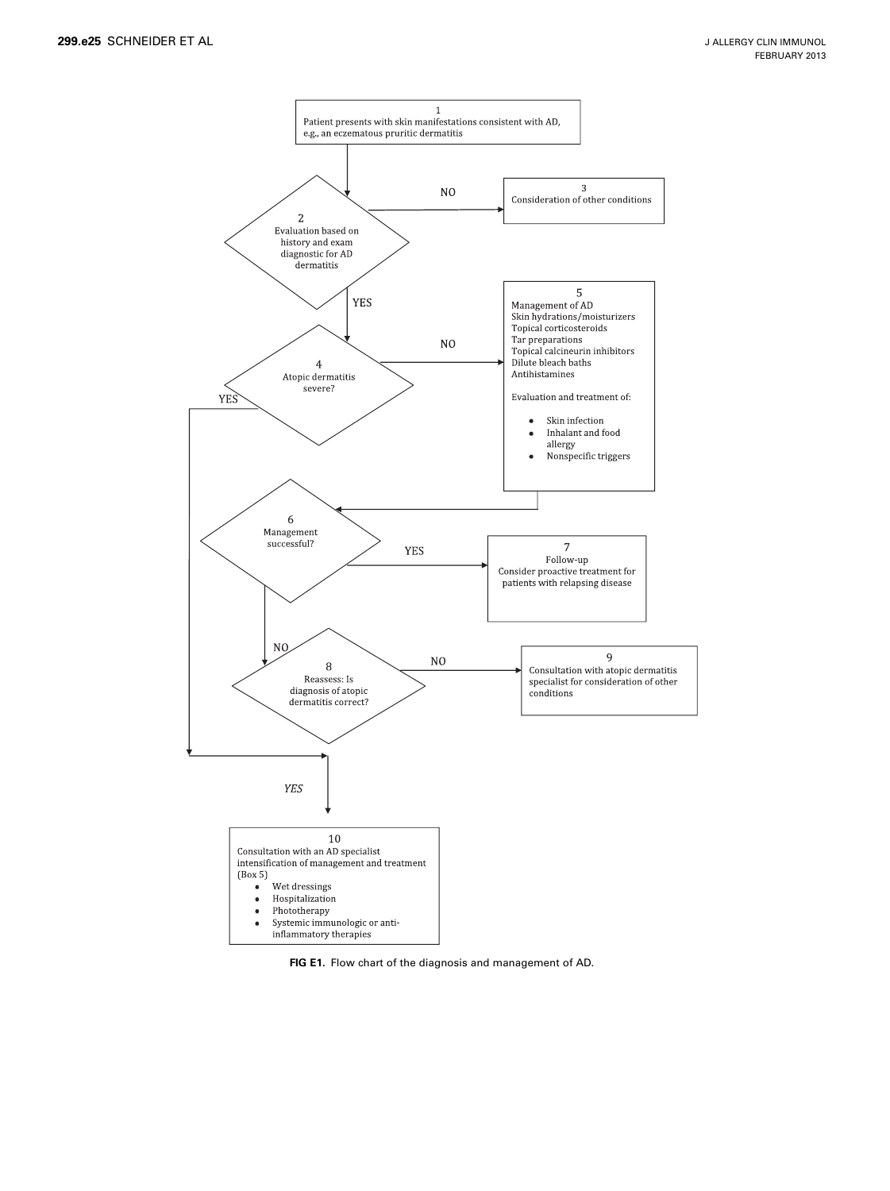1
Patient presents with skin manifestations consistent with AD, e.g., an eczematous pruritic dermatitis

2
Evaluation based on history and exam diagnostic for AD dermatitis

NO → 3
Consideration of other conditions

YES → 4
Atopic dermatitis severe?

NO → 5
Management of AD
Skin hydrations/moisturizers
Topical corticosteroids
Tar preparations
Topical calcineurin inhibitors
Dilute bleach baths
Antihistamines

Evaluation and treatment of:

- Skin infection
- Inhalant and food allergy
- Nonspecific triggers

6
Management successful?

YES → 7
Follow-up
Consider proactive treatment for patients with relapsing disease

NO → 8
Reassess: Is diagnosis of atopic dermatitis correct?

NO → 9
Consultation with atopic dermatitis specialist for consideration of other conditions

YES (from 4 and 8) → 10
Consultation with an AD specialist
intensification of management and treatment (Box 5)

- Wet dressings
- Hospitalization
- Phototherapy
- Systemic immunologic or anti-inflammatory therapies

**FIG E1.** Flow chart of the diagnosis and management of AD.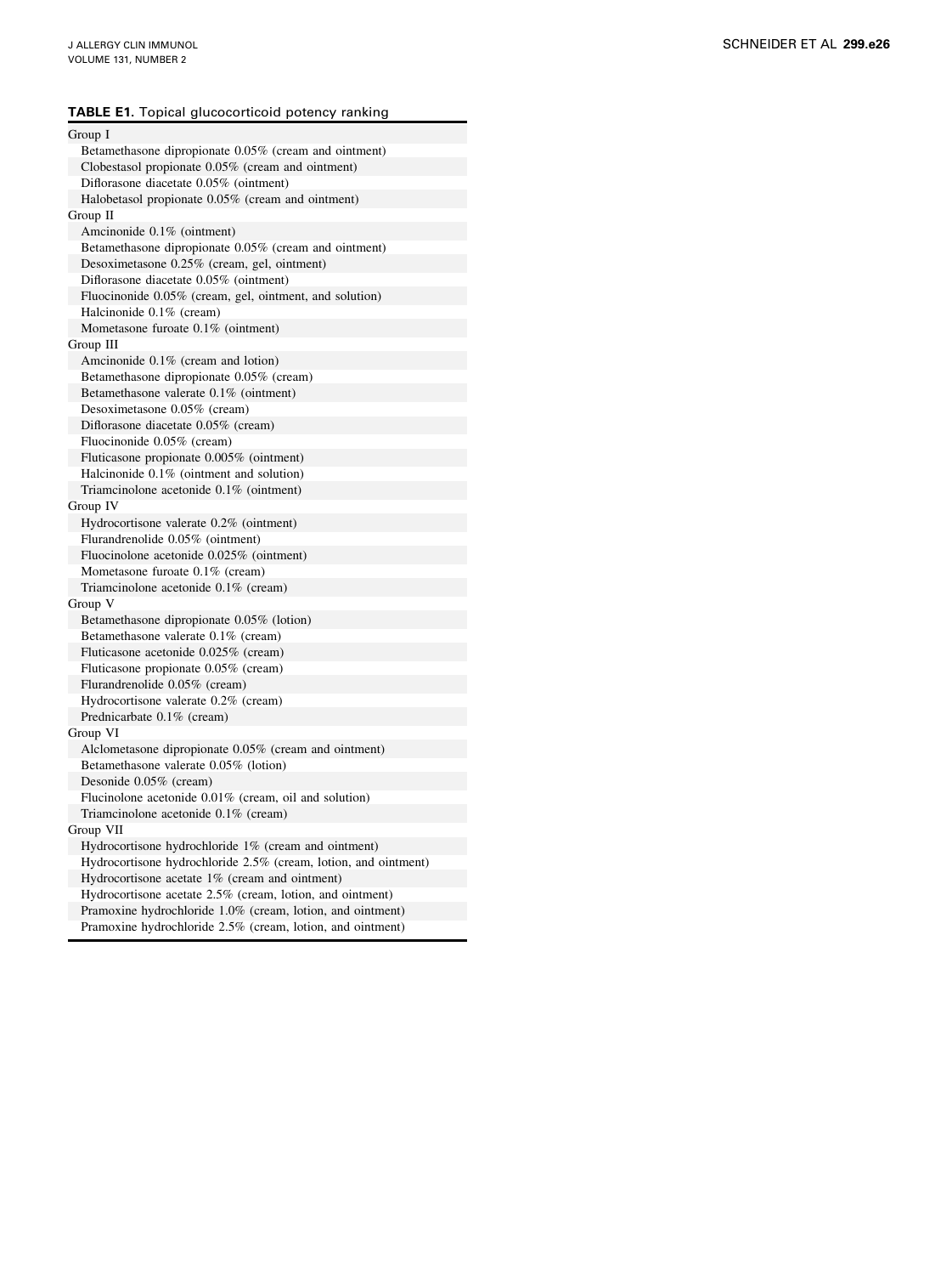**TABLE E1.** Topical glucocorticoid potency ranking

| |
|---|
| Group I |
| Betamethasone dipropionate 0.05% (cream and ointment) |
| Clobestasol propionate 0.05% (cream and ointment) |
| Diflorasone diacetate 0.05% (ointment) |
| Halobetasol propionate 0.05% (cream and ointment) |
| Group II |
| Amcinonide 0.1% (ointment) |
| Betamethasone dipropionate 0.05% (cream and ointment) |
| Desoximetasone 0.25% (cream, gel, ointment) |
| Diflorasone diacetate 0.05% (ointment) |
| Fluocinonide 0.05% (cream, gel, ointment, and solution) |
| Halcinonide 0.1% (cream) |
| Mometasone furoate 0.1% (ointment) |
| Group III |
| Amcinonide 0.1% (cream and lotion) |
| Betamethasone dipropionate 0.05% (cream) |
| Betamethasone valerate 0.1% (ointment) |
| Desoximetasone 0.05% (cream) |
| Diflorasone diacetate 0.05% (cream) |
| Fluocinonide 0.05% (cream) |
| Fluticasone propionate 0.005% (ointment) |
| Halcinonide 0.1% (ointment and solution) |
| Triamcinolone acetonide 0.1% (ointment) |
| Group IV |
| Hydrocortisone valerate 0.2% (ointment) |
| Flurandrenolide 0.05% (ointment) |
| Fluocinolone acetonide 0.025% (ointment) |
| Mometasone furoate 0.1% (cream) |
| Triamcinolone acetonide 0.1% (cream) |
| Group V |
| Betamethasone dipropionate 0.05% (lotion) |
| Betamethasone valerate 0.1% (cream) |
| Fluticasone acetonide 0.025% (cream) |
| Fluticasone propionate 0.05% (cream) |
| Flurandrenolide 0.05% (cream) |
| Hydrocortisone valerate 0.2% (cream) |
| Prednicarbate 0.1% (cream) |
| Group VI |
| Alclometasone dipropionate 0.05% (cream and ointment) |
| Betamethasone valerate 0.05% (lotion) |
| Desonide 0.05% (cream) |
| Flucinolone acetonide 0.01% (cream, oil and solution) |
| Triamcinolone acetonide 0.1% (cream) |
| Group VII |
| Hydrocortisone hydrochloride 1% (cream and ointment) |
| Hydrocortisone hydrochloride 2.5% (cream, lotion, and ointment) |
| Hydrocortisone acetate 1% (cream and ointment) |
| Hydrocortisone acetate 2.5% (cream, lotion, and ointment) |
| Pramoxine hydrochloride 1.0% (cream, lotion, and ointment) |
| Pramoxine hydrochloride 2.5% (cream, lotion, and ointment) |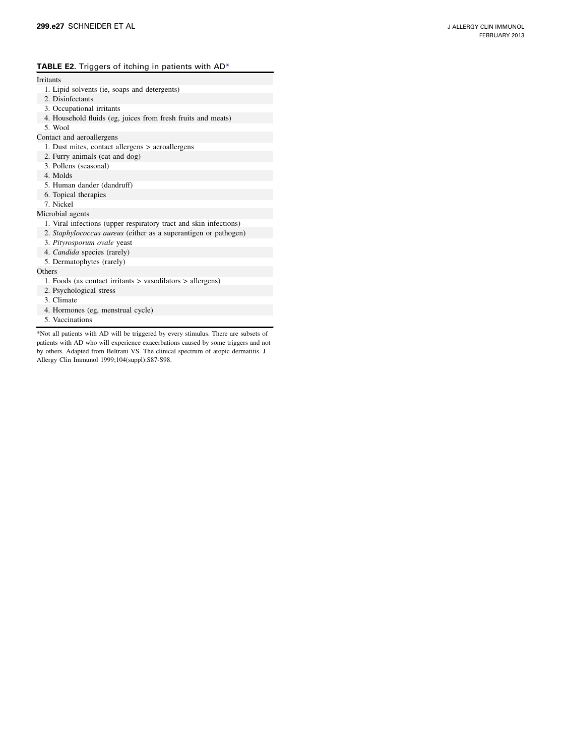**TABLE E2.** Triggers of itching in patients with AD*

| |
|---|
| Irritants |
| 1. Lipid solvents (ie, soaps and detergents) |
| 2. Disinfectants |
| 3. Occupational irritants |
| 4. Household fluids (eg, juices from fresh fruits and meats) |
| 5. Wool |
| Contact and aeroallergens |
| 1. Dust mites, contact allergens > aeroallergens |
| 2. Furry animals (cat and dog) |
| 3. Pollens (seasonal) |
| 4. Molds |
| 5. Human dander (dandruff) |
| 6. Topical therapies |
| 7. Nickel |
| Microbial agents |
| 1. Viral infections (upper respiratory tract and skin infections) |
| 2. *Staphylococcus aureus* (either as a superantigen or pathogen) |
| 3. *Pityrosporum ovale* yeast |
| 4. *Candida* species (rarely) |
| 5. Dermatophytes (rarely) |
| Others |
| 1. Foods (as contact irritants > vasodilators > allergens) |
| 2. Psychological stress |
| 3. Climate |
| 4. Hormones (eg, menstrual cycle) |
| 5. Vaccinations |

*Not all patients with AD will be triggered by every stimulus. There are subsets of patients with AD who will experience exacerbations caused by some triggers and not by others. Adapted from Beltrani VS. The clinical spectrum of atopic dermatitis. J Allergy Clin Immunol 1999;104(suppl):S87-S98.